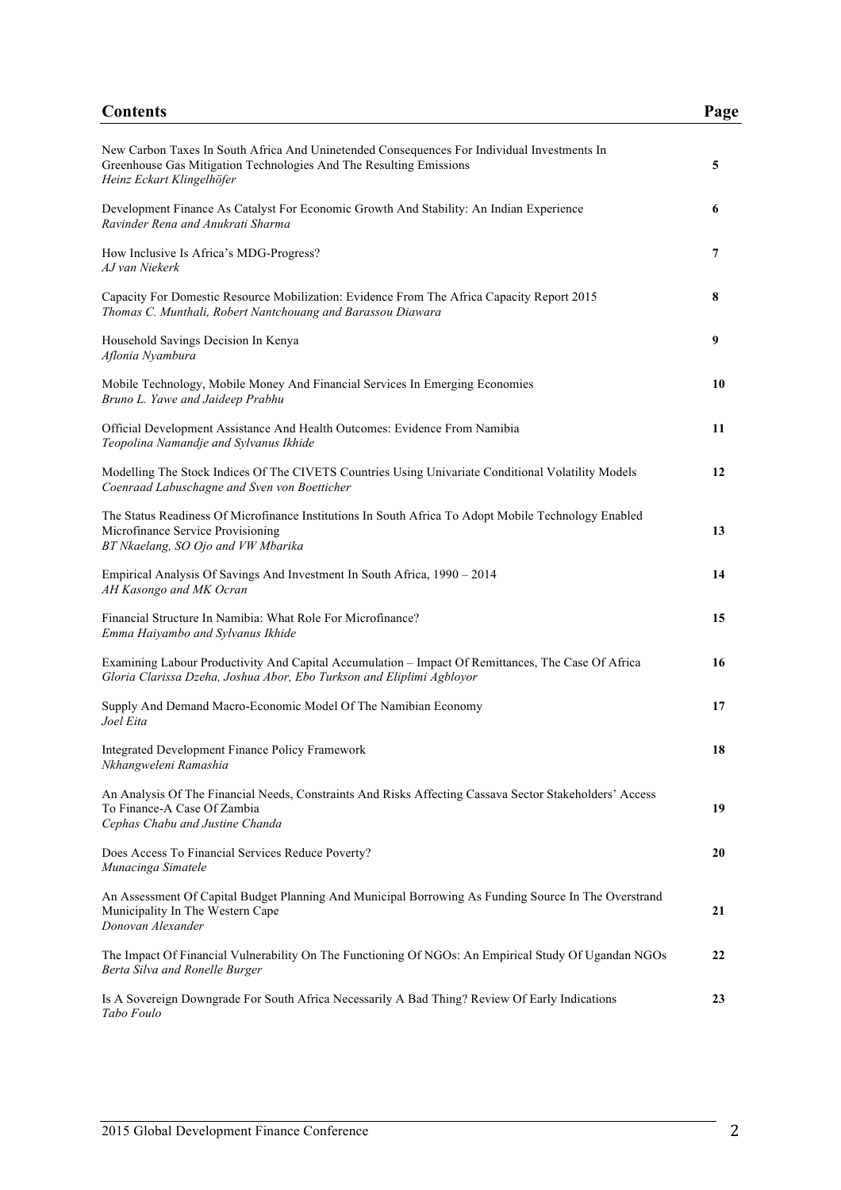## Contents

| Contents | Page |
|---|---|
| New Carbon Taxes In South Africa And Uninetended Consequences For Individual Investments In Greenhouse Gas Mitigation Technologies And The Resulting Emissions<br>*Heinz Eckart Klingelhöfer* | 5 |
| Development Finance As Catalyst For Economic Growth And Stability: An Indian Experience<br>*Ravinder Rena and Anukrati Sharma* | 6 |
| How Inclusive Is Africa's MDG-Progress?<br>*AJ van Niekerk* | 7 |
| Capacity For Domestic Resource Mobilization: Evidence From The Africa Capacity Report 2015<br>*Thomas C. Munthali, Robert Nantchouang and Barassou Diawara* | 8 |
| Household Savings Decision In Kenya<br>*Aflonia Nyambura* | 9 |
| Mobile Technology, Mobile Money And Financial Services In Emerging Economies<br>*Bruno L. Yawe and Jaideep Prabhu* | 10 |
| Official Development Assistance And Health Outcomes: Evidence From Namibia<br>*Teopolina Namandje and Sylvanus Ikhide* | 11 |
| Modelling The Stock Indices Of The CIVETS Countries Using Univariate Conditional Volatility Models<br>*Coenraad Labuschagne and Sven von Boetticher* | 12 |
| The Status Readiness Of Microfinance Institutions In South Africa To Adopt Mobile Technology Enabled Microfinance Service Provisioning<br>*BT Nkaelang, SO Ojo and VW Mbarika* | 13 |
| Empirical Analysis Of Savings And Investment In South Africa, 1990 – 2014<br>*AH Kasongo and MK Ocran* | 14 |
| Financial Structure In Namibia: What Role For Microfinance?<br>*Emma Haiyambo and Sylvanus Ikhide* | 15 |
| Examining Labour Productivity And Capital Accumulation – Impact Of Remittances, The Case Of Africa<br>*Gloria Clarissa Dzeha, Joshua Abor, Ebo Turkson and Eliplimi Agbloyor* | 16 |
| Supply And Demand Macro-Economic Model Of The Namibian Economy<br>*Joel Eita* | 17 |
| Integrated Development Finance Policy Framework<br>*Nkhangweleni Ramashia* | 18 |
| An Analysis Of The Financial Needs, Constraints And Risks Affecting Cassava Sector Stakeholders' Access To Finance-A Case Of Zambia<br>*Cephas Chabu and Justine Chanda* | 19 |
| Does Access To Financial Services Reduce Poverty?<br>*Munacinga Simatele* | 20 |
| An Assessment Of Capital Budget Planning And Municipal Borrowing As Funding Source In The Overstrand Municipality In The Western Cape<br>*Donovan Alexander* | 21 |
| The Impact Of Financial Vulnerability On The Functioning Of NGOs: An Empirical Study Of Ugandan NGOs<br>*Berta Silva and Ronelle Burger* | 22 |
| Is A Sovereign Downgrade For South Africa Necessarily A Bad Thing? Review Of Early Indications<br>*Tabo Foulo* | 23 |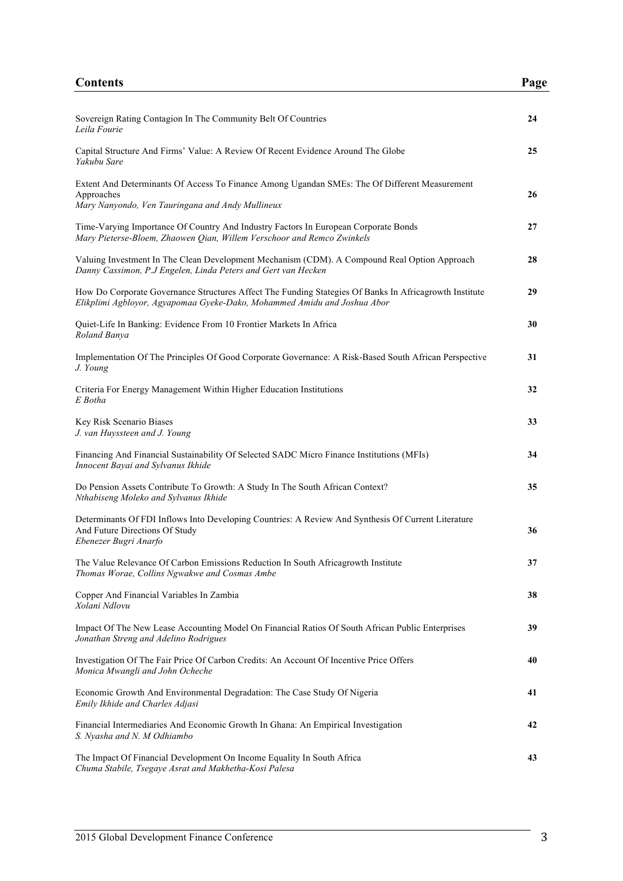| Contents | Page |
|---|---|
| Sovereign Rating Contagion In The Community Belt Of Countries<br>*Leila Fourie* | 24 |
| Capital Structure And Firms' Value: A Review Of Recent Evidence Around The Globe<br>*Yakubu Sare* | 25 |
| Extent And Determinants Of Access To Finance Among Ugandan SMEs: The Of Different Measurement Approaches<br>*Mary Nanyondo, Ven Tauringana and Andy Mullineux* | 26 |
| Time-Varying Importance Of Country And Industry Factors In European Corporate Bonds<br>*Mary Pieterse-Bloem, Zhaowen Qian, Willem Verschoor and Remco Zwinkels* | 27 |
| Valuing Investment In The Clean Development Mechanism (CDM). A Compound Real Option Approach<br>*Danny Cassimon, P.J Engelen, Linda Peters and Gert van Hecken* | 28 |
| How Do Corporate Governance Structures Affect The Funding Stategies Of Banks In Africagrowth Institute<br>*Elikplimi Agbloyor, Agyapomaa Gyeke-Dako, Mohammed Amidu and Joshua Abor* | 29 |
| Quiet-Life In Banking: Evidence From 10 Frontier Markets In Africa<br>*Roland Banya* | 30 |
| Implementation Of The Principles Of Good Corporate Governance: A Risk-Based South African Perspective<br>*J. Young* | 31 |
| Criteria For Energy Management Within Higher Education Institutions<br>*E Botha* | 32 |
| Key Risk Scenario Biases<br>*J. van Huyssteen and J. Young* | 33 |
| Financing And Financial Sustainability Of Selected SADC Micro Finance Institutions (MFIs)<br>*Innocent Bayai and Sylvanus Ikhide* | 34 |
| Do Pension Assets Contribute To Growth: A Study In The South African Context?<br>*Nthabiseng Moleko and Sylvanus Ikhide* | 35 |
| Determinants Of FDI Inflows Into Developing Countries: A Review And Synthesis Of Current Literature And Future Directions Of Study<br>*Ebenezer Bugri Anarfo* | 36 |
| The Value Relevance Of Carbon Emissions Reduction In South Africagrowth Institute<br>*Thomas Worae, Collins Ngwakwe and Cosmas Ambe* | 37 |
| Copper And Financial Variables In Zambia<br>*Xolani Ndlovu* | 38 |
| Impact Of The New Lease Accounting Model On Financial Ratios Of South African Public Enterprises<br>*Jonathan Streng and Adelino Rodrigues* | 39 |
| Investigation Of The Fair Price Of Carbon Credits: An Account Of Incentive Price Offers<br>*Monica Mwangli and John Ocheche* | 40 |
| Economic Growth And Environmental Degradation: The Case Study Of Nigeria<br>*Emily Ikhide and Charles Adjasi* | 41 |
| Financial Intermediaries And Economic Growth In Ghana: An Empirical Investigation<br>*S. Nyasha and N. M Odhiambo* | 42 |
| The Impact Of Financial Development On Income Equality In South Africa<br>*Chuma Stabile, Tsegaye Asrat and Makhetha-Kosi Palesa* | 43 |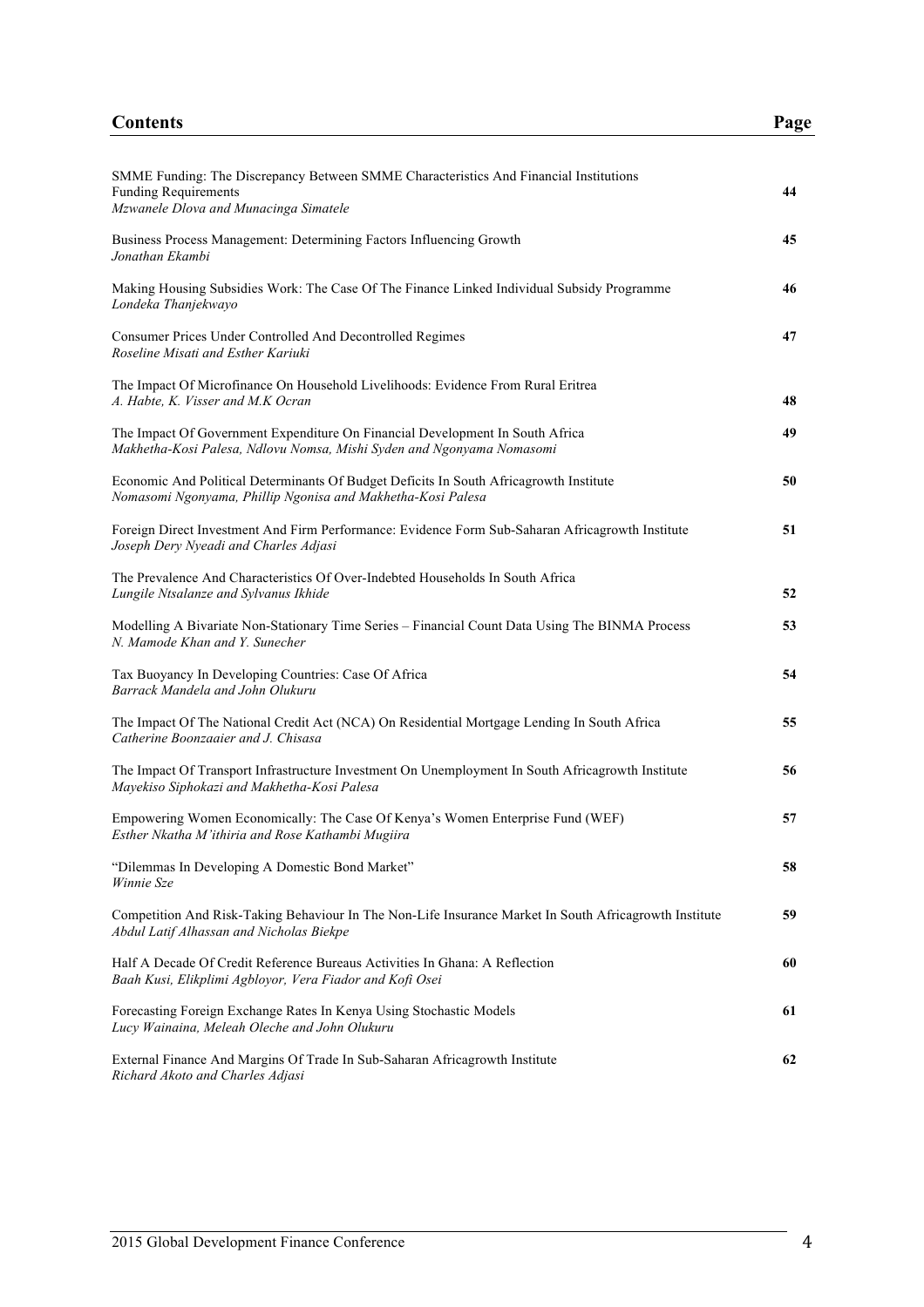## Contents

| Contents | Page |
|---|---|
| SMME Funding: The Discrepancy Between SMME Characteristics And Financial Institutions Funding Requirements<br>*Mzwanele Dlova and Munacinga Simatele* | **44** |
| Business Process Management: Determining Factors Influencing Growth<br>*Jonathan Ekambi* | **45** |
| Making Housing Subsidies Work: The Case Of The Finance Linked Individual Subsidy Programme<br>*Londeka Thanjekwayo* | **46** |
| Consumer Prices Under Controlled And Decontrolled Regimes<br>*Roseline Misati and Esther Kariuki* | **47** |
| The Impact Of Microfinance On Household Livelihoods: Evidence From Rural Eritrea<br>*A. Habte, K. Visser and M.K Ocran* | **48** |
| The Impact Of Government Expenditure On Financial Development In South Africa<br>*Makhetha-Kosi Palesa, Ndlovu Nomsa, Mishi Syden and Ngonyama Nomasomi* | **49** |
| Economic And Political Determinants Of Budget Deficits In South Africagrowth Institute<br>*Nomasomi Ngonyama, Phillip Ngonisa and Makhetha-Kosi Palesa* | **50** |
| Foreign Direct Investment And Firm Performance: Evidence Form Sub-Saharan Africagrowth Institute<br>*Joseph Dery Nyeadi and Charles Adjasi* | **51** |
| The Prevalence And Characteristics Of Over-Indebted Households In South Africa<br>*Lungile Ntsalanze and Sylvanus Ikhide* | **52** |
| Modelling A Bivariate Non-Stationary Time Series – Financial Count Data Using The BINMA Process<br>*N. Mamode Khan and Y. Sunecher* | **53** |
| Tax Buoyancy In Developing Countries: Case Of Africa<br>*Barrack Mandela and John Olukuru* | **54** |
| The Impact Of The National Credit Act (NCA) On Residential Mortgage Lending In South Africa<br>*Catherine Boonzaaier and J. Chisasa* | **55** |
| The Impact Of Transport Infrastructure Investment On Unemployment In South Africagrowth Institute<br>*Mayekiso Siphokazi and Makhetha-Kosi Palesa* | **56** |
| Empowering Women Economically: The Case Of Kenya's Women Enterprise Fund (WEF)<br>*Esther Nkatha M'ithiria and Rose Kathambi Mugiira* | **57** |
| "Dilemmas In Developing A Domestic Bond Market"<br>*Winnie Sze* | **58** |
| Competition And Risk-Taking Behaviour In The Non-Life Insurance Market In South Africagrowth Institute<br>*Abdul Latif Alhassan and Nicholas Biekpe* | **59** |
| Half A Decade Of Credit Reference Bureaus Activities In Ghana: A Reflection<br>*Baah Kusi, Elikplimi Agbloyor, Vera Fiador and Kofi Osei* | **60** |
| Forecasting Foreign Exchange Rates In Kenya Using Stochastic Models<br>*Lucy Wainaina, Meleah Oleche and John Olukuru* | **61** |
| External Finance And Margins Of Trade In Sub-Saharan Africagrowth Institute<br>*Richard Akoto and Charles Adjasi* | **62** |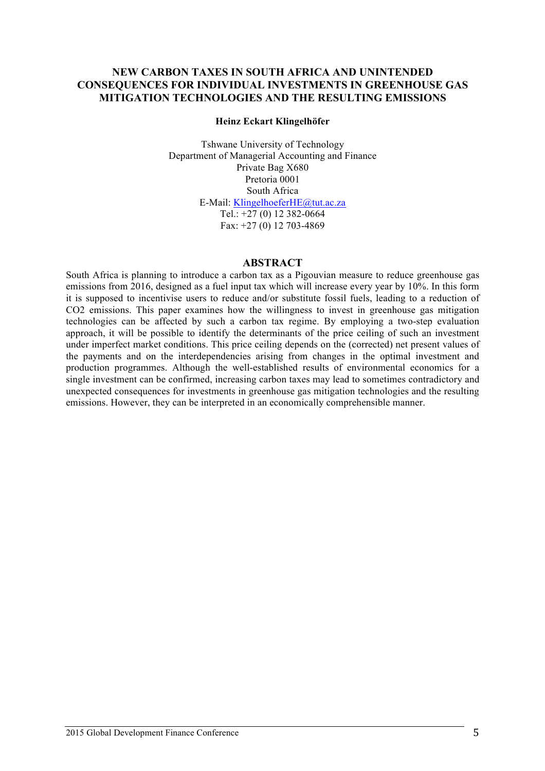# NEW CARBON TAXES IN SOUTH AFRICA AND UNINTENDED CONSEQUENCES FOR INDIVIDUAL INVESTMENTS IN GREENHOUSE GAS MITIGATION TECHNOLOGIES AND THE RESULTING EMISSIONS

**Heinz Eckart Klingelhöfer**

Tshwane University of Technology
Department of Managerial Accounting and Finance
Private Bag X680
Pretoria 0001
South Africa
E-Mail: KlingelhoeferHE@tut.ac.za
Tel.: +27 (0) 12 382-0664
Fax: +27 (0) 12 703-4869

## ABSTRACT

South Africa is planning to introduce a carbon tax as a Pigouvian measure to reduce greenhouse gas emissions from 2016, designed as a fuel input tax which will increase every year by 10%. In this form it is supposed to incentivise users to reduce and/or substitute fossil fuels, leading to a reduction of $CO_2$ emissions. This paper examines how the willingness to invest in greenhouse gas mitigation technologies can be affected by such a carbon tax regime. By employing a two-step evaluation approach, it will be possible to identify the determinants of the price ceiling of such an investment under imperfect market conditions. This price ceiling depends on the (corrected) net present values of the payments and on the interdependencies arising from changes in the optimal investment and production programmes. Although the well-established results of environmental economics for a single investment can be confirmed, increasing carbon taxes may lead to sometimes contradictory and unexpected consequences for investments in greenhouse gas mitigation technologies and the resulting emissions. However, they can be interpreted in an economically comprehensible manner.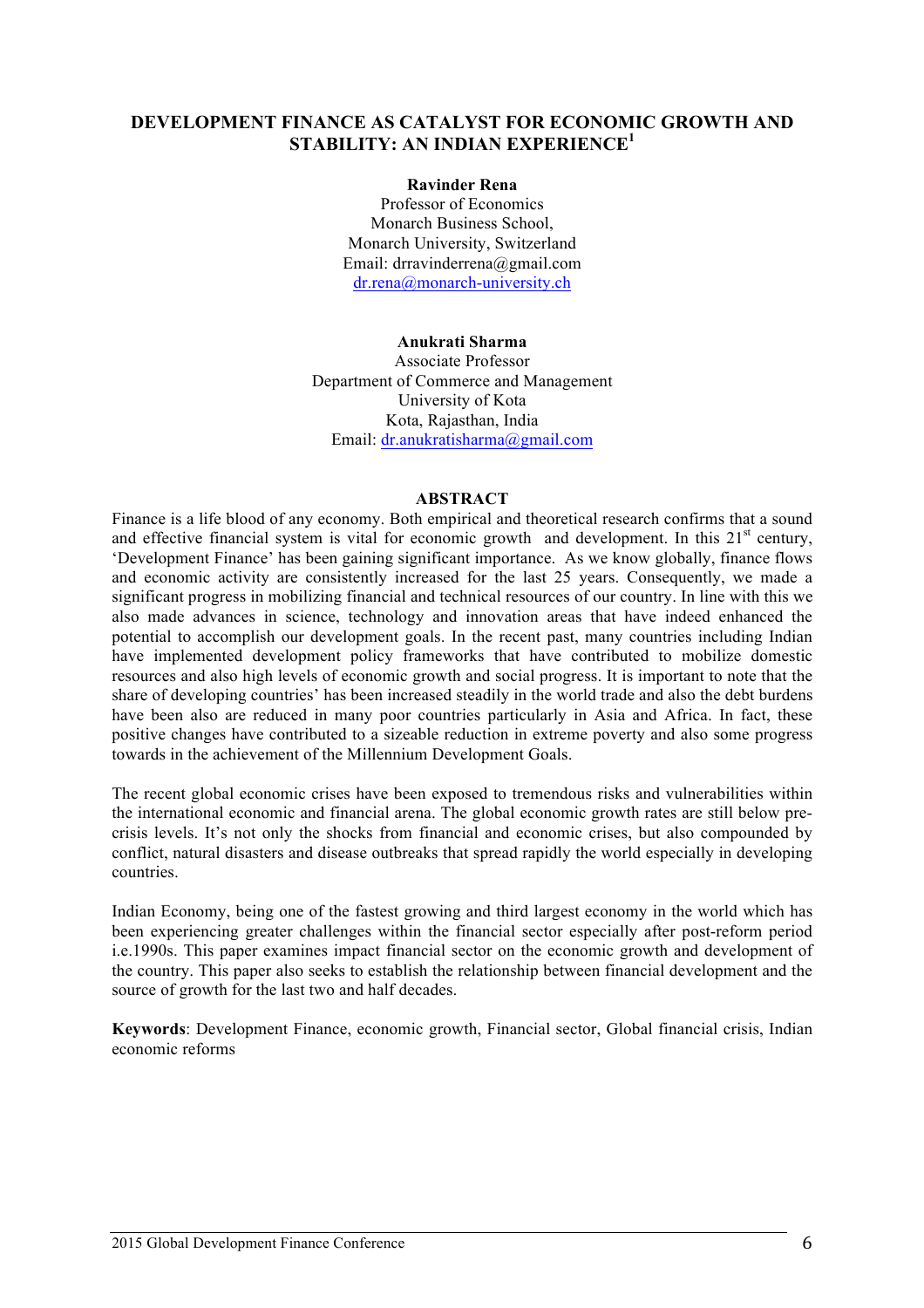# DEVELOPMENT FINANCE AS CATALYST FOR ECONOMIC GROWTH AND STABILITY: AN INDIAN EXPERIENCE[1]

**Ravinder Rena**
Professor of Economics
Monarch Business School,
Monarch University, Switzerland
Email: drravinderrena@gmail.com
dr.rena@monarch-university.ch

**Anukrati Sharma**
Associate Professor
Department of Commerce and Management
University of Kota
Kota, Rajasthan, India
Email: dr.anukratisharma@gmail.com

## ABSTRACT

Finance is a life blood of any economy. Both empirical and theoretical research confirms that a sound and effective financial system is vital for economic growth and development. In this 21st century, 'Development Finance' has been gaining significant importance. As we know globally, finance flows and economic activity are consistently increased for the last 25 years. Consequently, we made a significant progress in mobilizing financial and technical resources of our country. In line with this we also made advances in science, technology and innovation areas that have indeed enhanced the potential to accomplish our development goals. In the recent past, many countries including Indian have implemented development policy frameworks that have contributed to mobilize domestic resources and also high levels of economic growth and social progress. It is important to note that the share of developing countries' has been increased steadily in the world trade and also the debt burdens have been also are reduced in many poor countries particularly in Asia and Africa. In fact, these positive changes have contributed to a sizeable reduction in extreme poverty and also some progress towards in the achievement of the Millennium Development Goals.

The recent global economic crises have been exposed to tremendous risks and vulnerabilities within the international economic and financial arena. The global economic growth rates are still below pre-crisis levels. It's not only the shocks from financial and economic crises, but also compounded by conflict, natural disasters and disease outbreaks that spread rapidly the world especially in developing countries.

Indian Economy, being one of the fastest growing and third largest economy in the world which has been experiencing greater challenges within the financial sector especially after post-reform period i.e.1990s. This paper examines impact financial sector on the economic growth and development of the country. This paper also seeks to establish the relationship between financial development and the source of growth for the last two and half decades.

**Keywords**: Development Finance, economic growth, Financial sector, Global financial crisis, Indian economic reforms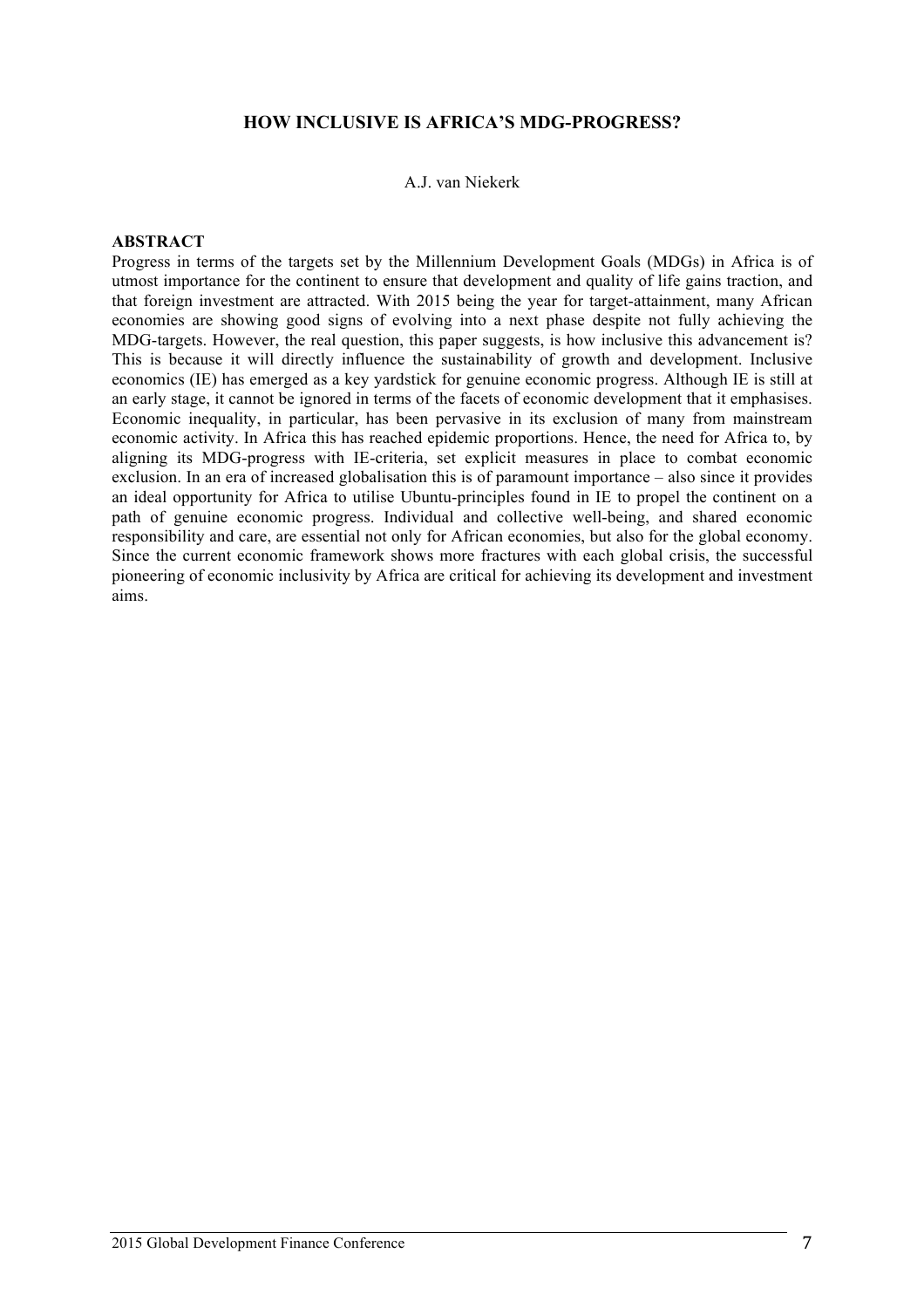# HOW INCLUSIVE IS AFRICA'S MDG-PROGRESS?

A.J. van Niekerk

**ABSTRACT**

Progress in terms of the targets set by the Millennium Development Goals (MDGs) in Africa is of utmost importance for the continent to ensure that development and quality of life gains traction, and that foreign investment are attracted. With 2015 being the year for target-attainment, many African economies are showing good signs of evolving into a next phase despite not fully achieving the MDG-targets. However, the real question, this paper suggests, is how inclusive this advancement is? This is because it will directly influence the sustainability of growth and development. Inclusive economics (IE) has emerged as a key yardstick for genuine economic progress. Although IE is still at an early stage, it cannot be ignored in terms of the facets of economic development that it emphasises. Economic inequality, in particular, has been pervasive in its exclusion of many from mainstream economic activity. In Africa this has reached epidemic proportions. Hence, the need for Africa to, by aligning its MDG-progress with IE-criteria, set explicit measures in place to combat economic exclusion. In an era of increased globalisation this is of paramount importance – also since it provides an ideal opportunity for Africa to utilise Ubuntu-principles found in IE to propel the continent on a path of genuine economic progress. Individual and collective well-being, and shared economic responsibility and care, are essential not only for African economies, but also for the global economy. Since the current economic framework shows more fractures with each global crisis, the successful pioneering of economic inclusivity by Africa are critical for achieving its development and investment aims.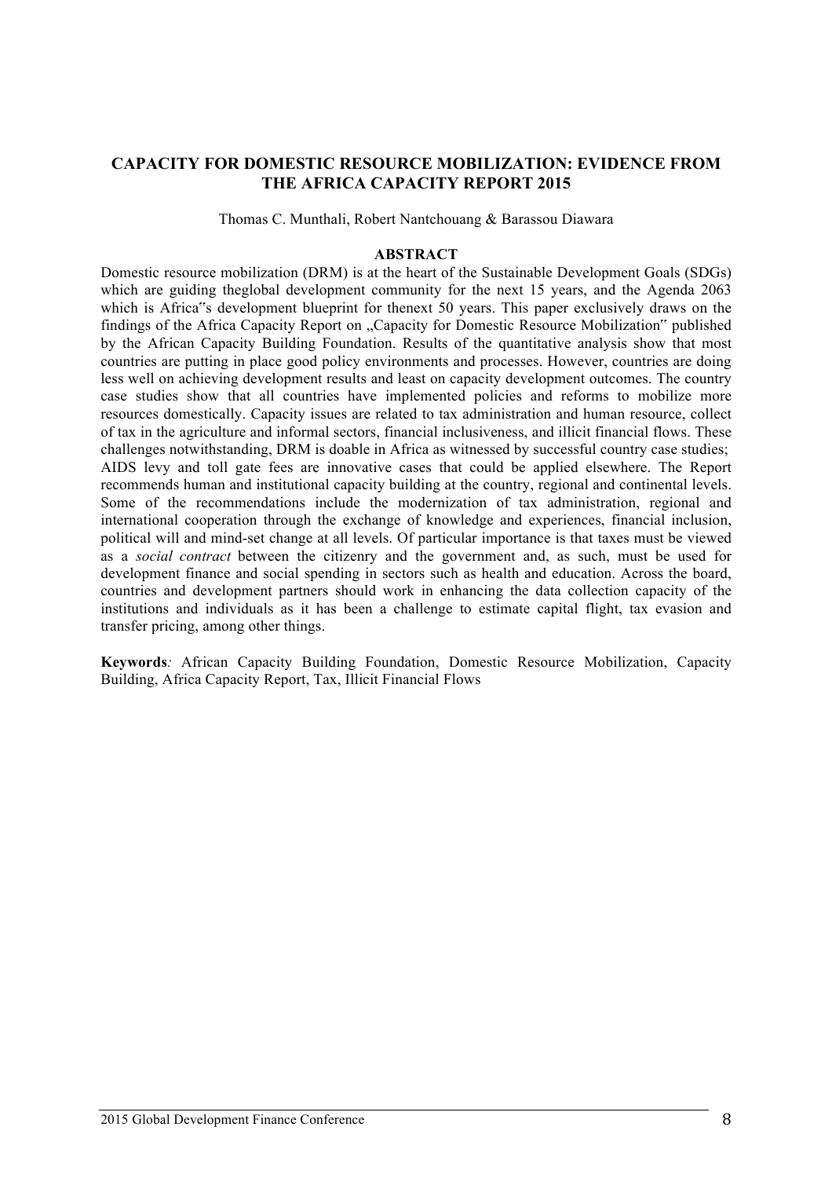## CAPACITY FOR DOMESTIC RESOURCE MOBILIZATION: EVIDENCE FROM THE AFRICA CAPACITY REPORT 2015

Thomas C. Munthali, Robert Nantchouang & Barassou Diawara

### ABSTRACT

Domestic resource mobilization (DRM) is at the heart of the Sustainable Development Goals (SDGs) which are guiding theglobal development community for the next 15 years, and the Agenda 2063 which is Africa‟s development blueprint for thenext 50 years. This paper exclusively draws on the findings of the Africa Capacity Report on „Capacity for Domestic Resource Mobilization" published by the African Capacity Building Foundation. Results of the quantitative analysis show that most countries are putting in place good policy environments and processes. However, countries are doing less well on achieving development results and least on capacity development outcomes. The country case studies show that all countries have implemented policies and reforms to mobilize more resources domestically. Capacity issues are related to tax administration and human resource, collect of tax in the agriculture and informal sectors, financial inclusiveness, and illicit financial flows. These challenges notwithstanding, DRM is doable in Africa as witnessed by successful country case studies; AIDS levy and toll gate fees are innovative cases that could be applied elsewhere. The Report recommends human and institutional capacity building at the country, regional and continental levels. Some of the recommendations include the modernization of tax administration, regional and international cooperation through the exchange of knowledge and experiences, financial inclusion, political will and mind-set change at all levels. Of particular importance is that taxes must be viewed as a *social contract* between the citizenry and the government and, as such, must be used for development finance and social spending in sectors such as health and education. Across the board, countries and development partners should work in enhancing the data collection capacity of the institutions and individuals as it has been a challenge to estimate capital flight, tax evasion and transfer pricing, among other things.

**Keywords***:* African Capacity Building Foundation, Domestic Resource Mobilization, Capacity Building, Africa Capacity Report, Tax, Illicit Financial Flows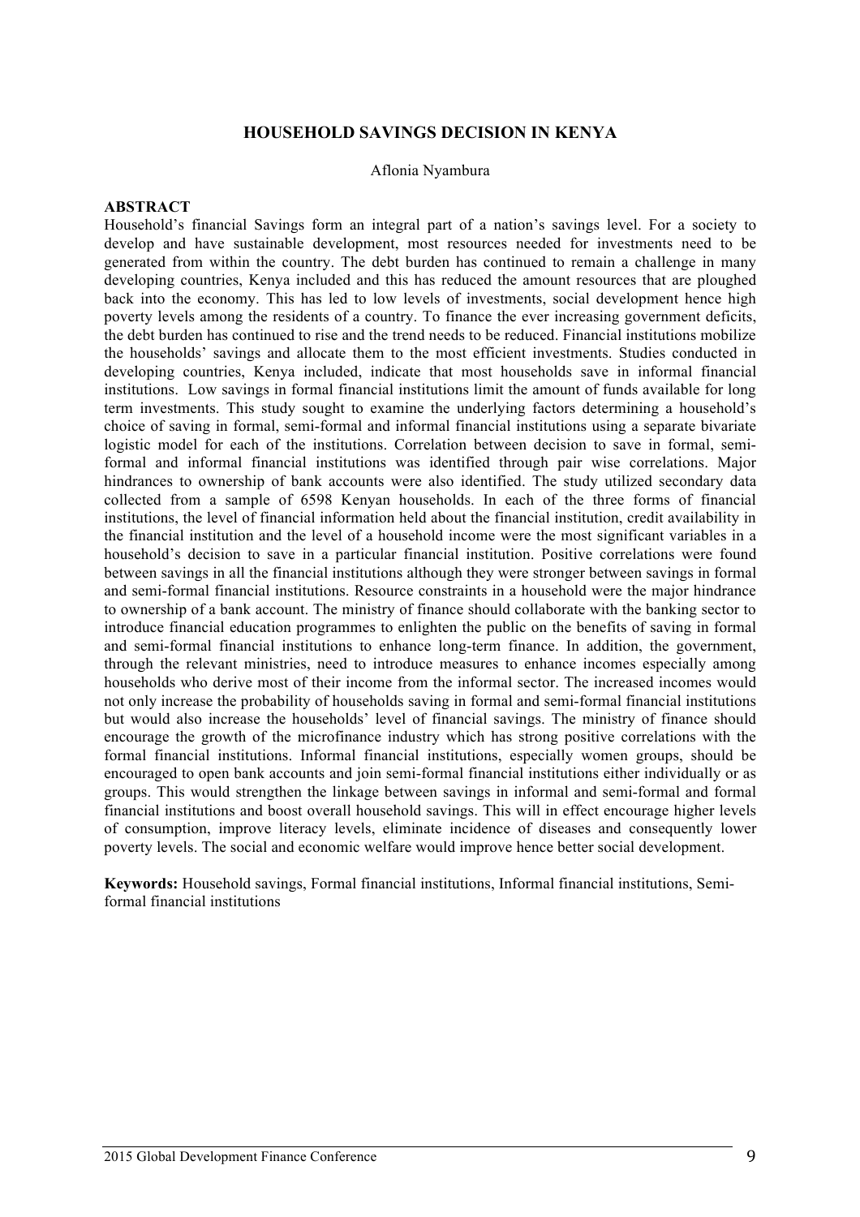# HOUSEHOLD SAVINGS DECISION IN KENYA

Aflonia Nyambura

## ABSTRACT

Household's financial Savings form an integral part of a nation's savings level. For a society to develop and have sustainable development, most resources needed for investments need to be generated from within the country. The debt burden has continued to remain a challenge in many developing countries, Kenya included and this has reduced the amount resources that are ploughed back into the economy. This has led to low levels of investments, social development hence high poverty levels among the residents of a country. To finance the ever increasing government deficits, the debt burden has continued to rise and the trend needs to be reduced. Financial institutions mobilize the households' savings and allocate them to the most efficient investments. Studies conducted in developing countries, Kenya included, indicate that most households save in informal financial institutions. Low savings in formal financial institutions limit the amount of funds available for long term investments. This study sought to examine the underlying factors determining a household's choice of saving in formal, semi-formal and informal financial institutions using a separate bivariate logistic model for each of the institutions. Correlation between decision to save in formal, semi-formal and informal financial institutions was identified through pair wise correlations. Major hindrances to ownership of bank accounts were also identified. The study utilized secondary data collected from a sample of 6598 Kenyan households. In each of the three forms of financial institutions, the level of financial information held about the financial institution, credit availability in the financial institution and the level of a household income were the most significant variables in a household's decision to save in a particular financial institution. Positive correlations were found between savings in all the financial institutions although they were stronger between savings in formal and semi-formal financial institutions. Resource constraints in a household were the major hindrance to ownership of a bank account. The ministry of finance should collaborate with the banking sector to introduce financial education programmes to enlighten the public on the benefits of saving in formal and semi-formal financial institutions to enhance long-term finance. In addition, the government, through the relevant ministries, need to introduce measures to enhance incomes especially among households who derive most of their income from the informal sector. The increased incomes would not only increase the probability of households saving in formal and semi-formal financial institutions but would also increase the households' level of financial savings. The ministry of finance should encourage the growth of the microfinance industry which has strong positive correlations with the formal financial institutions. Informal financial institutions, especially women groups, should be encouraged to open bank accounts and join semi-formal financial institutions either individually or as groups. This would strengthen the linkage between savings in informal and semi-formal and formal financial institutions and boost overall household savings. This will in effect encourage higher levels of consumption, improve literacy levels, eliminate incidence of diseases and consequently lower poverty levels. The social and economic welfare would improve hence better social development.

**Keywords:** Household savings, Formal financial institutions, Informal financial institutions, Semi-formal financial institutions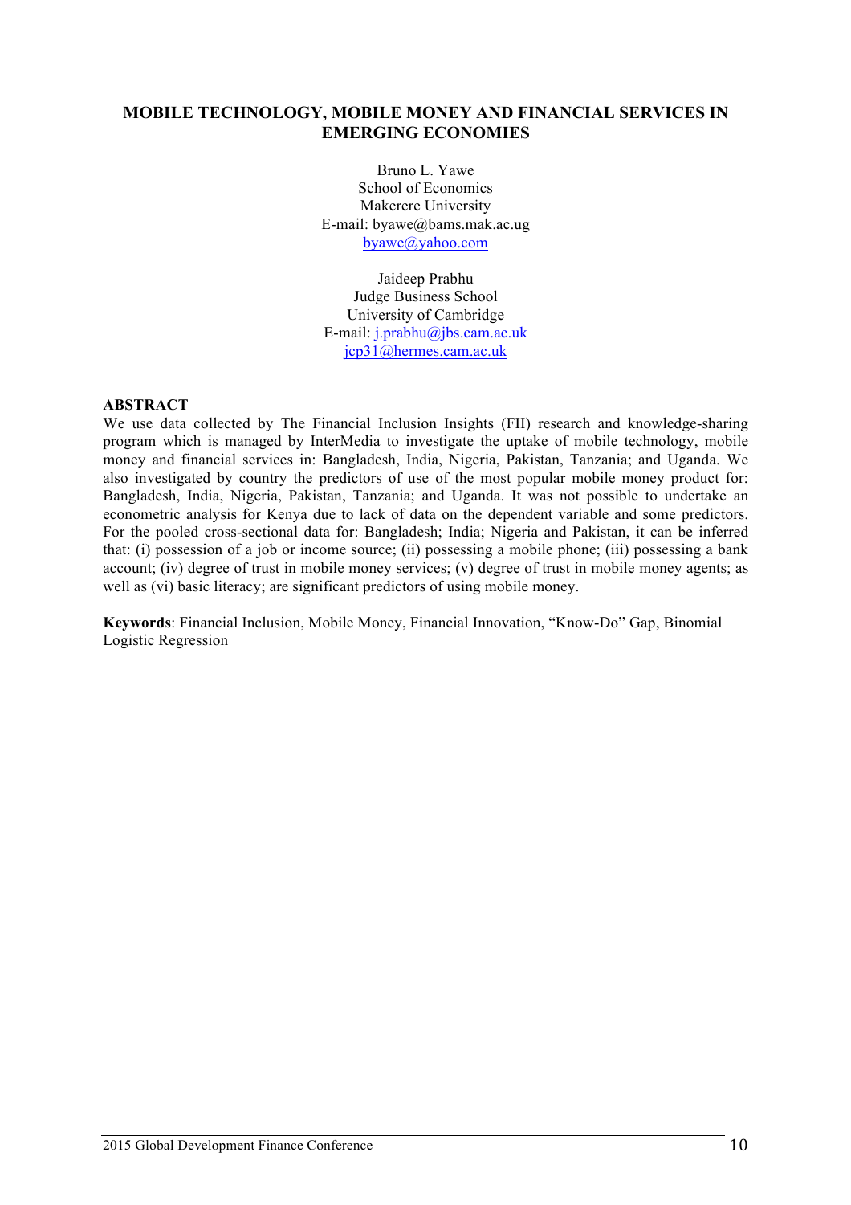## MOBILE TECHNOLOGY, MOBILE MONEY AND FINANCIAL SERVICES IN EMERGING ECONOMIES

Bruno L. Yawe
School of Economics
Makerere University
E-mail: byawe@bams.mak.ac.ug
byawe@yahoo.com

Jaideep Prabhu
Judge Business School
University of Cambridge
E-mail: j.prabhu@jbs.cam.ac.uk
jcp31@hermes.cam.ac.uk

### ABSTRACT

We use data collected by The Financial Inclusion Insights (FII) research and knowledge-sharing program which is managed by InterMedia to investigate the uptake of mobile technology, mobile money and financial services in: Bangladesh, India, Nigeria, Pakistan, Tanzania; and Uganda. We also investigated by country the predictors of use of the most popular mobile money product for: Bangladesh, India, Nigeria, Pakistan, Tanzania; and Uganda. It was not possible to undertake an econometric analysis for Kenya due to lack of data on the dependent variable and some predictors. For the pooled cross-sectional data for: Bangladesh; India; Nigeria and Pakistan, it can be inferred that: (i) possession of a job or income source; (ii) possessing a mobile phone; (iii) possessing a bank account; (iv) degree of trust in mobile money services; (v) degree of trust in mobile money agents; as well as (vi) basic literacy; are significant predictors of using mobile money.

**Keywords**: Financial Inclusion, Mobile Money, Financial Innovation, "Know-Do" Gap, Binomial Logistic Regression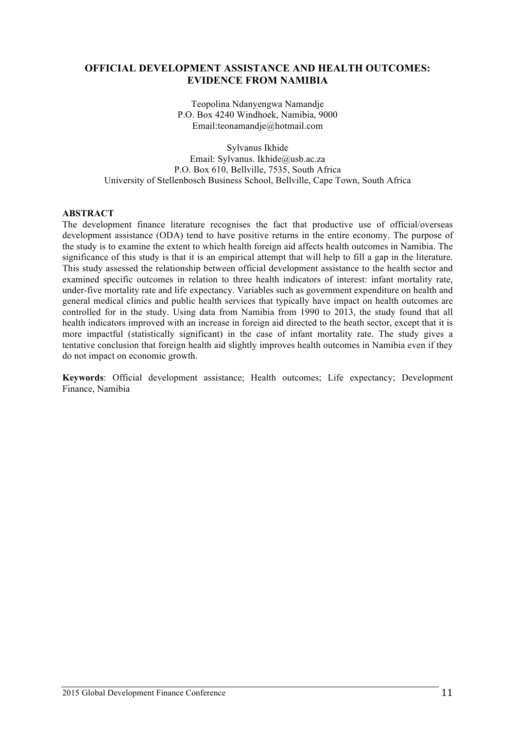# OFFICIAL DEVELOPMENT ASSISTANCE AND HEALTH OUTCOMES: EVIDENCE FROM NAMIBIA

Teopolina Ndanyengwa Namandje
P.O. Box 4240 Windhoek, Namibia, 9000
Email:teonamandje@hotmail.com

Sylvanus Ikhide
Email: Sylvanus. Ikhide@usb.ac.za
P.O. Box 610, Bellville, 7535, South Africa
University of Stellenbosch Business School, Bellville, Cape Town, South Africa

**ABSTRACT**

The development finance literature recognises the fact that productive use of official/overseas development assistance (ODA) tend to have positive returns in the entire economy. The purpose of the study is to examine the extent to which health foreign aid affects health outcomes in Namibia. The significance of this study is that it is an empirical attempt that will help to fill a gap in the literature. This study assessed the relationship between official development assistance to the health sector and examined specific outcomes in relation to three health indicators of interest: infant mortality rate, under-five mortality rate and life expectancy. Variables such as government expenditure on health and general medical clinics and public health services that typically have impact on health outcomes are controlled for in the study. Using data from Namibia from 1990 to 2013, the study found that all health indicators improved with an increase in foreign aid directed to the heath sector, except that it is more impactful (statistically significant) in the case of infant mortality rate. The study gives a tentative conclusion that foreign health aid slightly improves health outcomes in Namibia even if they do not impact on economic growth.

**Keywords**: Official development assistance; Health outcomes; Life expectancy; Development Finance, Namibia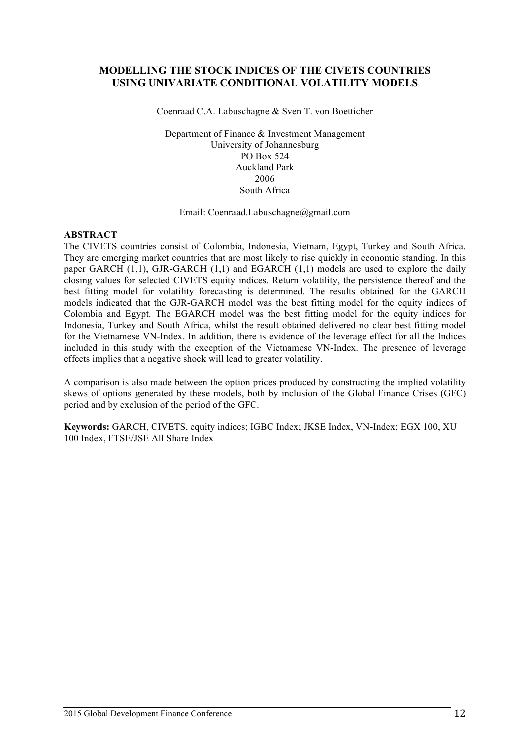# MODELLING THE STOCK INDICES OF THE CIVETS COUNTRIES USING UNIVARIATE CONDITIONAL VOLATILITY MODELS

Coenraad C.A. Labuschagne & Sven T. von Boetticher

Department of Finance & Investment Management
University of Johannesburg
PO Box 524
Auckland Park
2006
South Africa

Email: Coenraad.Labuschagne@gmail.com

**ABSTRACT**

The CIVETS countries consist of Colombia, Indonesia, Vietnam, Egypt, Turkey and South Africa. They are emerging market countries that are most likely to rise quickly in economic standing. In this paper GARCH (1,1), GJR-GARCH (1,1) and EGARCH (1,1) models are used to explore the daily closing values for selected CIVETS equity indices. Return volatility, the persistence thereof and the best fitting model for volatility forecasting is determined. The results obtained for the GARCH models indicated that the GJR-GARCH model was the best fitting model for the equity indices of Colombia and Egypt. The EGARCH model was the best fitting model for the equity indices for Indonesia, Turkey and South Africa, whilst the result obtained delivered no clear best fitting model for the Vietnamese VN-Index. In addition, there is evidence of the leverage effect for all the Indices included in this study with the exception of the Vietnamese VN-Index. The presence of leverage effects implies that a negative shock will lead to greater volatility.

A comparison is also made between the option prices produced by constructing the implied volatility skews of options generated by these models, both by inclusion of the Global Finance Crises (GFC) period and by exclusion of the period of the GFC.

**Keywords:** GARCH, CIVETS, equity indices; IGBC Index; JKSE Index, VN-Index; EGX 100, XU 100 Index, FTSE/JSE All Share Index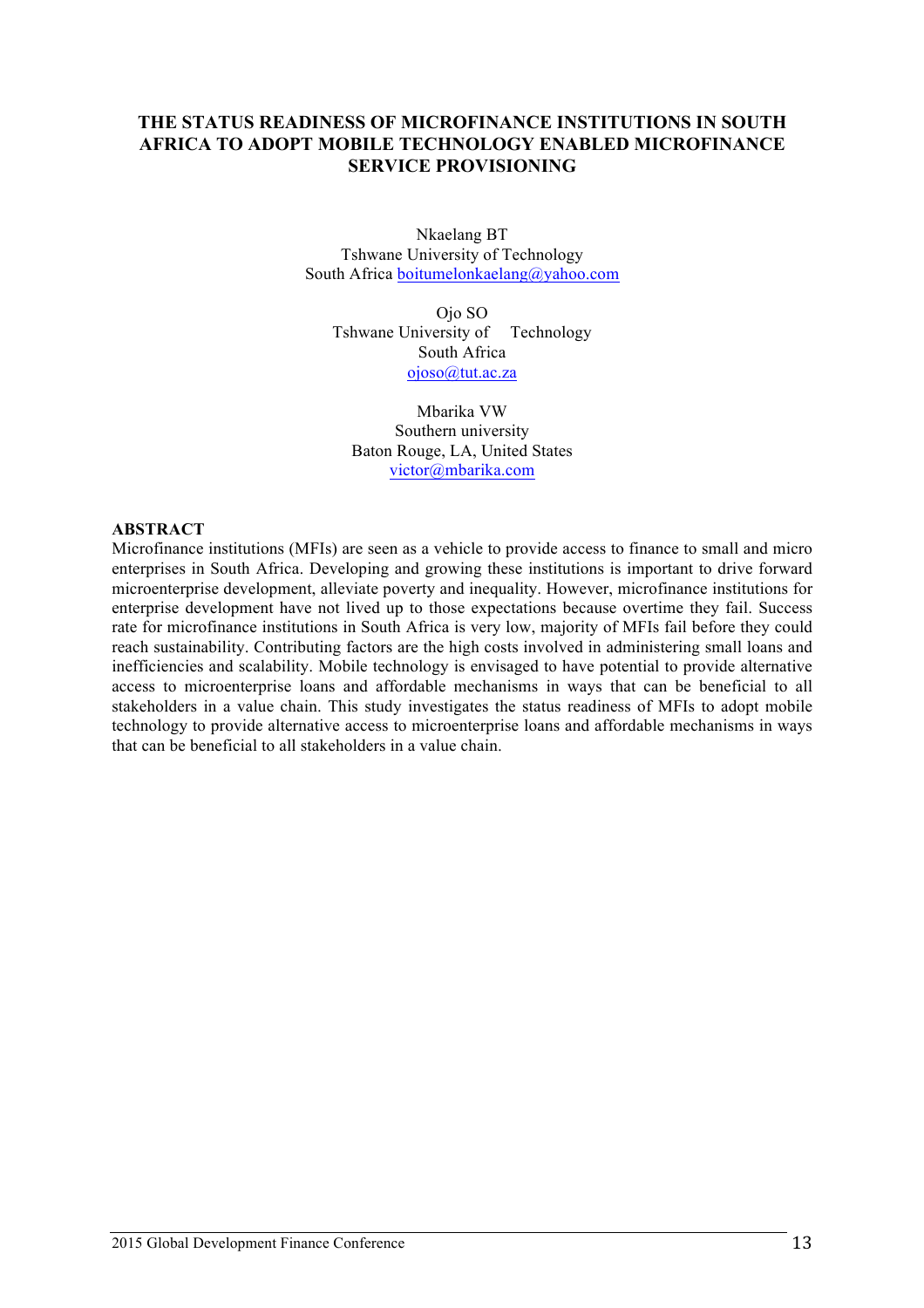# THE STATUS READINESS OF MICROFINANCE INSTITUTIONS IN SOUTH AFRICA TO ADOPT MOBILE TECHNOLOGY ENABLED MICROFINANCE SERVICE PROVISIONING

Nkaelang BT
Tshwane University of Technology
South Africa boitumelonkaelang@yahoo.com

Ojo SO
Tshwane University of Technology
South Africa
ojoso@tut.ac.za

Mbarika VW
Southern university
Baton Rouge, LA, United States
victor@mbarika.com

## ABSTRACT

Microfinance institutions (MFIs) are seen as a vehicle to provide access to finance to small and micro enterprises in South Africa. Developing and growing these institutions is important to drive forward microenterprise development, alleviate poverty and inequality. However, microfinance institutions for enterprise development have not lived up to those expectations because overtime they fail. Success rate for microfinance institutions in South Africa is very low, majority of MFIs fail before they could reach sustainability. Contributing factors are the high costs involved in administering small loans and inefficiencies and scalability. Mobile technology is envisaged to have potential to provide alternative access to microenterprise loans and affordable mechanisms in ways that can be beneficial to all stakeholders in a value chain. This study investigates the status readiness of MFIs to adopt mobile technology to provide alternative access to microenterprise loans and affordable mechanisms in ways that can be beneficial to all stakeholders in a value chain.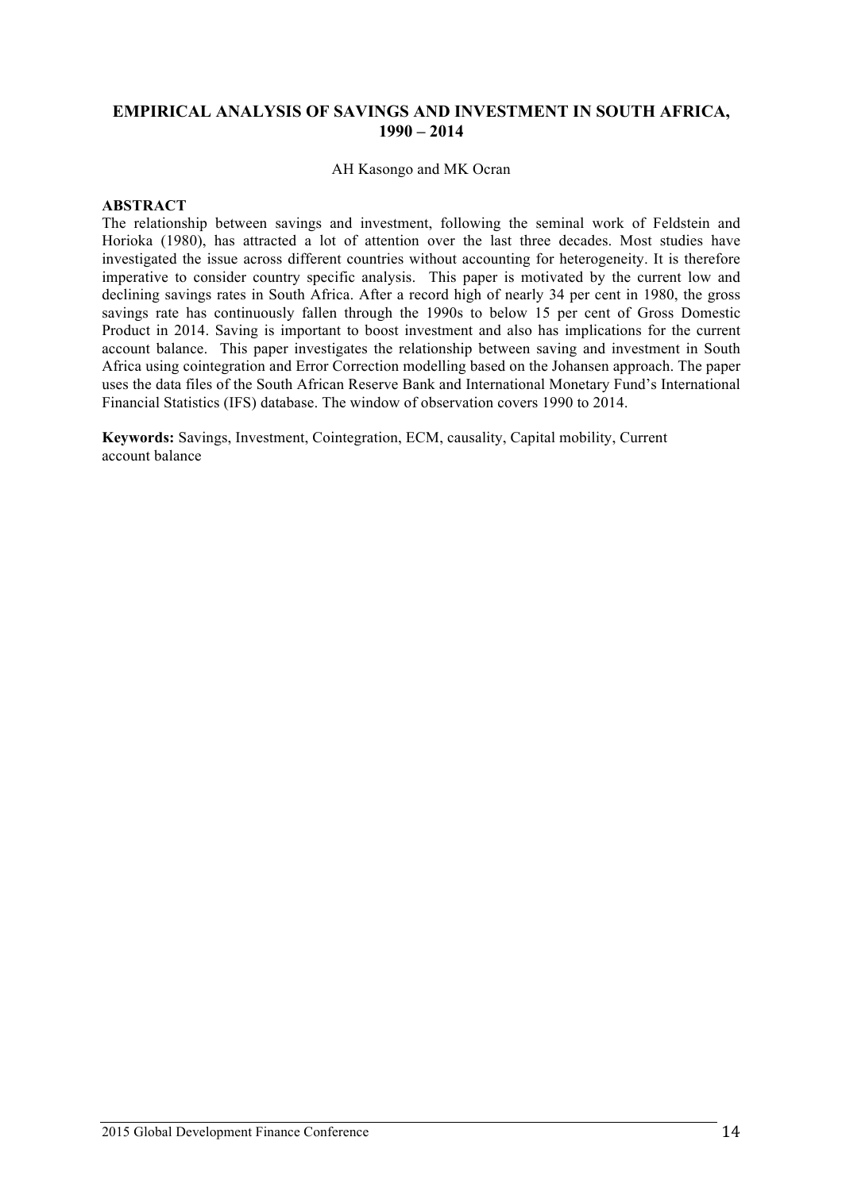# EMPIRICAL ANALYSIS OF SAVINGS AND INVESTMENT IN SOUTH AFRICA, 1990 – 2014

AH Kasongo and MK Ocran

## ABSTRACT

The relationship between savings and investment, following the seminal work of Feldstein and Horioka (1980), has attracted a lot of attention over the last three decades. Most studies have investigated the issue across different countries without accounting for heterogeneity. It is therefore imperative to consider country specific analysis. This paper is motivated by the current low and declining savings rates in South Africa. After a record high of nearly 34 per cent in 1980, the gross savings rate has continuously fallen through the 1990s to below 15 per cent of Gross Domestic Product in 2014. Saving is important to boost investment and also has implications for the current account balance. This paper investigates the relationship between saving and investment in South Africa using cointegration and Error Correction modelling based on the Johansen approach. The paper uses the data files of the South African Reserve Bank and International Monetary Fund's International Financial Statistics (IFS) database. The window of observation covers 1990 to 2014.

**Keywords:** Savings, Investment, Cointegration, ECM, causality, Capital mobility, Current account balance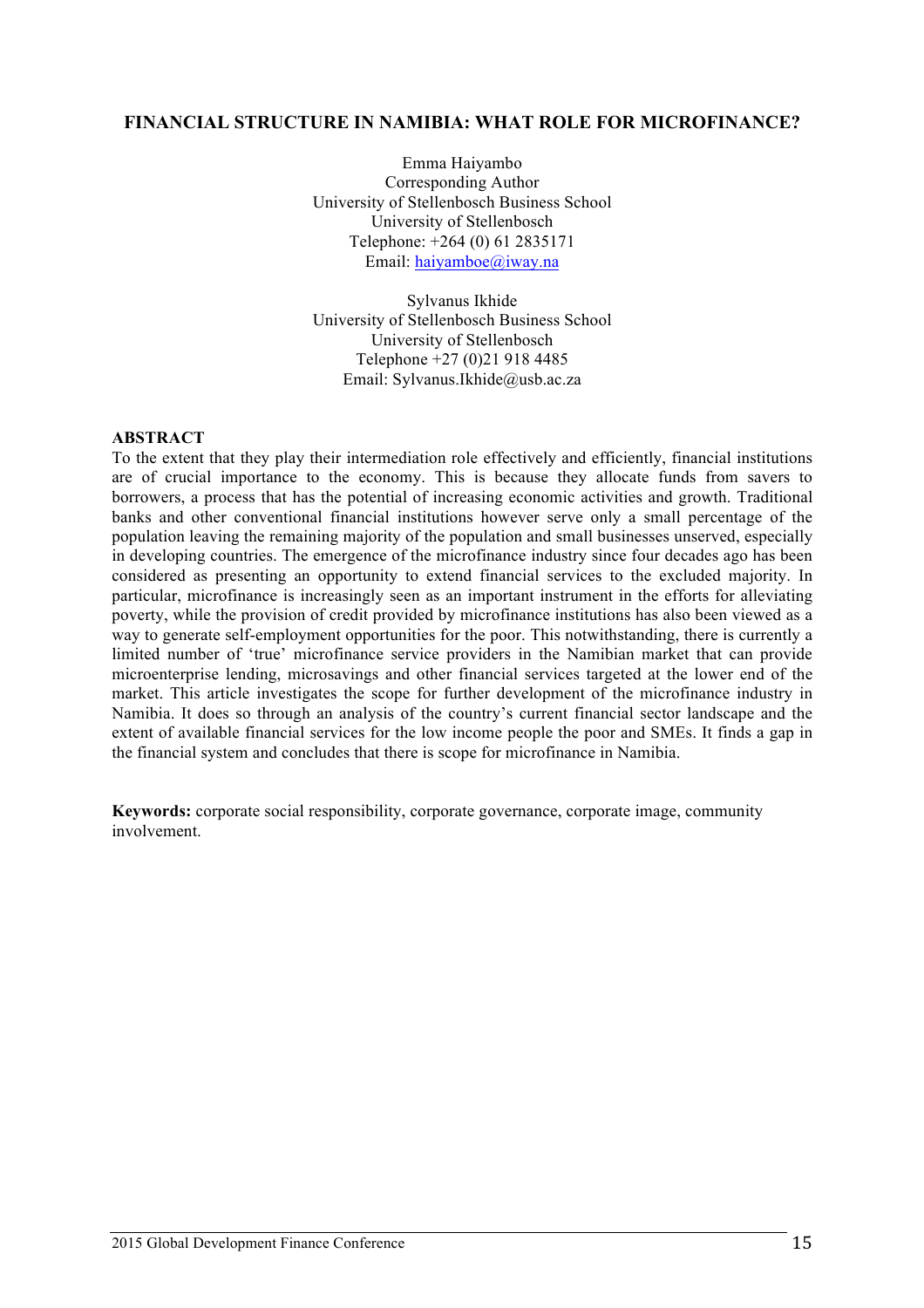# FINANCIAL STRUCTURE IN NAMIBIA: WHAT ROLE FOR MICROFINANCE?

Emma Haiyambo  
Corresponding Author  
University of Stellenbosch Business School  
University of Stellenbosch  
Telephone: +264 (0) 61 2835171  
Email: haiyamboe@iway.na

Sylvanus Ikhide  
University of Stellenbosch Business School  
University of Stellenbosch  
Telephone +27 (0)21 918 4485  
Email: Sylvanus.Ikhide@usb.ac.za

## ABSTRACT

To the extent that they play their intermediation role effectively and efficiently, financial institutions are of crucial importance to the economy. This is because they allocate funds from savers to borrowers, a process that has the potential of increasing economic activities and growth. Traditional banks and other conventional financial institutions however serve only a small percentage of the population leaving the remaining majority of the population and small businesses unserved, especially in developing countries. The emergence of the microfinance industry since four decades ago has been considered as presenting an opportunity to extend financial services to the excluded majority. In particular, microfinance is increasingly seen as an important instrument in the efforts for alleviating poverty, while the provision of credit provided by microfinance institutions has also been viewed as a way to generate self-employment opportunities for the poor. This notwithstanding, there is currently a limited number of 'true' microfinance service providers in the Namibian market that can provide microenterprise lending, microsavings and other financial services targeted at the lower end of the market. This article investigates the scope for further development of the microfinance industry in Namibia. It does so through an analysis of the country's current financial sector landscape and the extent of available financial services for the low income people the poor and SMEs. It finds a gap in the financial system and concludes that there is scope for microfinance in Namibia.

**Keywords:** corporate social responsibility, corporate governance, corporate image, community involvement.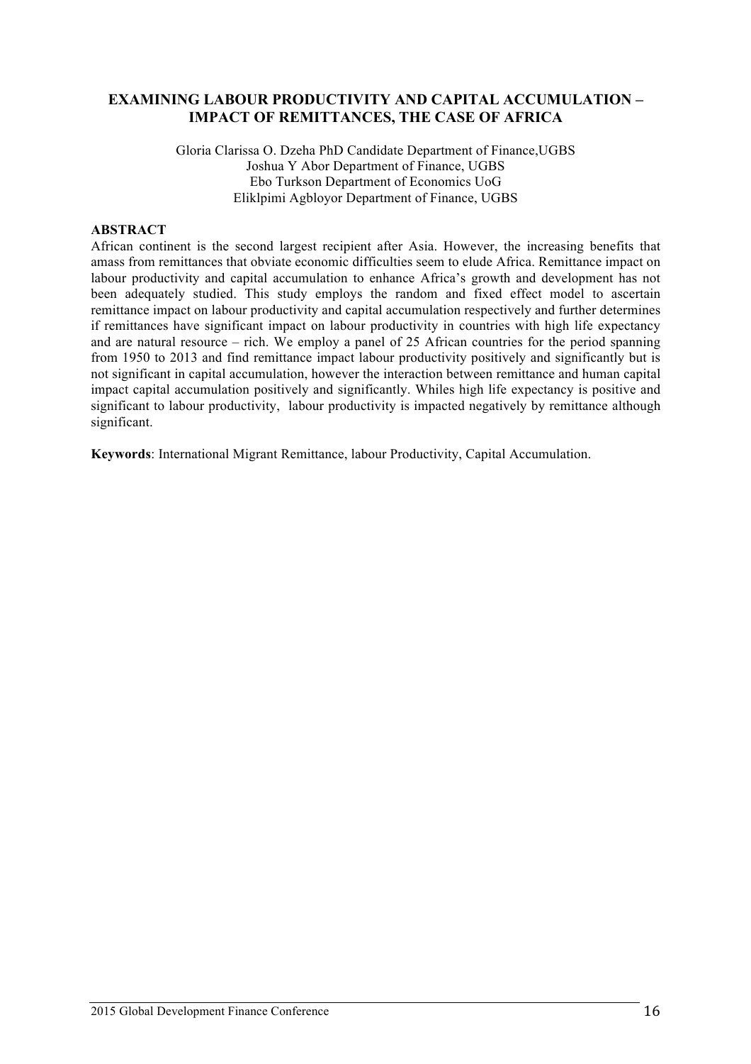## EXAMINING LABOUR PRODUCTIVITY AND CAPITAL ACCUMULATION – IMPACT OF REMITTANCES, THE CASE OF AFRICA

Gloria Clarissa O. Dzeha PhD Candidate Department of Finance,UGBS
Joshua Y Abor Department of Finance, UGBS
Ebo Turkson Department of Economics UoG
Eliklpimi Agbloyor Department of Finance, UGBS

**ABSTRACT**

African continent is the second largest recipient after Asia. However, the increasing benefits that amass from remittances that obviate economic difficulties seem to elude Africa. Remittance impact on labour productivity and capital accumulation to enhance Africa's growth and development has not been adequately studied. This study employs the random and fixed effect model to ascertain remittance impact on labour productivity and capital accumulation respectively and further determines if remittances have significant impact on labour productivity in countries with high life expectancy and are natural resource – rich. We employ a panel of 25 African countries for the period spanning from 1950 to 2013 and find remittance impact labour productivity positively and significantly but is not significant in capital accumulation, however the interaction between remittance and human capital impact capital accumulation positively and significantly. Whiles high life expectancy is positive and significant to labour productivity, labour productivity is impacted negatively by remittance although significant.

**Keywords**: International Migrant Remittance, labour Productivity, Capital Accumulation.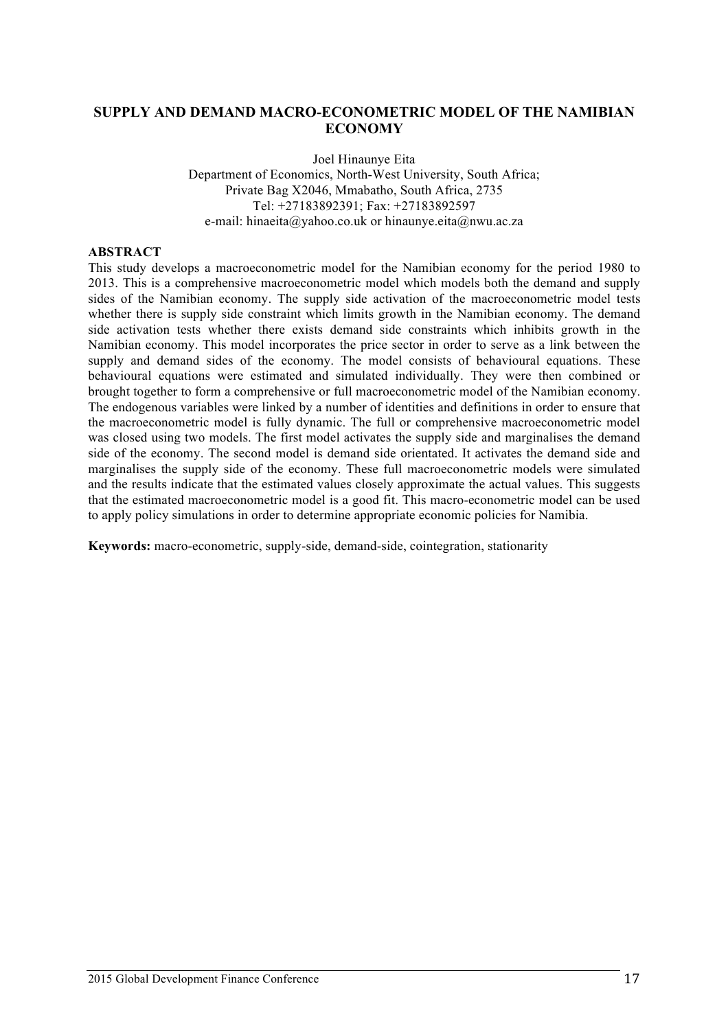# SUPPLY AND DEMAND MACRO-ECONOMETRIC MODEL OF THE NAMIBIAN ECONOMY

Joel Hinaunye Eita
Department of Economics, North-West University, South Africa;
Private Bag X2046, Mmabatho, South Africa, 2735
Tel: +27183892391; Fax: +27183892597
e-mail: hinaeita@yahoo.co.uk or hinaunye.eita@nwu.ac.za

## ABSTRACT

This study develops a macroeconometric model for the Namibian economy for the period 1980 to 2013. This is a comprehensive macroeconometric model which models both the demand and supply sides of the Namibian economy. The supply side activation of the macroeconometric model tests whether there is supply side constraint which limits growth in the Namibian economy. The demand side activation tests whether there exists demand side constraints which inhibits growth in the Namibian economy. This model incorporates the price sector in order to serve as a link between the supply and demand sides of the economy. The model consists of behavioural equations. These behavioural equations were estimated and simulated individually. They were then combined or brought together to form a comprehensive or full macroeconometric model of the Namibian economy. The endogenous variables were linked by a number of identities and definitions in order to ensure that the macroeconometric model is fully dynamic. The full or comprehensive macroeconometric model was closed using two models. The first model activates the supply side and marginalises the demand side of the economy. The second model is demand side orientated. It activates the demand side and marginalises the supply side of the economy. These full macroeconometric models were simulated and the results indicate that the estimated values closely approximate the actual values. This suggests that the estimated macroeconometric model is a good fit. This macro-econometric model can be used to apply policy simulations in order to determine appropriate economic policies for Namibia.

**Keywords:** macro-econometric, supply-side, demand-side, cointegration, stationarity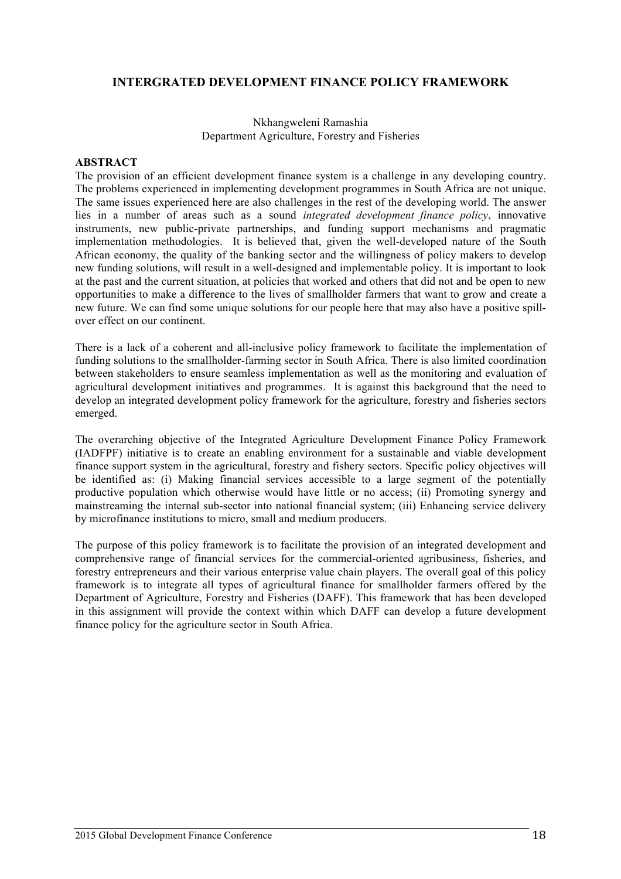## INTERGRATED DEVELOPMENT FINANCE POLICY FRAMEWORK

Nkhangweleni Ramashia
Department Agriculture, Forestry and Fisheries

### ABSTRACT

The provision of an efficient development finance system is a challenge in any developing country. The problems experienced in implementing development programmes in South Africa are not unique. The same issues experienced here are also challenges in the rest of the developing world. The answer lies in a number of areas such as a sound *integrated development finance policy*, innovative instruments, new public-private partnerships, and funding support mechanisms and pragmatic implementation methodologies. It is believed that, given the well-developed nature of the South African economy, the quality of the banking sector and the willingness of policy makers to develop new funding solutions, will result in a well-designed and implementable policy. It is important to look at the past and the current situation, at policies that worked and others that did not and be open to new opportunities to make a difference to the lives of smallholder farmers that want to grow and create a new future. We can find some unique solutions for our people here that may also have a positive spill-over effect on our continent.

There is a lack of a coherent and all-inclusive policy framework to facilitate the implementation of funding solutions to the smallholder-farming sector in South Africa. There is also limited coordination between stakeholders to ensure seamless implementation as well as the monitoring and evaluation of agricultural development initiatives and programmes. It is against this background that the need to develop an integrated development policy framework for the agriculture, forestry and fisheries sectors emerged.

The overarching objective of the Integrated Agriculture Development Finance Policy Framework (IADFPF) initiative is to create an enabling environment for a sustainable and viable development finance support system in the agricultural, forestry and fishery sectors. Specific policy objectives will be identified as: (i) Making financial services accessible to a large segment of the potentially productive population which otherwise would have little or no access; (ii) Promoting synergy and mainstreaming the internal sub-sector into national financial system; (iii) Enhancing service delivery by microfinance institutions to micro, small and medium producers.

The purpose of this policy framework is to facilitate the provision of an integrated development and comprehensive range of financial services for the commercial-oriented agribusiness, fisheries, and forestry entrepreneurs and their various enterprise value chain players. The overall goal of this policy framework is to integrate all types of agricultural finance for smallholder farmers offered by the Department of Agriculture, Forestry and Fisheries (DAFF). This framework that has been developed in this assignment will provide the context within which DAFF can develop a future development finance policy for the agriculture sector in South Africa.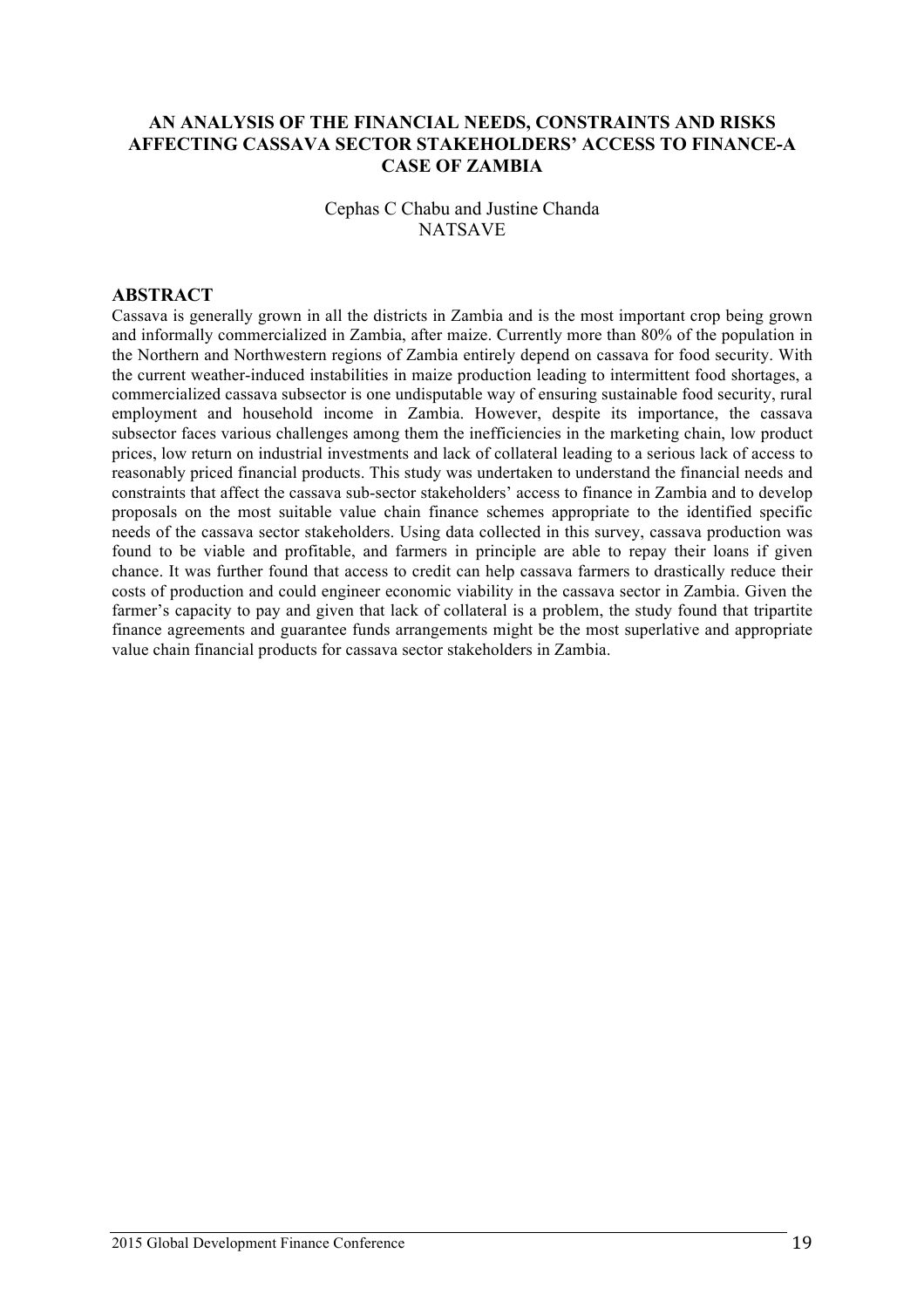# AN ANALYSIS OF THE FINANCIAL NEEDS, CONSTRAINTS AND RISKS AFFECTING CASSAVA SECTOR STAKEHOLDERS' ACCESS TO FINANCE-A CASE OF ZAMBIA

Cephas C Chabu and Justine Chanda
NATSAVE

## ABSTRACT

Cassava is generally grown in all the districts in Zambia and is the most important crop being grown and informally commercialized in Zambia, after maize. Currently more than 80% of the population in the Northern and Northwestern regions of Zambia entirely depend on cassava for food security. With the current weather-induced instabilities in maize production leading to intermittent food shortages, a commercialized cassava subsector is one undisputable way of ensuring sustainable food security, rural employment and household income in Zambia. However, despite its importance, the cassava subsector faces various challenges among them the inefficiencies in the marketing chain, low product prices, low return on industrial investments and lack of collateral leading to a serious lack of access to reasonably priced financial products. This study was undertaken to understand the financial needs and constraints that affect the cassava sub-sector stakeholders' access to finance in Zambia and to develop proposals on the most suitable value chain finance schemes appropriate to the identified specific needs of the cassava sector stakeholders. Using data collected in this survey, cassava production was found to be viable and profitable, and farmers in principle are able to repay their loans if given chance. It was further found that access to credit can help cassava farmers to drastically reduce their costs of production and could engineer economic viability in the cassava sector in Zambia. Given the farmer's capacity to pay and given that lack of collateral is a problem, the study found that tripartite finance agreements and guarantee funds arrangements might be the most superlative and appropriate value chain financial products for cassava sector stakeholders in Zambia.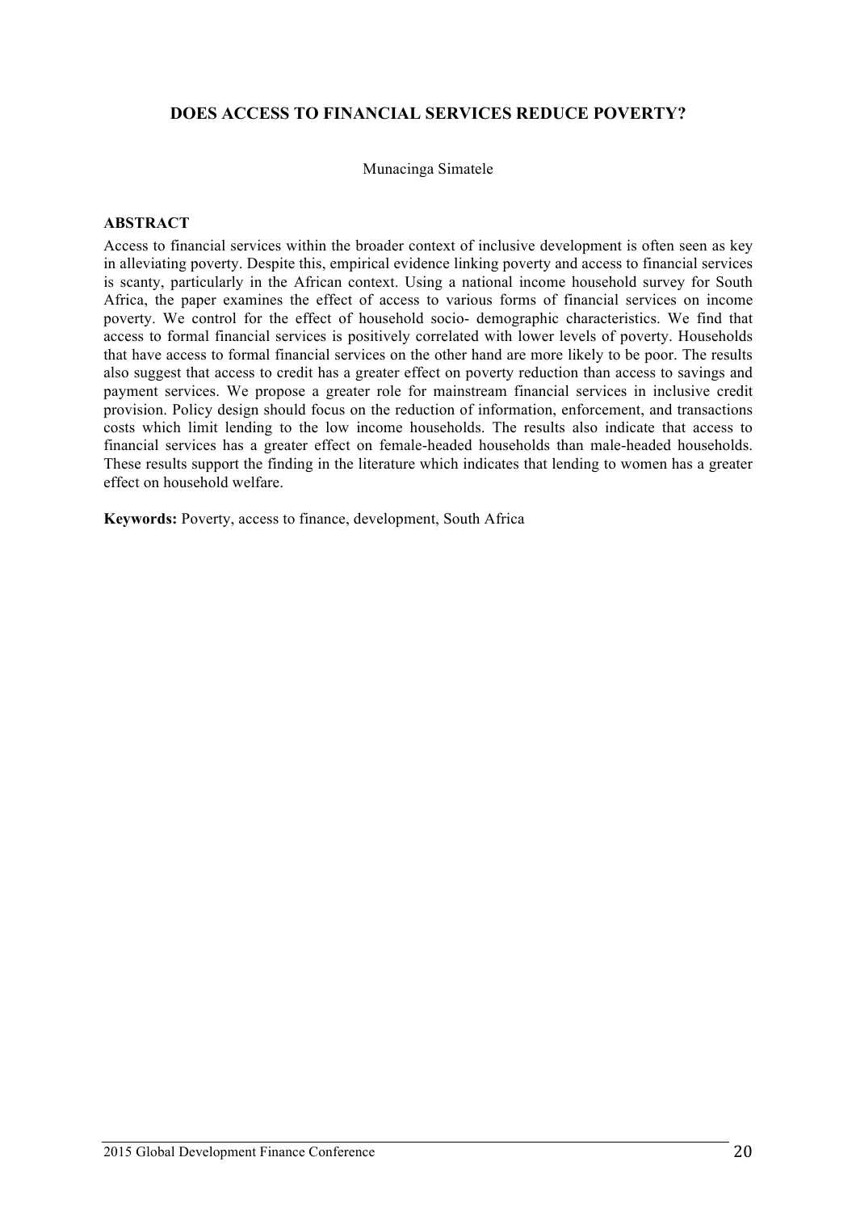## DOES ACCESS TO FINANCIAL SERVICES REDUCE POVERTY?

Munacinga Simatele

### ABSTRACT

Access to financial services within the broader context of inclusive development is often seen as key in alleviating poverty. Despite this, empirical evidence linking poverty and access to financial services is scanty, particularly in the African context. Using a national income household survey for South Africa, the paper examines the effect of access to various forms of financial services on income poverty. We control for the effect of household socio- demographic characteristics. We find that access to formal financial services is positively correlated with lower levels of poverty. Households that have access to formal financial services on the other hand are more likely to be poor. The results also suggest that access to credit has a greater effect on poverty reduction than access to savings and payment services. We propose a greater role for mainstream financial services in inclusive credit provision. Policy design should focus on the reduction of information, enforcement, and transactions costs which limit lending to the low income households. The results also indicate that access to financial services has a greater effect on female-headed households than male-headed households. These results support the finding in the literature which indicates that lending to women has a greater effect on household welfare.

**Keywords:** Poverty, access to finance, development, South Africa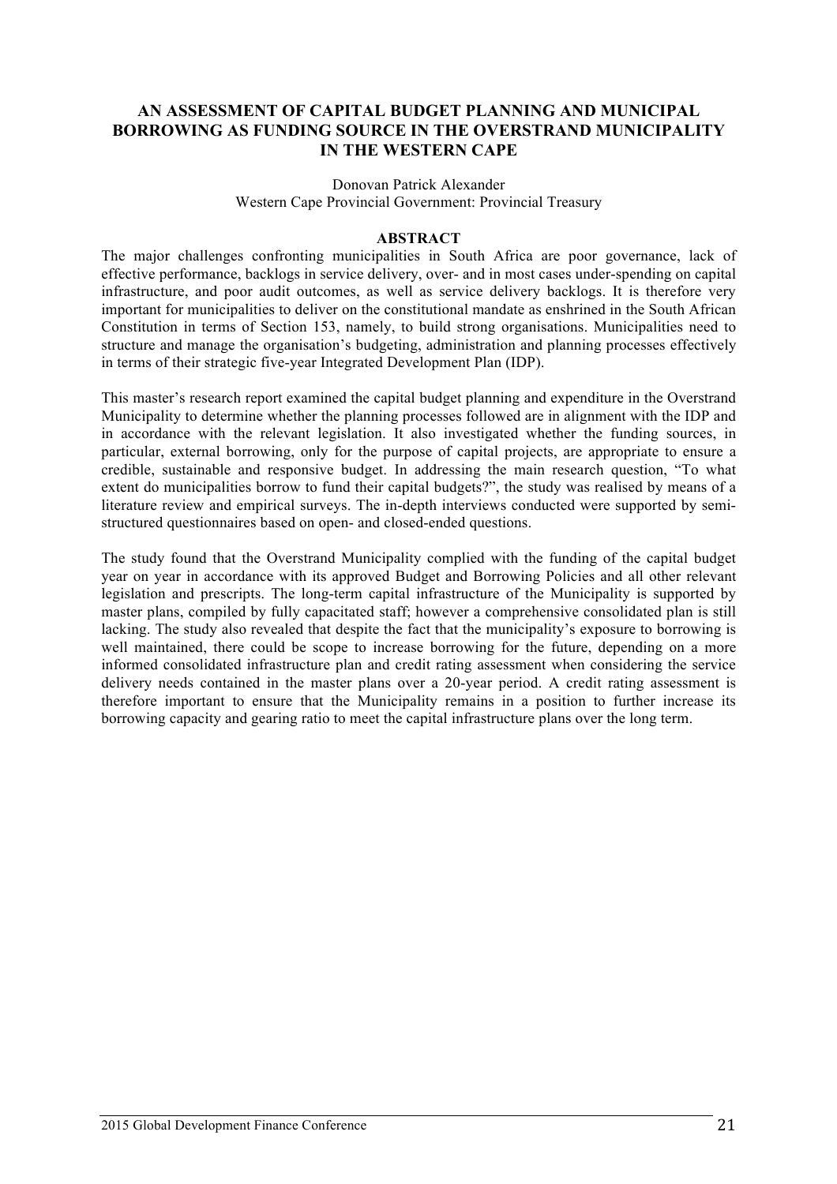# AN ASSESSMENT OF CAPITAL BUDGET PLANNING AND MUNICIPAL BORROWING AS FUNDING SOURCE IN THE OVERSTRAND MUNICIPALITY IN THE WESTERN CAPE

Donovan Patrick Alexander
Western Cape Provincial Government: Provincial Treasury

## ABSTRACT

The major challenges confronting municipalities in South Africa are poor governance, lack of effective performance, backlogs in service delivery, over- and in most cases under-spending on capital infrastructure, and poor audit outcomes, as well as service delivery backlogs. It is therefore very important for municipalities to deliver on the constitutional mandate as enshrined in the South African Constitution in terms of Section 153, namely, to build strong organisations. Municipalities need to structure and manage the organisation's budgeting, administration and planning processes effectively in terms of their strategic five-year Integrated Development Plan (IDP).

This master's research report examined the capital budget planning and expenditure in the Overstrand Municipality to determine whether the planning processes followed are in alignment with the IDP and in accordance with the relevant legislation. It also investigated whether the funding sources, in particular, external borrowing, only for the purpose of capital projects, are appropriate to ensure a credible, sustainable and responsive budget. In addressing the main research question, "To what extent do municipalities borrow to fund their capital budgets?", the study was realised by means of a literature review and empirical surveys. The in-depth interviews conducted were supported by semi-structured questionnaires based on open- and closed-ended questions.

The study found that the Overstrand Municipality complied with the funding of the capital budget year on year in accordance with its approved Budget and Borrowing Policies and all other relevant legislation and prescripts. The long-term capital infrastructure of the Municipality is supported by master plans, compiled by fully capacitated staff; however a comprehensive consolidated plan is still lacking. The study also revealed that despite the fact that the municipality's exposure to borrowing is well maintained, there could be scope to increase borrowing for the future, depending on a more informed consolidated infrastructure plan and credit rating assessment when considering the service delivery needs contained in the master plans over a 20-year period. A credit rating assessment is therefore important to ensure that the Municipality remains in a position to further increase its borrowing capacity and gearing ratio to meet the capital infrastructure plans over the long term.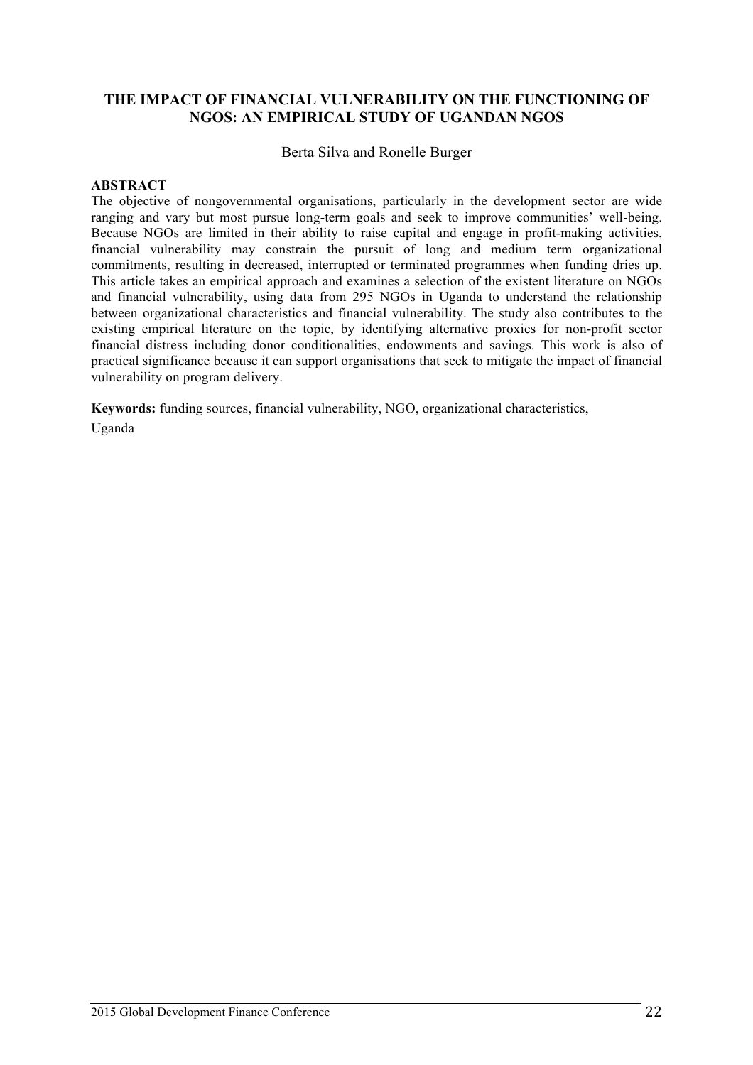## THE IMPACT OF FINANCIAL VULNERABILITY ON THE FUNCTIONING OF NGOS: AN EMPIRICAL STUDY OF UGANDAN NGOS

Berta Silva and Ronelle Burger

**ABSTRACT**

The objective of nongovernmental organisations, particularly in the development sector are wide ranging and vary but most pursue long-term goals and seek to improve communities' well-being. Because NGOs are limited in their ability to raise capital and engage in profit-making activities, financial vulnerability may constrain the pursuit of long and medium term organizational commitments, resulting in decreased, interrupted or terminated programmes when funding dries up. This article takes an empirical approach and examines a selection of the existent literature on NGOs and financial vulnerability, using data from 295 NGOs in Uganda to understand the relationship between organizational characteristics and financial vulnerability. The study also contributes to the existing empirical literature on the topic, by identifying alternative proxies for non-profit sector financial distress including donor conditionalities, endowments and savings. This work is also of practical significance because it can support organisations that seek to mitigate the impact of financial vulnerability on program delivery.

**Keywords:** funding sources, financial vulnerability, NGO, organizational characteristics, Uganda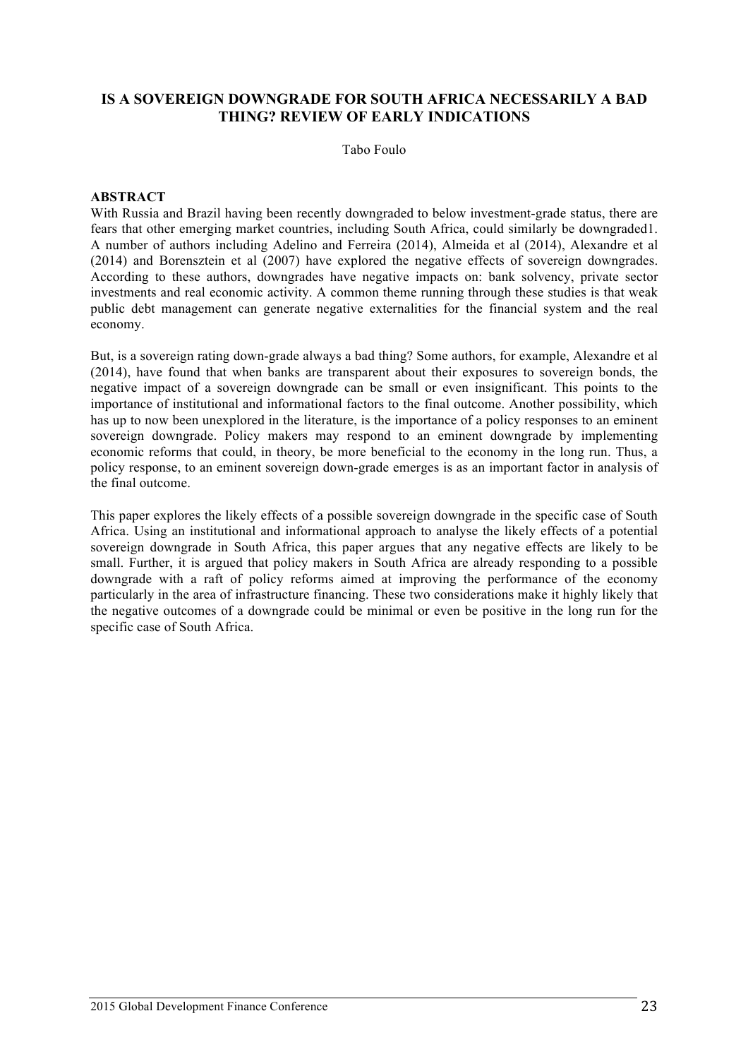# IS A SOVEREIGN DOWNGRADE FOR SOUTH AFRICA NECESSARILY A BAD THING? REVIEW OF EARLY INDICATIONS

Tabo Foulo

## ABSTRACT

With Russia and Brazil having been recently downgraded to below investment-grade status, there are fears that other emerging market countries, including South Africa, could similarly be downgraded1. A number of authors including Adelino and Ferreira (2014), Almeida et al (2014), Alexandre et al (2014) and Borensztein et al (2007) have explored the negative effects of sovereign downgrades. According to these authors, downgrades have negative impacts on: bank solvency, private sector investments and real economic activity. A common theme running through these studies is that weak public debt management can generate negative externalities for the financial system and the real economy.

But, is a sovereign rating down-grade always a bad thing? Some authors, for example, Alexandre et al (2014), have found that when banks are transparent about their exposures to sovereign bonds, the negative impact of a sovereign downgrade can be small or even insignificant. This points to the importance of institutional and informational factors to the final outcome. Another possibility, which has up to now been unexplored in the literature, is the importance of a policy responses to an eminent sovereign downgrade. Policy makers may respond to an eminent downgrade by implementing economic reforms that could, in theory, be more beneficial to the economy in the long run. Thus, a policy response, to an eminent sovereign down-grade emerges is as an important factor in analysis of the final outcome.

This paper explores the likely effects of a possible sovereign downgrade in the specific case of South Africa. Using an institutional and informational approach to analyse the likely effects of a potential sovereign downgrade in South Africa, this paper argues that any negative effects are likely to be small. Further, it is argued that policy makers in South Africa are already responding to a possible downgrade with a raft of policy reforms aimed at improving the performance of the economy particularly in the area of infrastructure financing. These two considerations make it highly likely that the negative outcomes of a downgrade could be minimal or even be positive in the long run for the specific case of South Africa.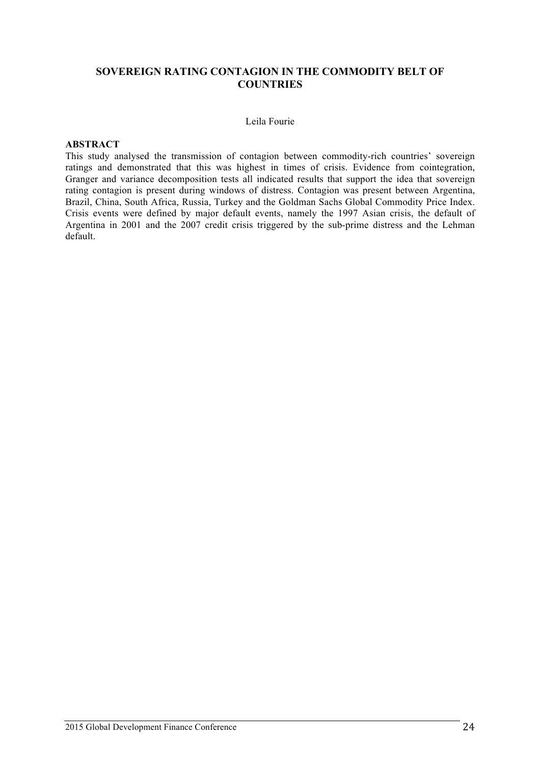# SOVEREIGN RATING CONTAGION IN THE COMMODITY BELT OF COUNTRIES

Leila Fourie

**ABSTRACT**

This study analysed the transmission of contagion between commodity-rich countries' sovereign ratings and demonstrated that this was highest in times of crisis. Evidence from cointegration, Granger and variance decomposition tests all indicated results that support the idea that sovereign rating contagion is present during windows of distress. Contagion was present between Argentina, Brazil, China, South Africa, Russia, Turkey and the Goldman Sachs Global Commodity Price Index. Crisis events were defined by major default events, namely the 1997 Asian crisis, the default of Argentina in 2001 and the 2007 credit crisis triggered by the sub-prime distress and the Lehman default.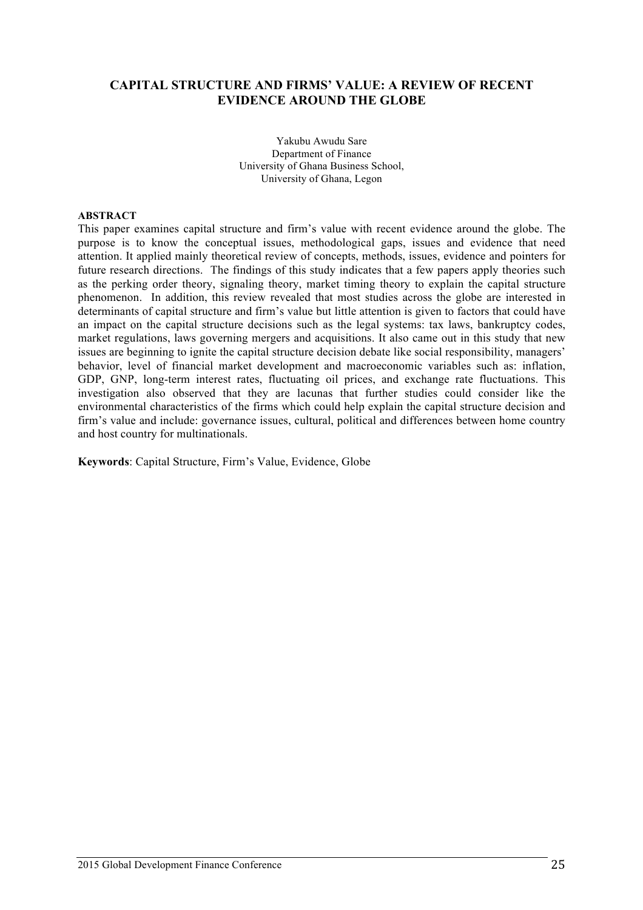# CAPITAL STRUCTURE AND FIRMS' VALUE: A REVIEW OF RECENT EVIDENCE AROUND THE GLOBE

Yakubu Awudu Sare
Department of Finance
University of Ghana Business School,
University of Ghana, Legon

**ABSTRACT**

This paper examines capital structure and firm's value with recent evidence around the globe. The purpose is to know the conceptual issues, methodological gaps, issues and evidence that need attention. It applied mainly theoretical review of concepts, methods, issues, evidence and pointers for future research directions. The findings of this study indicates that a few papers apply theories such as the perking order theory, signaling theory, market timing theory to explain the capital structure phenomenon. In addition, this review revealed that most studies across the globe are interested in determinants of capital structure and firm's value but little attention is given to factors that could have an impact on the capital structure decisions such as the legal systems: tax laws, bankruptcy codes, market regulations, laws governing mergers and acquisitions. It also came out in this study that new issues are beginning to ignite the capital structure decision debate like social responsibility, managers' behavior, level of financial market development and macroeconomic variables such as: inflation, GDP, GNP, long-term interest rates, fluctuating oil prices, and exchange rate fluctuations. This investigation also observed that they are lacunas that further studies could consider like the environmental characteristics of the firms which could help explain the capital structure decision and firm's value and include: governance issues, cultural, political and differences between home country and host country for multinationals.

**Keywords**: Capital Structure, Firm's Value, Evidence, Globe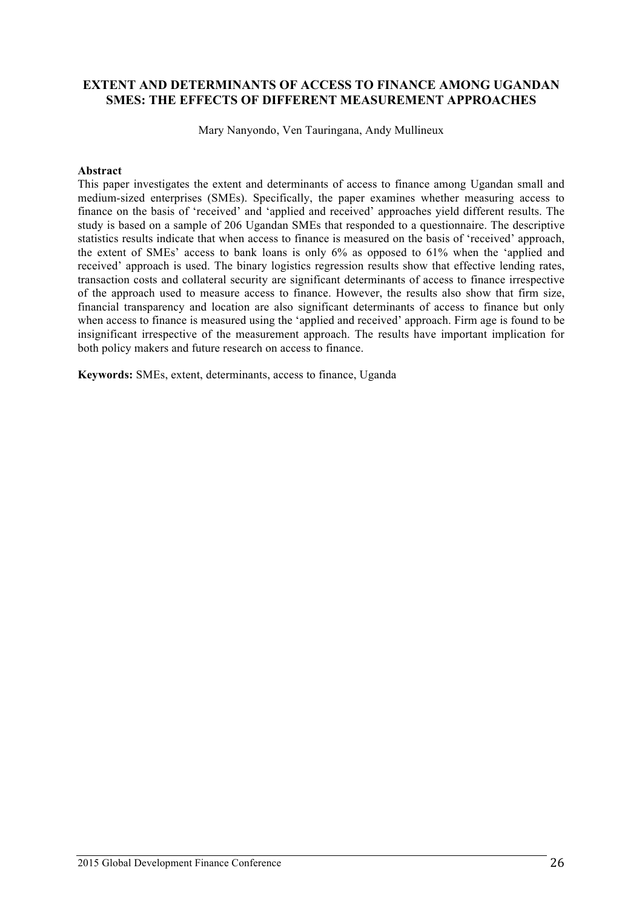## EXTENT AND DETERMINANTS OF ACCESS TO FINANCE AMONG UGANDAN SMES: THE EFFECTS OF DIFFERENT MEASUREMENT APPROACHES

Mary Nanyondo, Ven Tauringana, Andy Mullineux

**Abstract**

This paper investigates the extent and determinants of access to finance among Ugandan small and medium-sized enterprises (SMEs). Specifically, the paper examines whether measuring access to finance on the basis of 'received' and 'applied and received' approaches yield different results. The study is based on a sample of 206 Ugandan SMEs that responded to a questionnaire. The descriptive statistics results indicate that when access to finance is measured on the basis of 'received' approach, the extent of SMEs' access to bank loans is only 6% as opposed to 61% when the 'applied and received' approach is used. The binary logistics regression results show that effective lending rates, transaction costs and collateral security are significant determinants of access to finance irrespective of the approach used to measure access to finance. However, the results also show that firm size, financial transparency and location are also significant determinants of access to finance but only when access to finance is measured using the 'applied and received' approach. Firm age is found to be insignificant irrespective of the measurement approach. The results have important implication for both policy makers and future research on access to finance.

**Keywords:** SMEs, extent, determinants, access to finance, Uganda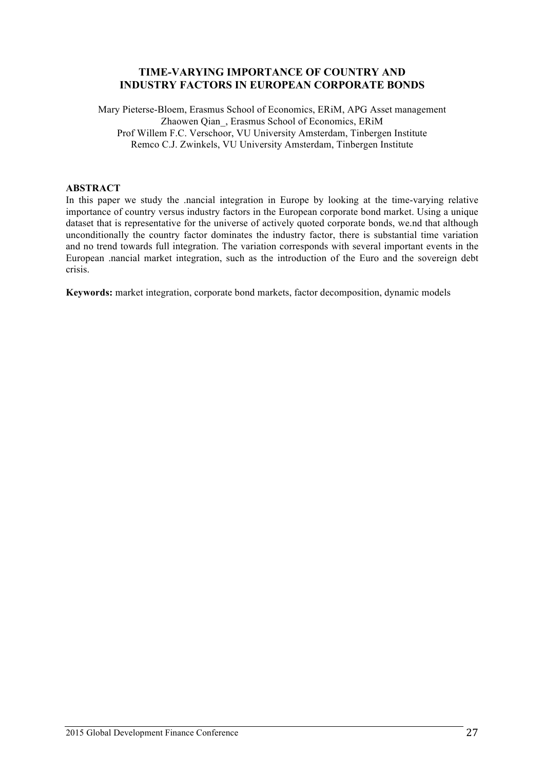# TIME-VARYING IMPORTANCE OF COUNTRY AND INDUSTRY FACTORS IN EUROPEAN CORPORATE BONDS

Mary Pieterse-Bloem, Erasmus School of Economics, ERiM, APG Asset management
Zhaowen Qian_, Erasmus School of Economics, ERiM
Prof Willem F.C. Verschoor, VU University Amsterdam, Tinbergen Institute
Remco C.J. Zwinkels, VU University Amsterdam, Tinbergen Institute

**ABSTRACT**

In this paper we study the .nancial integration in Europe by looking at the time-varying relative importance of country versus industry factors in the European corporate bond market. Using a unique dataset that is representative for the universe of actively quoted corporate bonds, we.nd that although unconditionally the country factor dominates the industry factor, there is substantial time variation and no trend towards full integration. The variation corresponds with several important events in the European .nancial market integration, such as the introduction of the Euro and the sovereign debt crisis.

**Keywords:** market integration, corporate bond markets, factor decomposition, dynamic models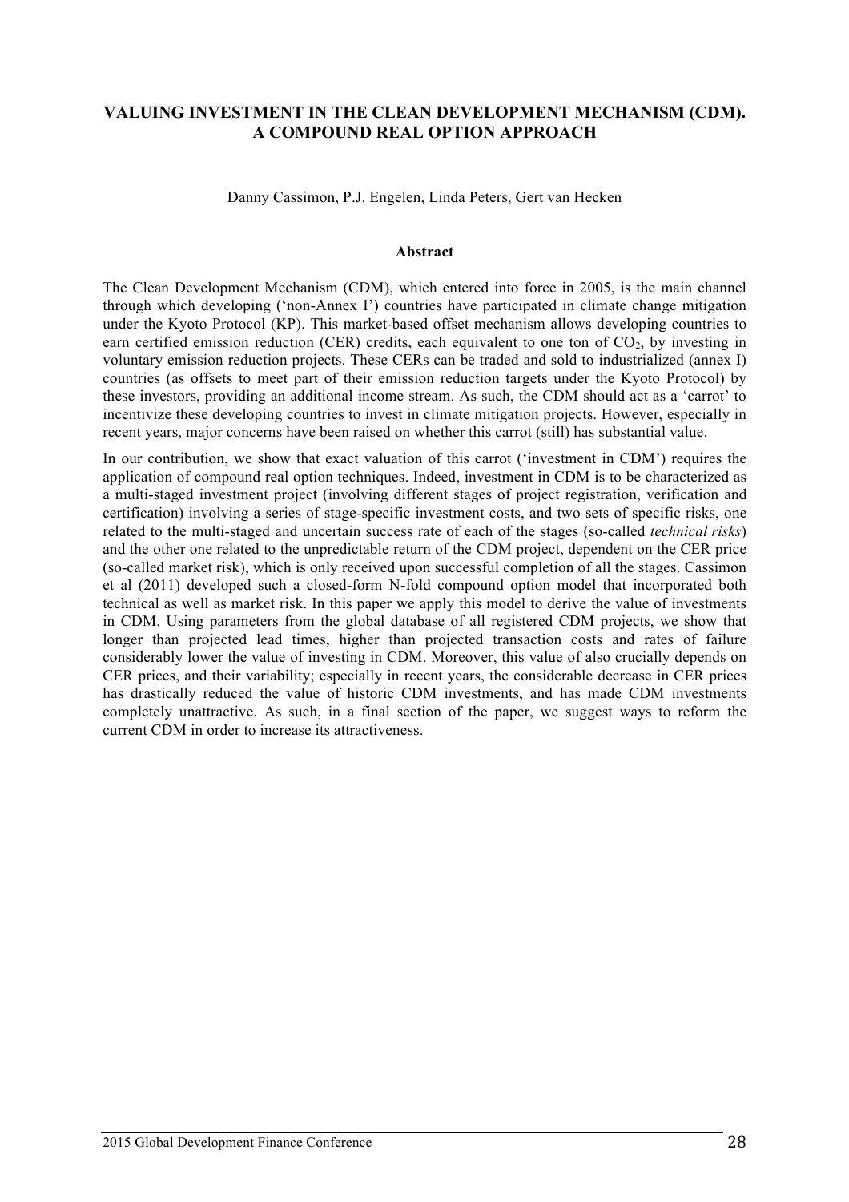# VALUING INVESTMENT IN THE CLEAN DEVELOPMENT MECHANISM (CDM). A COMPOUND REAL OPTION APPROACH

Danny Cassimon, P.J. Engelen, Linda Peters, Gert van Hecken

## Abstract

The Clean Development Mechanism (CDM), which entered into force in 2005, is the main channel through which developing ('non-Annex I') countries have participated in climate change mitigation under the Kyoto Protocol (KP). This market-based offset mechanism allows developing countries to earn certified emission reduction (CER) credits, each equivalent to one ton of $CO_2$, by investing in voluntary emission reduction projects. These CERs can be traded and sold to industrialized (annex I) countries (as offsets to meet part of their emission reduction targets under the Kyoto Protocol) by these investors, providing an additional income stream. As such, the CDM should act as a 'carrot' to incentivize these developing countries to invest in climate mitigation projects. However, especially in recent years, major concerns have been raised on whether this carrot (still) has substantial value.

In our contribution, we show that exact valuation of this carrot ('investment in CDM') requires the application of compound real option techniques. Indeed, investment in CDM is to be characterized as a multi-staged investment project (involving different stages of project registration, verification and certification) involving a series of stage-specific investment costs, and two sets of specific risks, one related to the multi-staged and uncertain success rate of each of the stages (so-called *technical risks*) and the other one related to the unpredictable return of the CDM project, dependent on the CER price (so-called market risk), which is only received upon successful completion of all the stages. Cassimon et al (2011) developed such a closed-form N-fold compound option model that incorporated both technical as well as market risk. In this paper we apply this model to derive the value of investments in CDM. Using parameters from the global database of all registered CDM projects, we show that longer than projected lead times, higher than projected transaction costs and rates of failure considerably lower the value of investing in CDM. Moreover, this value of also crucially depends on CER prices, and their variability; especially in recent years, the considerable decrease in CER prices has drastically reduced the value of historic CDM investments, and has made CDM investments completely unattractive. As such, in a final section of the paper, we suggest ways to reform the current CDM in order to increase its attractiveness.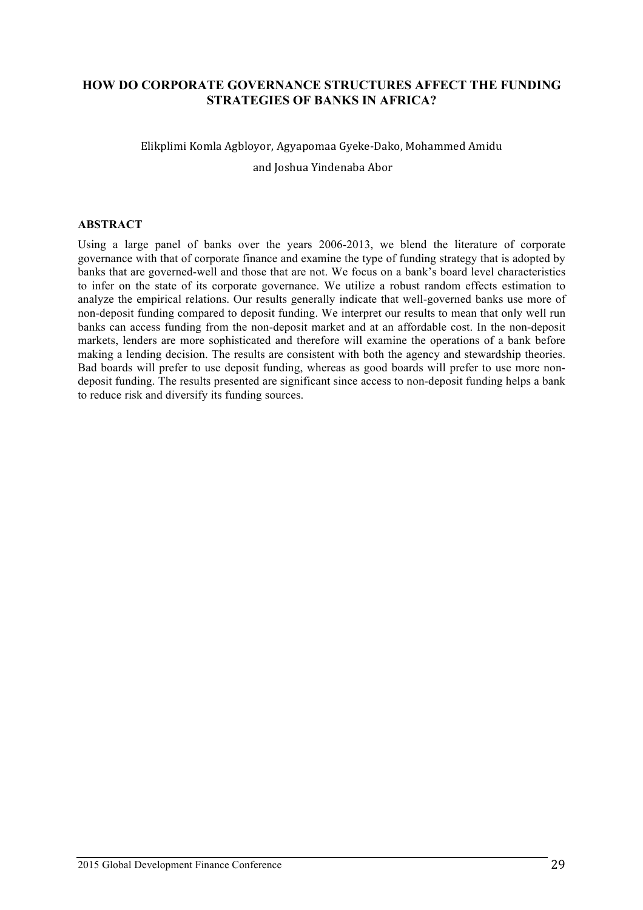## HOW DO CORPORATE GOVERNANCE STRUCTURES AFFECT THE FUNDING STRATEGIES OF BANKS IN AFRICA?

Elikplimi Komla Agbloyor, Agyapomaa Gyeke-Dako, Mohammed Amidu and Joshua Yindenaba Abor

### ABSTRACT

Using a large panel of banks over the years 2006-2013, we blend the literature of corporate governance with that of corporate finance and examine the type of funding strategy that is adopted by banks that are governed-well and those that are not. We focus on a bank's board level characteristics to infer on the state of its corporate governance. We utilize a robust random effects estimation to analyze the empirical relations. Our results generally indicate that well-governed banks use more of non-deposit funding compared to deposit funding. We interpret our results to mean that only well run banks can access funding from the non-deposit market and at an affordable cost. In the non-deposit markets, lenders are more sophisticated and therefore will examine the operations of a bank before making a lending decision. The results are consistent with both the agency and stewardship theories. Bad boards will prefer to use deposit funding, whereas as good boards will prefer to use more non-deposit funding. The results presented are significant since access to non-deposit funding helps a bank to reduce risk and diversify its funding sources.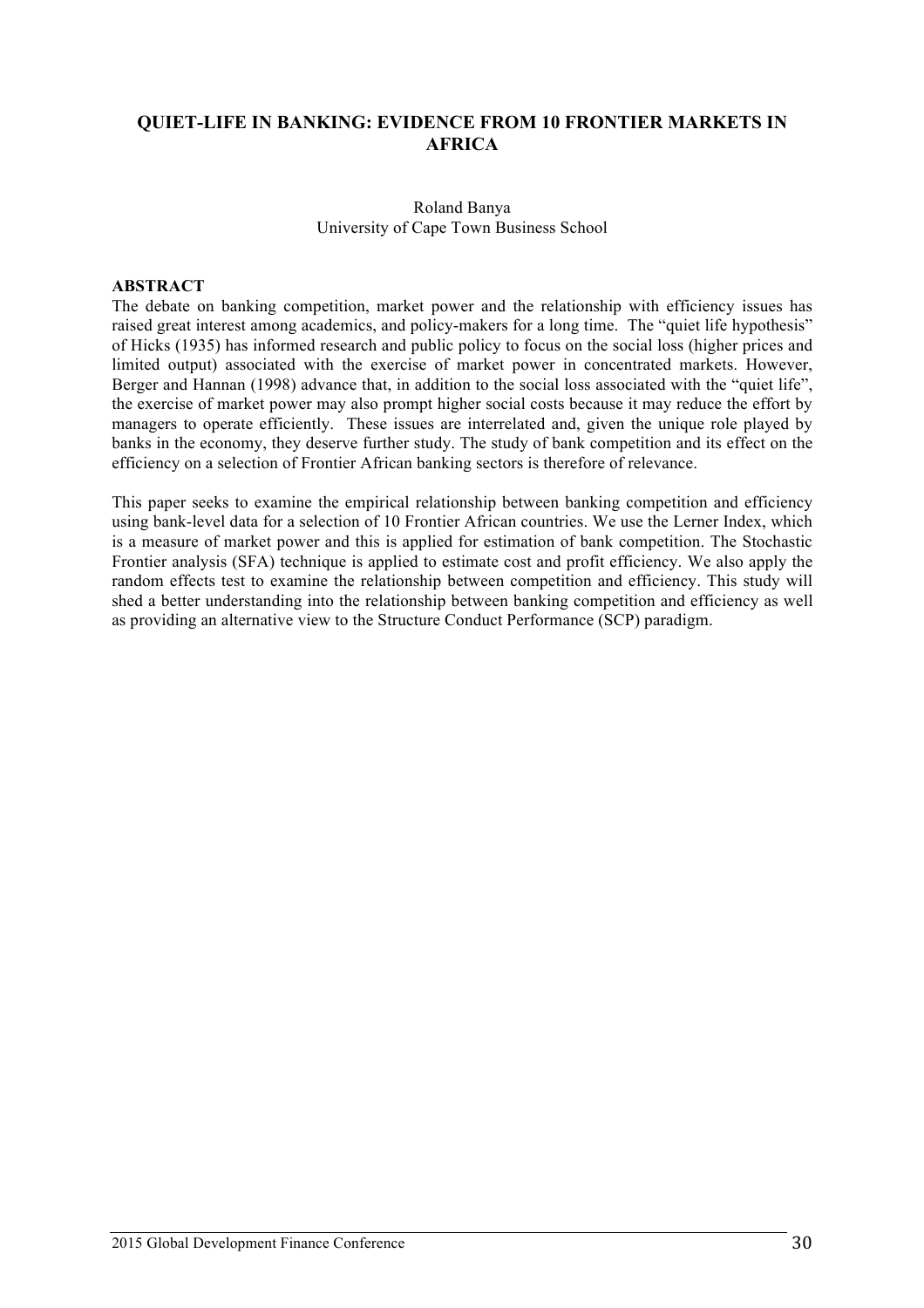# QUIET-LIFE IN BANKING: EVIDENCE FROM 10 FRONTIER MARKETS IN AFRICA

Roland Banya
University of Cape Town Business School

**ABSTRACT**

The debate on banking competition, market power and the relationship with efficiency issues has raised great interest among academics, and policy-makers for a long time. The "quiet life hypothesis" of Hicks (1935) has informed research and public policy to focus on the social loss (higher prices and limited output) associated with the exercise of market power in concentrated markets. However, Berger and Hannan (1998) advance that, in addition to the social loss associated with the "quiet life", the exercise of market power may also prompt higher social costs because it may reduce the effort by managers to operate efficiently. These issues are interrelated and, given the unique role played by banks in the economy, they deserve further study. The study of bank competition and its effect on the efficiency on a selection of Frontier African banking sectors is therefore of relevance.

This paper seeks to examine the empirical relationship between banking competition and efficiency using bank-level data for a selection of 10 Frontier African countries. We use the Lerner Index, which is a measure of market power and this is applied for estimation of bank competition. The Stochastic Frontier analysis (SFA) technique is applied to estimate cost and profit efficiency. We also apply the random effects test to examine the relationship between competition and efficiency. This study will shed a better understanding into the relationship between banking competition and efficiency as well as providing an alternative view to the Structure Conduct Performance (SCP) paradigm.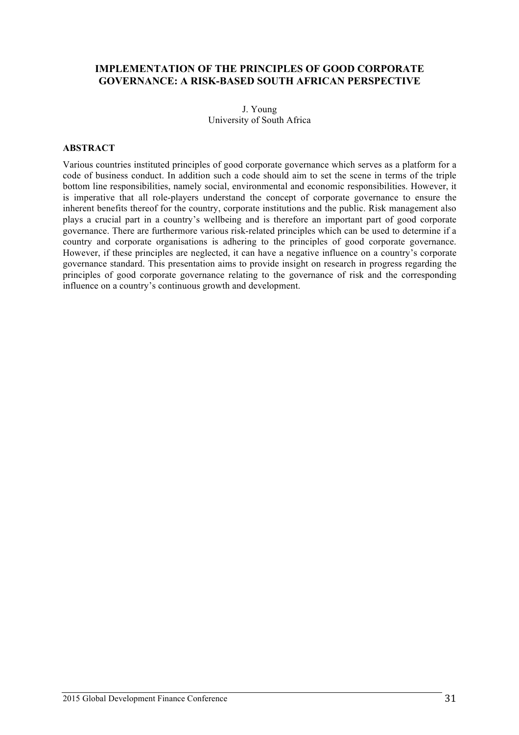# IMPLEMENTATION OF THE PRINCIPLES OF GOOD CORPORATE GOVERNANCE: A RISK-BASED SOUTH AFRICAN PERSPECTIVE

J. Young
University of South Africa

## ABSTRACT

Various countries instituted principles of good corporate governance which serves as a platform for a code of business conduct. In addition such a code should aim to set the scene in terms of the triple bottom line responsibilities, namely social, environmental and economic responsibilities. However, it is imperative that all role-players understand the concept of corporate governance to ensure the inherent benefits thereof for the country, corporate institutions and the public. Risk management also plays a crucial part in a country's wellbeing and is therefore an important part of good corporate governance. There are furthermore various risk-related principles which can be used to determine if a country and corporate organisations is adhering to the principles of good corporate governance. However, if these principles are neglected, it can have a negative influence on a country's corporate governance standard. This presentation aims to provide insight on research in progress regarding the principles of good corporate governance relating to the governance of risk and the corresponding influence on a country's continuous growth and development.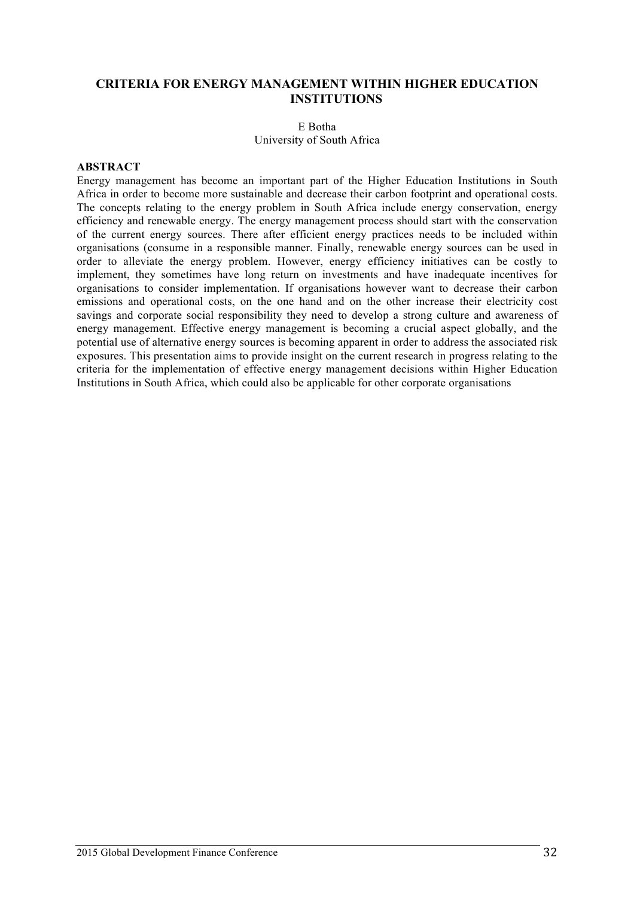# CRITERIA FOR ENERGY MANAGEMENT WITHIN HIGHER EDUCATION INSTITUTIONS

E Botha
University of South Africa

**ABSTRACT**

Energy management has become an important part of the Higher Education Institutions in South Africa in order to become more sustainable and decrease their carbon footprint and operational costs. The concepts relating to the energy problem in South Africa include energy conservation, energy efficiency and renewable energy. The energy management process should start with the conservation of the current energy sources. There after efficient energy practices needs to be included within organisations (consume in a responsible manner. Finally, renewable energy sources can be used in order to alleviate the energy problem. However, energy efficiency initiatives can be costly to implement, they sometimes have long return on investments and have inadequate incentives for organisations to consider implementation. If organisations however want to decrease their carbon emissions and operational costs, on the one hand and on the other increase their electricity cost savings and corporate social responsibility they need to develop a strong culture and awareness of energy management. Effective energy management is becoming a crucial aspect globally, and the potential use of alternative energy sources is becoming apparent in order to address the associated risk exposures. This presentation aims to provide insight on the current research in progress relating to the criteria for the implementation of effective energy management decisions within Higher Education Institutions in South Africa, which could also be applicable for other corporate organisations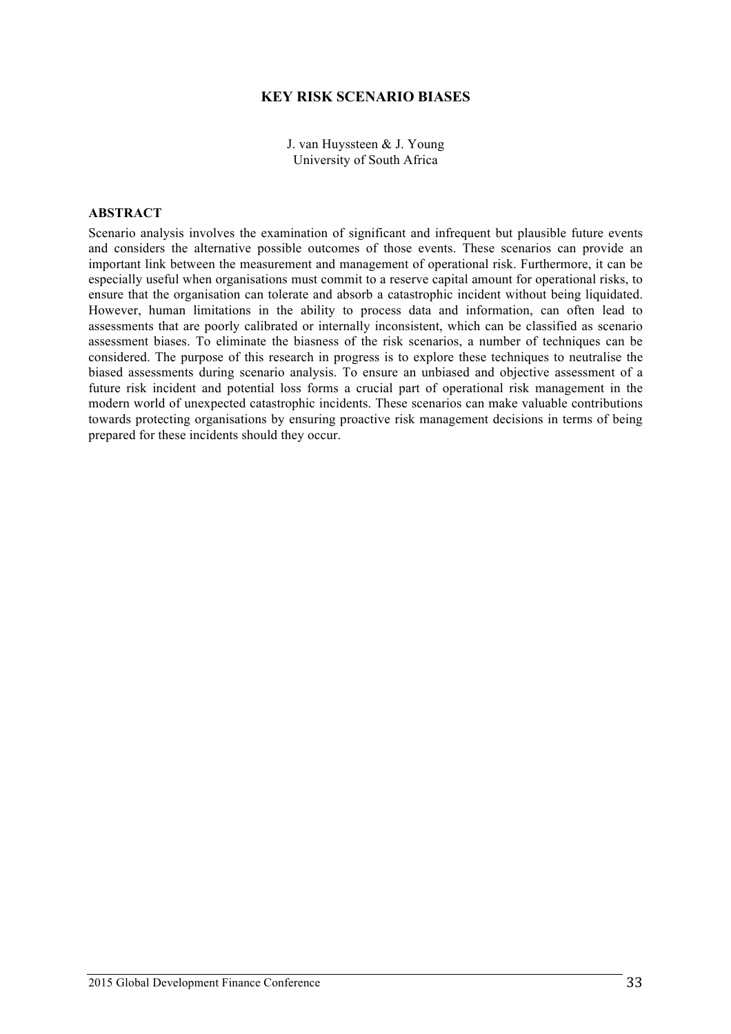# KEY RISK SCENARIO BIASES

J. van Huyssteen & J. Young
University of South Africa

## ABSTRACT

Scenario analysis involves the examination of significant and infrequent but plausible future events and considers the alternative possible outcomes of those events. These scenarios can provide an important link between the measurement and management of operational risk. Furthermore, it can be especially useful when organisations must commit to a reserve capital amount for operational risks, to ensure that the organisation can tolerate and absorb a catastrophic incident without being liquidated. However, human limitations in the ability to process data and information, can often lead to assessments that are poorly calibrated or internally inconsistent, which can be classified as scenario assessment biases. To eliminate the biasness of the risk scenarios, a number of techniques can be considered. The purpose of this research in progress is to explore these techniques to neutralise the biased assessments during scenario analysis. To ensure an unbiased and objective assessment of a future risk incident and potential loss forms a crucial part of operational risk management in the modern world of unexpected catastrophic incidents. These scenarios can make valuable contributions towards protecting organisations by ensuring proactive risk management decisions in terms of being prepared for these incidents should they occur.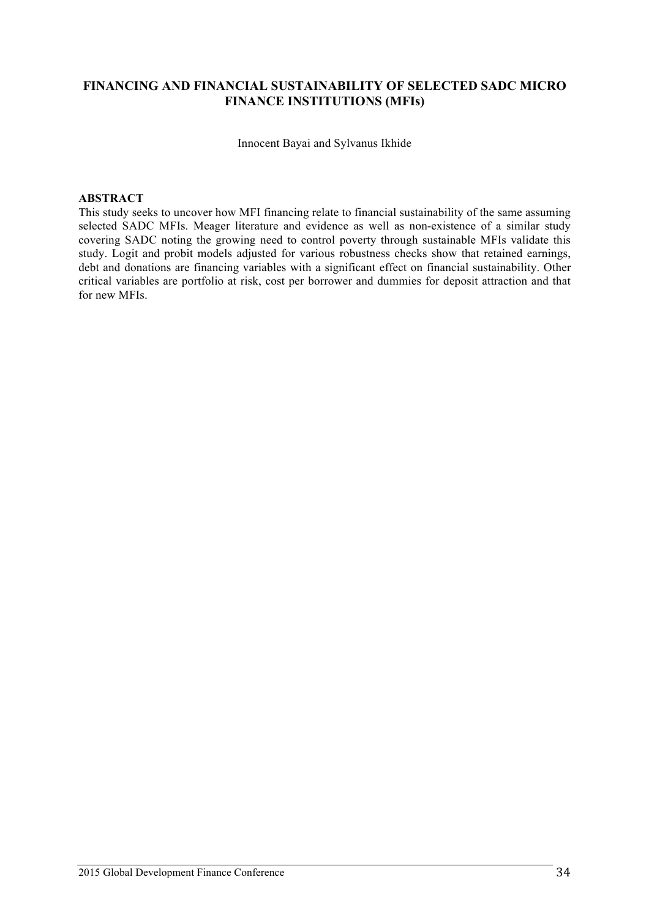# FINANCING AND FINANCIAL SUSTAINABILITY OF SELECTED SADC MICRO FINANCE INSTITUTIONS (MFIs)

Innocent Bayai and Sylvanus Ikhide

## ABSTRACT

This study seeks to uncover how MFI financing relate to financial sustainability of the same assuming selected SADC MFIs. Meager literature and evidence as well as non-existence of a similar study covering SADC noting the growing need to control poverty through sustainable MFIs validate this study. Logit and probit models adjusted for various robustness checks show that retained earnings, debt and donations are financing variables with a significant effect on financial sustainability. Other critical variables are portfolio at risk, cost per borrower and dummies for deposit attraction and that for new MFIs.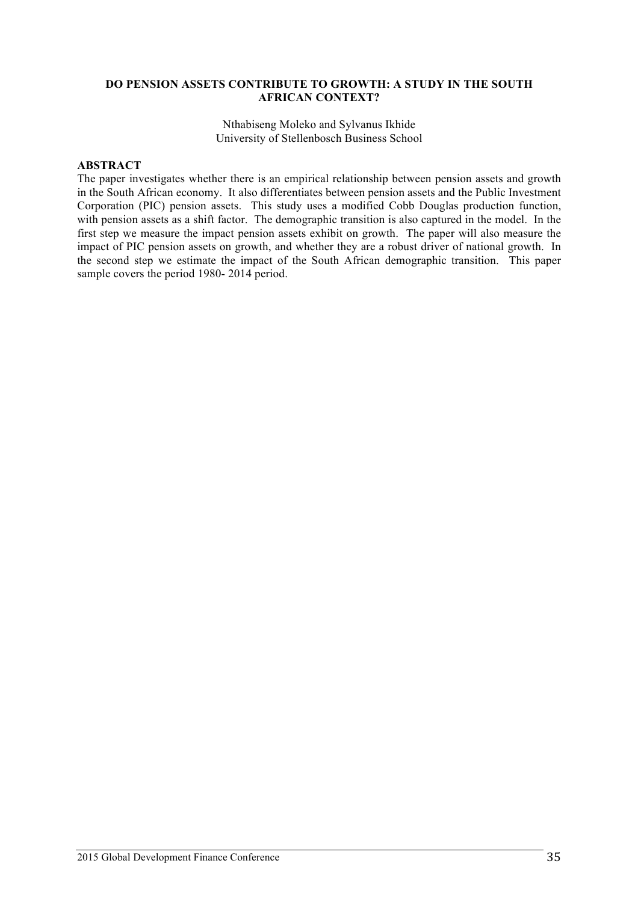## DO PENSION ASSETS CONTRIBUTE TO GROWTH: A STUDY IN THE SOUTH AFRICAN CONTEXT?

Nthabiseng Moleko and Sylvanus Ikhide
University of Stellenbosch Business School

**ABSTRACT**

The paper investigates whether there is an empirical relationship between pension assets and growth in the South African economy. It also differentiates between pension assets and the Public Investment Corporation (PIC) pension assets. This study uses a modified Cobb Douglas production function, with pension assets as a shift factor. The demographic transition is also captured in the model. In the first step we measure the impact pension assets exhibit on growth. The paper will also measure the impact of PIC pension assets on growth, and whether they are a robust driver of national growth. In the second step we estimate the impact of the South African demographic transition. This paper sample covers the period 1980- 2014 period.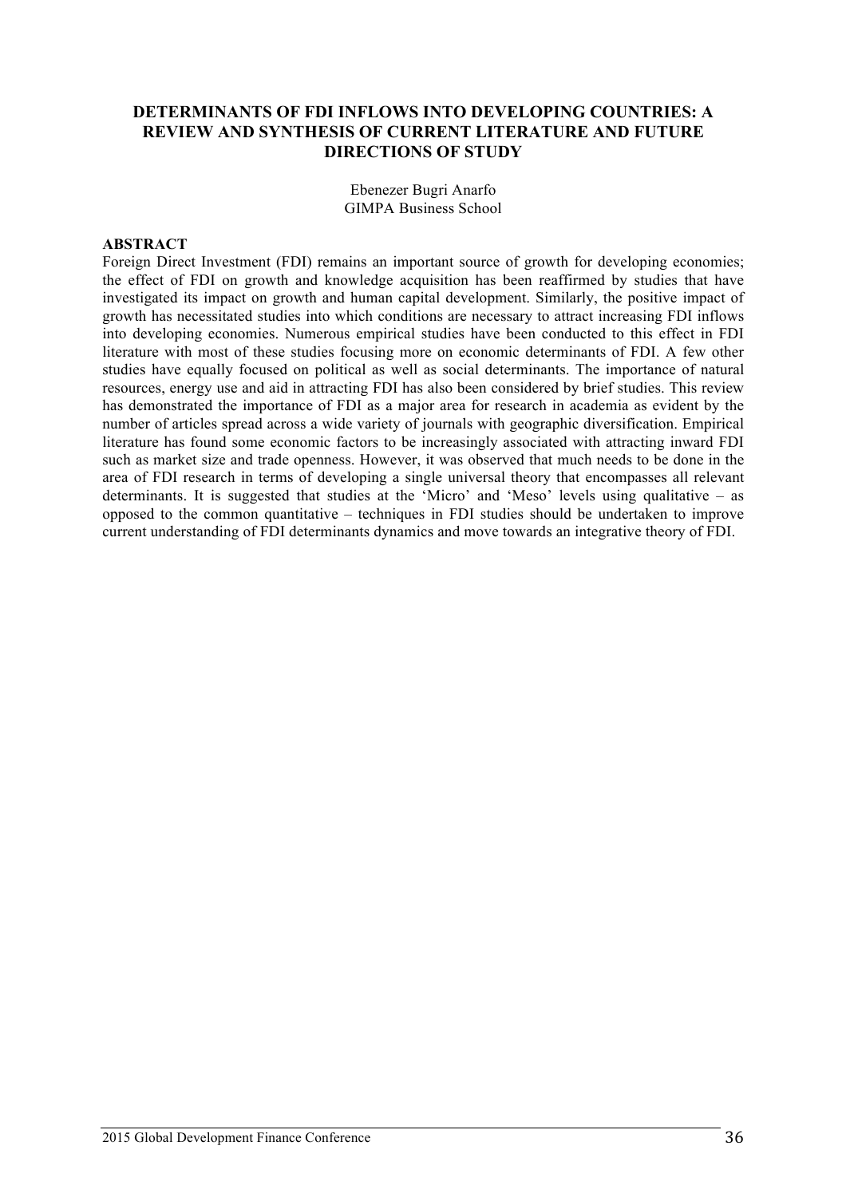## DETERMINANTS OF FDI INFLOWS INTO DEVELOPING COUNTRIES: A REVIEW AND SYNTHESIS OF CURRENT LITERATURE AND FUTURE DIRECTIONS OF STUDY

Ebenezer Bugri Anarfo
GIMPA Business School

**ABSTRACT**

Foreign Direct Investment (FDI) remains an important source of growth for developing economies; the effect of FDI on growth and knowledge acquisition has been reaffirmed by studies that have investigated its impact on growth and human capital development. Similarly, the positive impact of growth has necessitated studies into which conditions are necessary to attract increasing FDI inflows into developing economies. Numerous empirical studies have been conducted to this effect in FDI literature with most of these studies focusing more on economic determinants of FDI. A few other studies have equally focused on political as well as social determinants. The importance of natural resources, energy use and aid in attracting FDI has also been considered by brief studies. This review has demonstrated the importance of FDI as a major area for research in academia as evident by the number of articles spread across a wide variety of journals with geographic diversification. Empirical literature has found some economic factors to be increasingly associated with attracting inward FDI such as market size and trade openness. However, it was observed that much needs to be done in the area of FDI research in terms of developing a single universal theory that encompasses all relevant determinants. It is suggested that studies at the 'Micro' and 'Meso' levels using qualitative – as opposed to the common quantitative – techniques in FDI studies should be undertaken to improve current understanding of FDI determinants dynamics and move towards an integrative theory of FDI.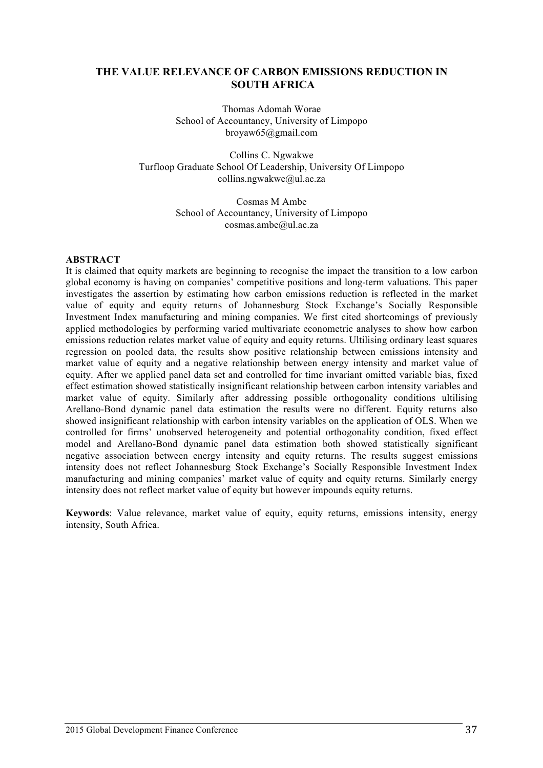# THE VALUE RELEVANCE OF CARBON EMISSIONS REDUCTION IN SOUTH AFRICA

Thomas Adomah Worae
School of Accountancy, University of Limpopo
broyaw65@gmail.com

Collins C. Ngwakwe
Turfloop Graduate School Of Leadership, University Of Limpopo
collins.ngwakwe@ul.ac.za

Cosmas M Ambe
School of Accountancy, University of Limpopo
cosmas.ambe@ul.ac.za

## ABSTRACT

It is claimed that equity markets are beginning to recognise the impact the transition to a low carbon global economy is having on companies' competitive positions and long-term valuations. This paper investigates the assertion by estimating how carbon emissions reduction is reflected in the market value of equity and equity returns of Johannesburg Stock Exchange's Socially Responsible Investment Index manufacturing and mining companies. We first cited shortcomings of previously applied methodologies by performing varied multivariate econometric analyses to show how carbon emissions reduction relates market value of equity and equity returns. Ultilising ordinary least squares regression on pooled data, the results show positive relationship between emissions intensity and market value of equity and a negative relationship between energy intensity and market value of equity. After we applied panel data set and controlled for time invariant omitted variable bias, fixed effect estimation showed statistically insignificant relationship between carbon intensity variables and market value of equity. Similarly after addressing possible orthogonality conditions ultilising Arellano-Bond dynamic panel data estimation the results were no different. Equity returns also showed insignificant relationship with carbon intensity variables on the application of OLS. When we controlled for firms' unobserved heterogeneity and potential orthogonality condition, fixed effect model and Arellano-Bond dynamic panel data estimation both showed statistically significant negative association between energy intensity and equity returns. The results suggest emissions intensity does not reflect Johannesburg Stock Exchange's Socially Responsible Investment Index manufacturing and mining companies' market value of equity and equity returns. Similarly energy intensity does not reflect market value of equity but however impounds equity returns.

**Keywords**: Value relevance, market value of equity, equity returns, emissions intensity, energy intensity, South Africa.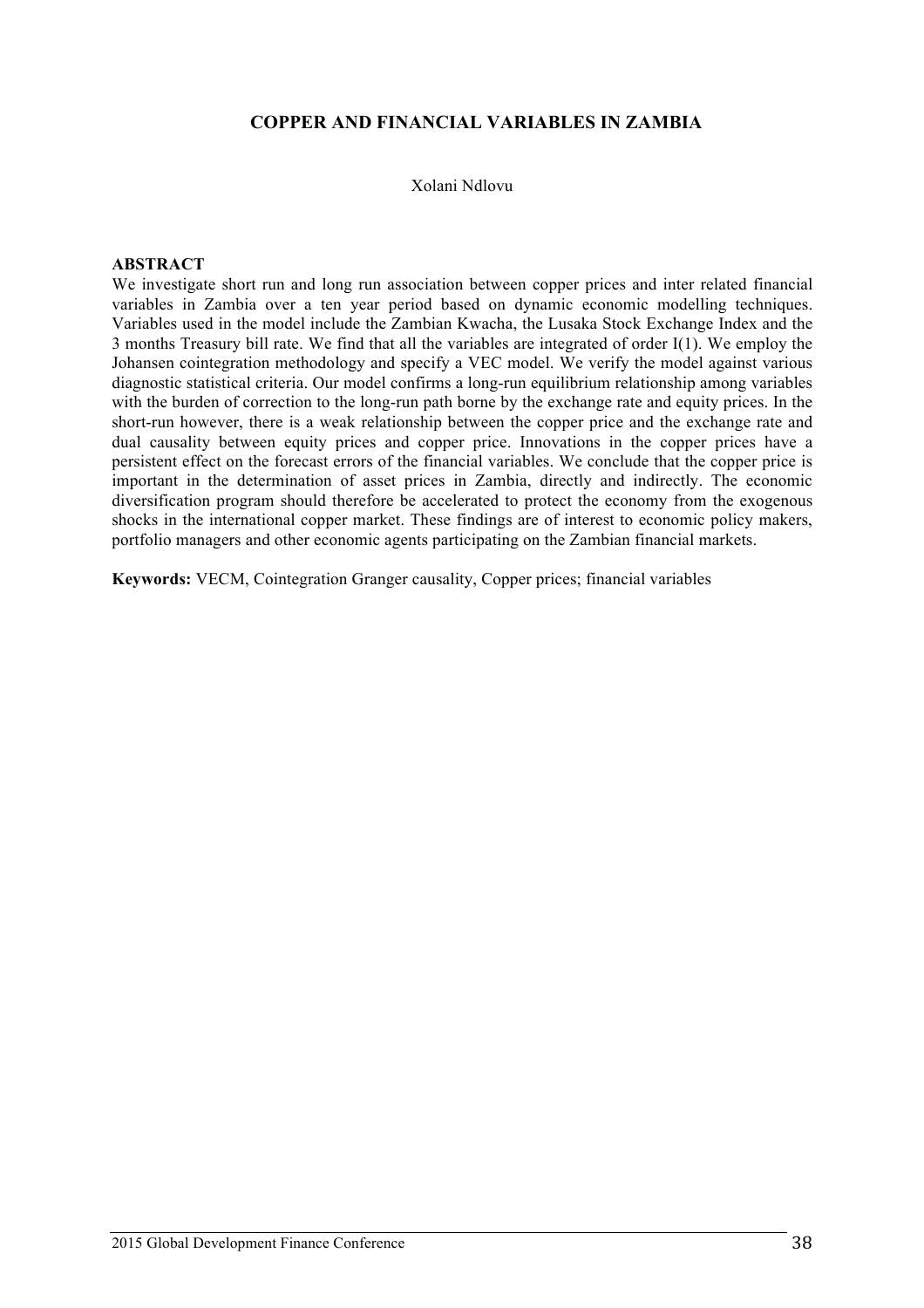# COPPER AND FINANCIAL VARIABLES IN ZAMBIA

Xolani Ndlovu

## ABSTRACT

We investigate short run and long run association between copper prices and inter related financial variables in Zambia over a ten year period based on dynamic economic modelling techniques. Variables used in the model include the Zambian Kwacha, the Lusaka Stock Exchange Index and the 3 months Treasury bill rate. We find that all the variables are integrated of order I(1). We employ the Johansen cointegration methodology and specify a VEC model. We verify the model against various diagnostic statistical criteria. Our model confirms a long-run equilibrium relationship among variables with the burden of correction to the long-run path borne by the exchange rate and equity prices. In the short-run however, there is a weak relationship between the copper price and the exchange rate and dual causality between equity prices and copper price. Innovations in the copper prices have a persistent effect on the forecast errors of the financial variables. We conclude that the copper price is important in the determination of asset prices in Zambia, directly and indirectly. The economic diversification program should therefore be accelerated to protect the economy from the exogenous shocks in the international copper market. These findings are of interest to economic policy makers, portfolio managers and other economic agents participating on the Zambian financial markets.

**Keywords:** VECM, Cointegration Granger causality, Copper prices; financial variables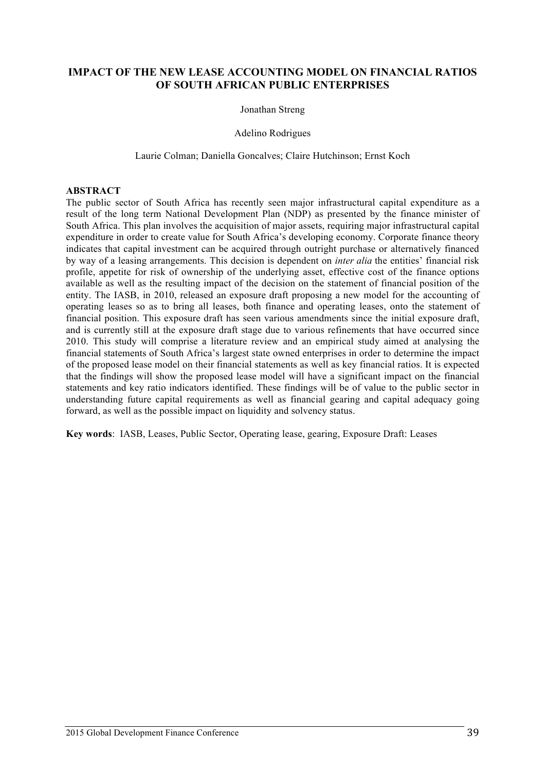# IMPACT OF THE NEW LEASE ACCOUNTING MODEL ON FINANCIAL RATIOS OF SOUTH AFRICAN PUBLIC ENTERPRISES

Jonathan Streng

Adelino Rodrigues

Laurie Colman; Daniella Goncalves; Claire Hutchinson; Ernst Koch

## ABSTRACT

The public sector of South Africa has recently seen major infrastructural capital expenditure as a result of the long term National Development Plan (NDP) as presented by the finance minister of South Africa. This plan involves the acquisition of major assets, requiring major infrastructural capital expenditure in order to create value for South Africa's developing economy. Corporate finance theory indicates that capital investment can be acquired through outright purchase or alternatively financed by way of a leasing arrangements. This decision is dependent on *inter alia* the entities' financial risk profile, appetite for risk of ownership of the underlying asset, effective cost of the finance options available as well as the resulting impact of the decision on the statement of financial position of the entity. The IASB, in 2010, released an exposure draft proposing a new model for the accounting of operating leases so as to bring all leases, both finance and operating leases, onto the statement of financial position. This exposure draft has seen various amendments since the initial exposure draft, and is currently still at the exposure draft stage due to various refinements that have occurred since 2010. This study will comprise a literature review and an empirical study aimed at analysing the financial statements of South Africa's largest state owned enterprises in order to determine the impact of the proposed lease model on their financial statements as well as key financial ratios. It is expected that the findings will show the proposed lease model will have a significant impact on the financial statements and key ratio indicators identified. These findings will be of value to the public sector in understanding future capital requirements as well as financial gearing and capital adequacy going forward, as well as the possible impact on liquidity and solvency status.

**Key words**: IASB, Leases, Public Sector, Operating lease, gearing, Exposure Draft: Leases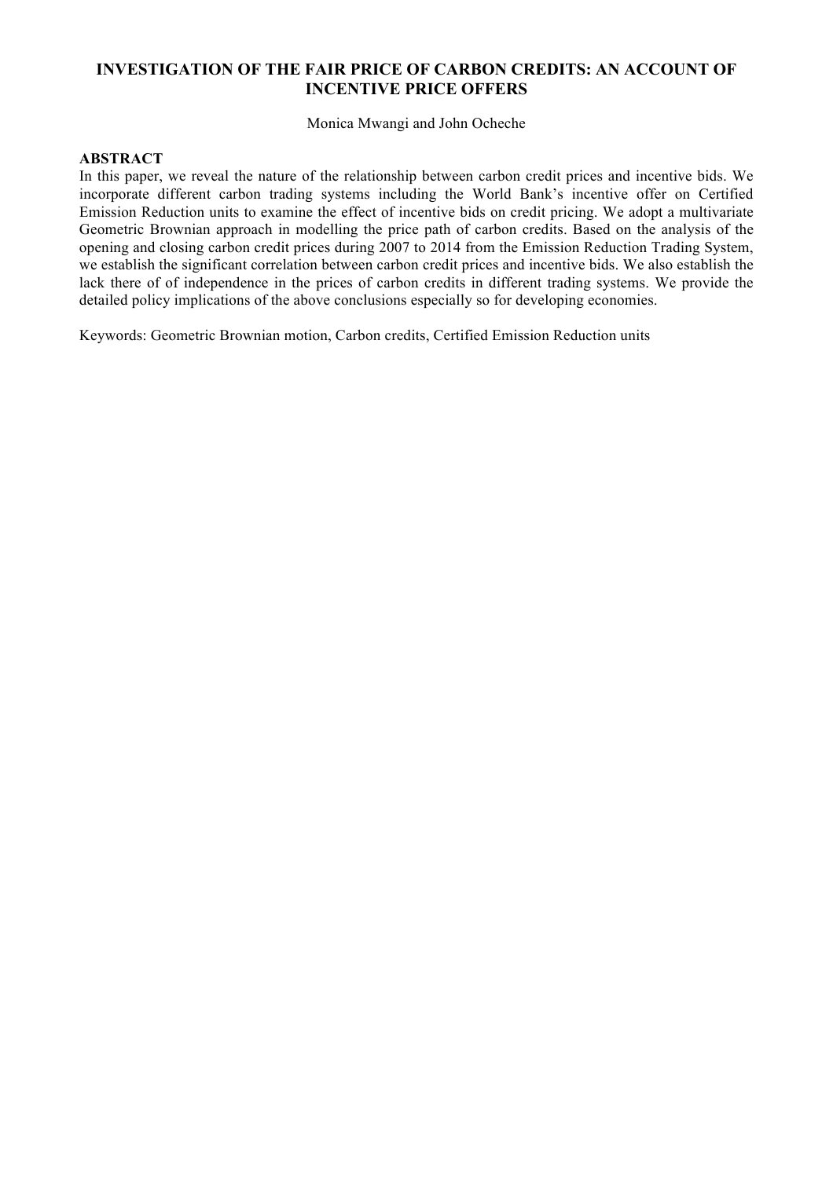# INVESTIGATION OF THE FAIR PRICE OF CARBON CREDITS: AN ACCOUNT OF INCENTIVE PRICE OFFERS

Monica Mwangi and John Ocheche

## ABSTRACT

In this paper, we reveal the nature of the relationship between carbon credit prices and incentive bids. We incorporate different carbon trading systems including the World Bank's incentive offer on Certified Emission Reduction units to examine the effect of incentive bids on credit pricing. We adopt a multivariate Geometric Brownian approach in modelling the price path of carbon credits. Based on the analysis of the opening and closing carbon credit prices during 2007 to 2014 from the Emission Reduction Trading System, we establish the significant correlation between carbon credit prices and incentive bids. We also establish the lack there of of independence in the prices of carbon credits in different trading systems. We provide the detailed policy implications of the above conclusions especially so for developing economies.

Keywords: Geometric Brownian motion, Carbon credits, Certified Emission Reduction units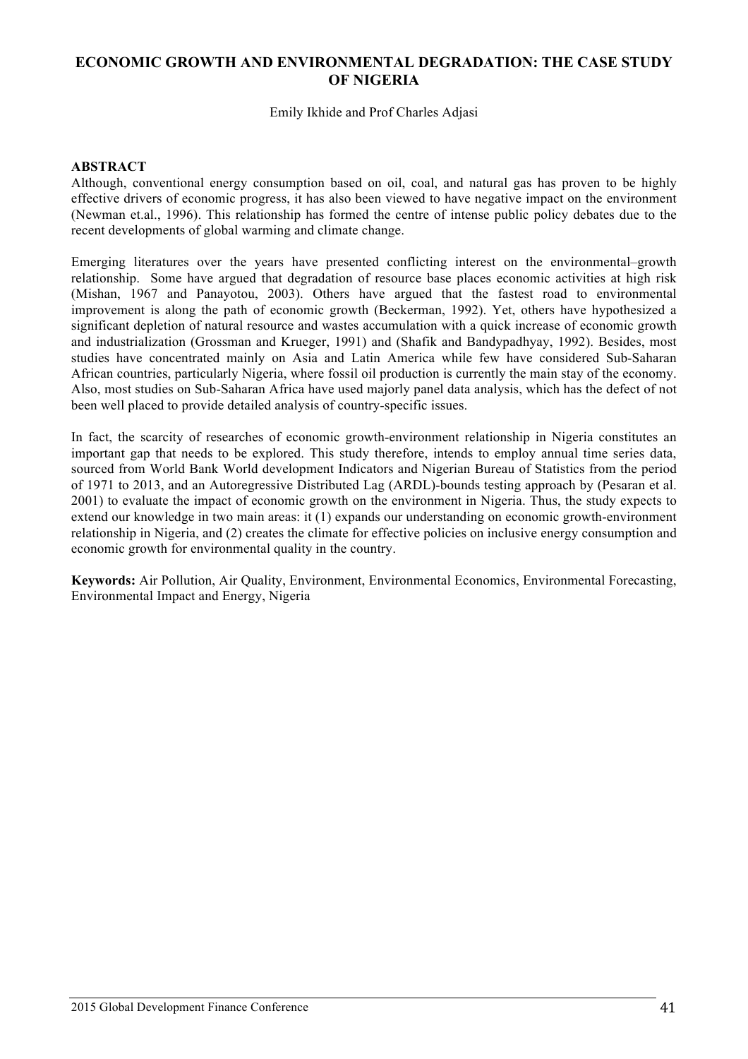# ECONOMIC GROWTH AND ENVIRONMENTAL DEGRADATION: THE CASE STUDY OF NIGERIA

Emily Ikhide and Prof Charles Adjasi

## ABSTRACT

Although, conventional energy consumption based on oil, coal, and natural gas has proven to be highly effective drivers of economic progress, it has also been viewed to have negative impact on the environment (Newman et.al., 1996). This relationship has formed the centre of intense public policy debates due to the recent developments of global warming and climate change.

Emerging literatures over the years have presented conflicting interest on the environmental–growth relationship. Some have argued that degradation of resource base places economic activities at high risk (Mishan, 1967 and Panayotou, 2003). Others have argued that the fastest road to environmental improvement is along the path of economic growth (Beckerman, 1992). Yet, others have hypothesized a significant depletion of natural resource and wastes accumulation with a quick increase of economic growth and industrialization (Grossman and Krueger, 1991) and (Shafik and Bandypadhyay, 1992). Besides, most studies have concentrated mainly on Asia and Latin America while few have considered Sub-Saharan African countries, particularly Nigeria, where fossil oil production is currently the main stay of the economy. Also, most studies on Sub-Saharan Africa have used majorly panel data analysis, which has the defect of not been well placed to provide detailed analysis of country-specific issues.

In fact, the scarcity of researches of economic growth-environment relationship in Nigeria constitutes an important gap that needs to be explored. This study therefore, intends to employ annual time series data, sourced from World Bank World development Indicators and Nigerian Bureau of Statistics from the period of 1971 to 2013, and an Autoregressive Distributed Lag (ARDL)-bounds testing approach by (Pesaran et al. 2001) to evaluate the impact of economic growth on the environment in Nigeria. Thus, the study expects to extend our knowledge in two main areas: it (1) expands our understanding on economic growth-environment relationship in Nigeria, and (2) creates the climate for effective policies on inclusive energy consumption and economic growth for environmental quality in the country.

**Keywords:** Air Pollution, Air Quality, Environment, Environmental Economics, Environmental Forecasting, Environmental Impact and Energy, Nigeria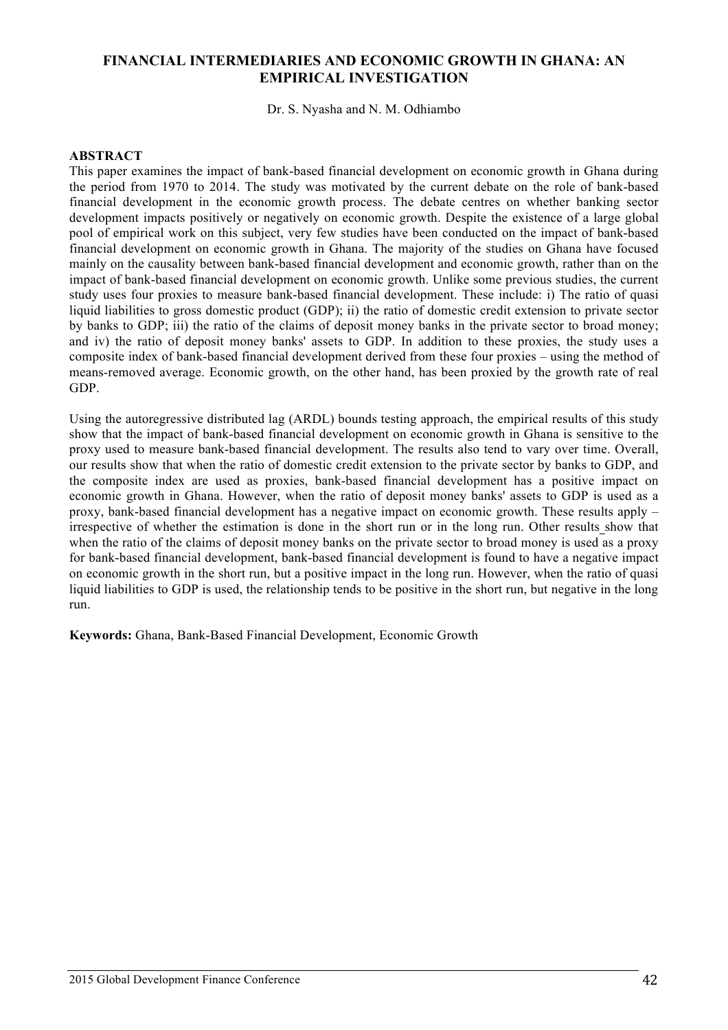# FINANCIAL INTERMEDIARIES AND ECONOMIC GROWTH IN GHANA: AN EMPIRICAL INVESTIGATION

Dr. S. Nyasha and N. M. Odhiambo

## ABSTRACT

This paper examines the impact of bank-based financial development on economic growth in Ghana during the period from 1970 to 2014. The study was motivated by the current debate on the role of bank-based financial development in the economic growth process. The debate centres on whether banking sector development impacts positively or negatively on economic growth. Despite the existence of a large global pool of empirical work on this subject, very few studies have been conducted on the impact of bank-based financial development on economic growth in Ghana. The majority of the studies on Ghana have focused mainly on the causality between bank-based financial development and economic growth, rather than on the impact of bank-based financial development on economic growth. Unlike some previous studies, the current study uses four proxies to measure bank-based financial development. These include: i) The ratio of quasi liquid liabilities to gross domestic product (GDP); ii) the ratio of domestic credit extension to private sector by banks to GDP; iii) the ratio of the claims of deposit money banks in the private sector to broad money; and iv) the ratio of deposit money banks' assets to GDP. In addition to these proxies, the study uses a composite index of bank-based financial development derived from these four proxies – using the method of means-removed average. Economic growth, on the other hand, has been proxied by the growth rate of real GDP.

Using the autoregressive distributed lag (ARDL) bounds testing approach, the empirical results of this study show that the impact of bank-based financial development on economic growth in Ghana is sensitive to the proxy used to measure bank-based financial development. The results also tend to vary over time. Overall, our results show that when the ratio of domestic credit extension to the private sector by banks to GDP, and the composite index are used as proxies, bank-based financial development has a positive impact on economic growth in Ghana. However, when the ratio of deposit money banks' assets to GDP is used as a proxy, bank-based financial development has a negative impact on economic growth. These results apply – irrespective of whether the estimation is done in the short run or in the long run. Other results show that when the ratio of the claims of deposit money banks on the private sector to broad money is used as a proxy for bank-based financial development, bank-based financial development is found to have a negative impact on economic growth in the short run, but a positive impact in the long run. However, when the ratio of quasi liquid liabilities to GDP is used, the relationship tends to be positive in the short run, but negative in the long run.

**Keywords:** Ghana, Bank-Based Financial Development, Economic Growth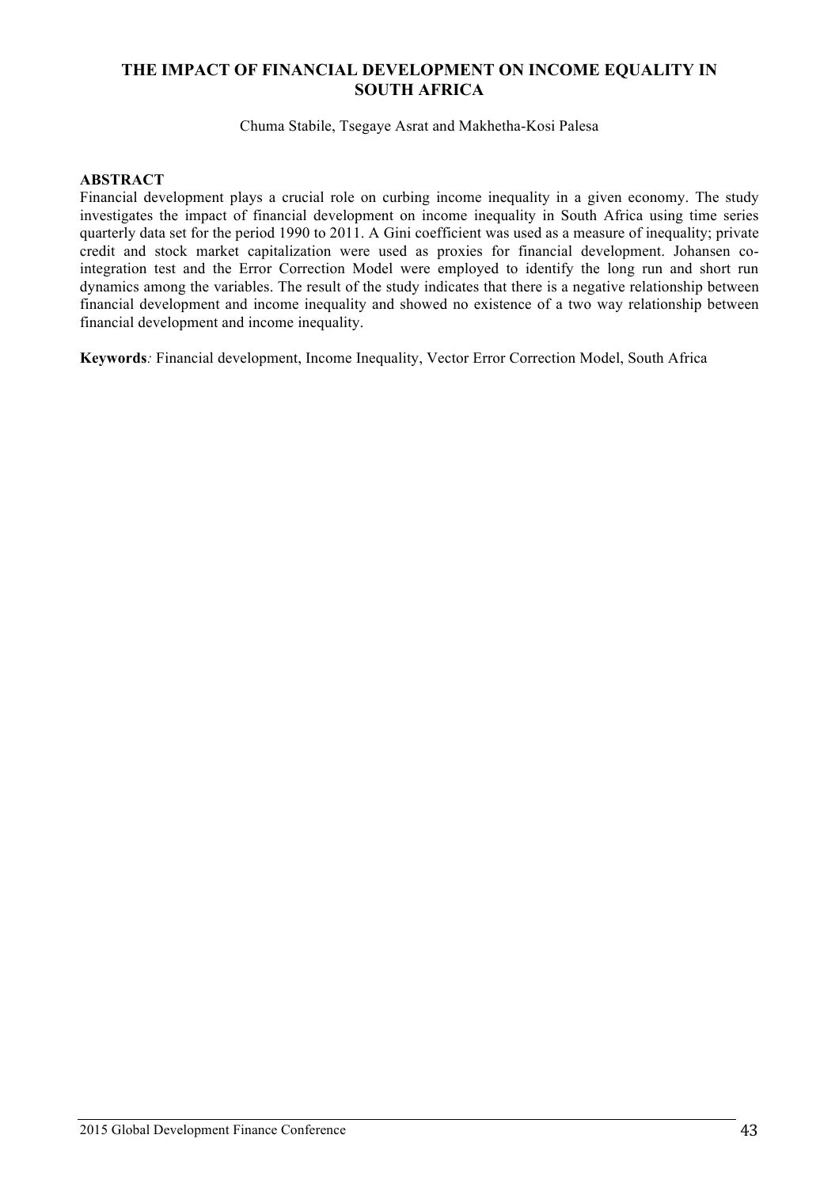## THE IMPACT OF FINANCIAL DEVELOPMENT ON INCOME EQUALITY IN SOUTH AFRICA

Chuma Stabile, Tsegaye Asrat and Makhetha-Kosi Palesa

**ABSTRACT**

Financial development plays a crucial role on curbing income inequality in a given economy. The study investigates the impact of financial development on income inequality in South Africa using time series quarterly data set for the period 1990 to 2011. A Gini coefficient was used as a measure of inequality; private credit and stock market capitalization were used as proxies for financial development. Johansen co-integration test and the Error Correction Model were employed to identify the long run and short run dynamics among the variables. The result of the study indicates that there is a negative relationship between financial development and income inequality and showed no existence of a two way relationship between financial development and income inequality.

**Keywords***:* Financial development, Income Inequality, Vector Error Correction Model, South Africa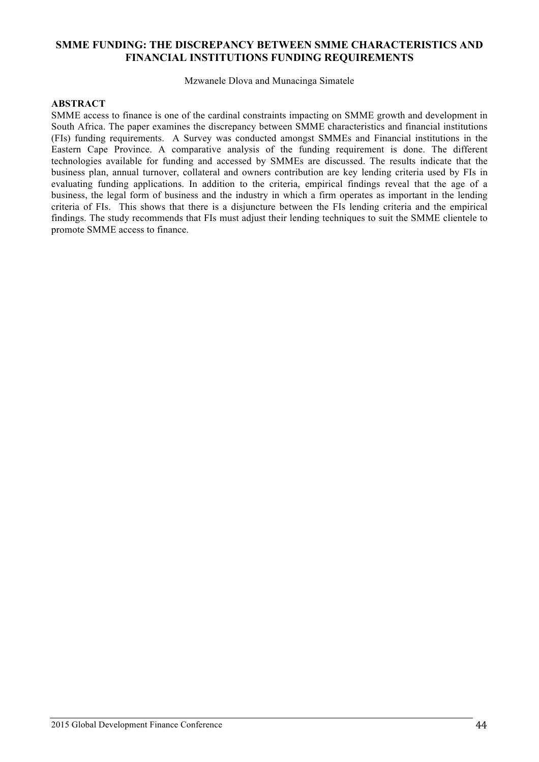# SMME FUNDING: THE DISCREPANCY BETWEEN SMME CHARACTERISTICS AND FINANCIAL INSTITUTIONS FUNDING REQUIREMENTS

Mzwanele Dlova and Munacinga Simatele

## ABSTRACT

SMME access to finance is one of the cardinal constraints impacting on SMME growth and development in South Africa. The paper examines the discrepancy between SMME characteristics and financial institutions (FIs) funding requirements. A Survey was conducted amongst SMMEs and Financial institutions in the Eastern Cape Province. A comparative analysis of the funding requirement is done. The different technologies available for funding and accessed by SMMEs are discussed. The results indicate that the business plan, annual turnover, collateral and owners contribution are key lending criteria used by FIs in evaluating funding applications. In addition to the criteria, empirical findings reveal that the age of a business, the legal form of business and the industry in which a firm operates as important in the lending criteria of FIs. This shows that there is a disjuncture between the FIs lending criteria and the empirical findings. The study recommends that FIs must adjust their lending techniques to suit the SMME clientele to promote SMME access to finance.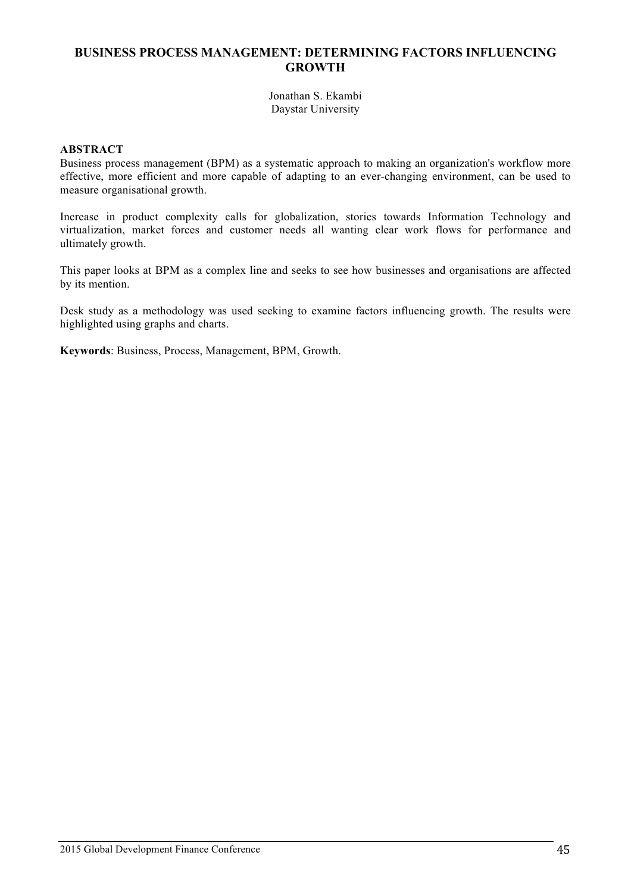# BUSINESS PROCESS MANAGEMENT: DETERMINING FACTORS INFLUENCING GROWTH

Jonathan S. Ekambi
Daystar University

## ABSTRACT

Business process management (BPM) as a systematic approach to making an organization's workflow more effective, more efficient and more capable of adapting to an ever-changing environment, can be used to measure organisational growth.

Increase in product complexity calls for globalization, stories towards Information Technology and virtualization, market forces and customer needs all wanting clear work flows for performance and ultimately growth.

This paper looks at BPM as a complex line and seeks to see how businesses and organisations are affected by its mention.

Desk study as a methodology was used seeking to examine factors influencing growth. The results were highlighted using graphs and charts.

**Keywords**: Business, Process, Management, BPM, Growth.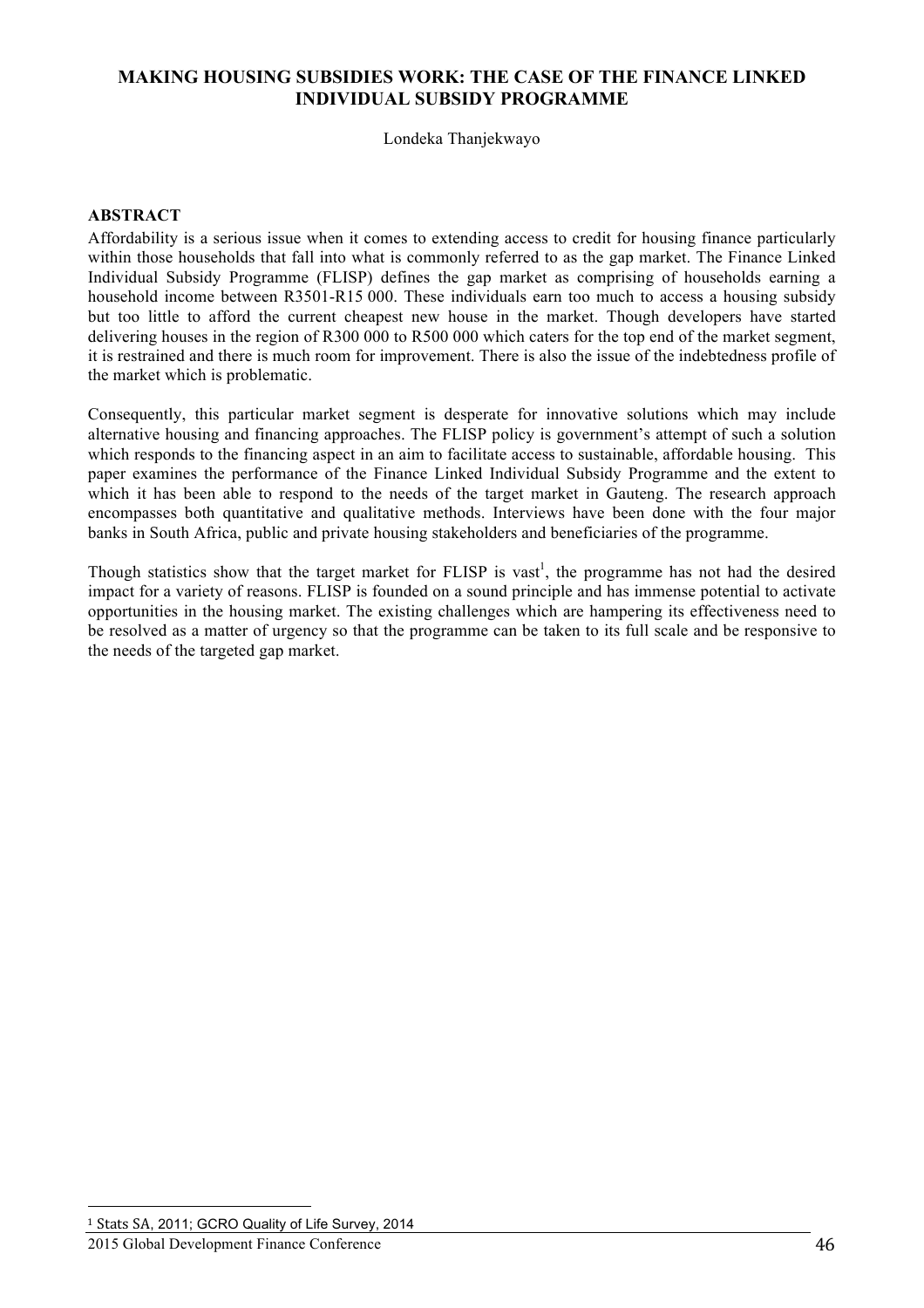# MAKING HOUSING SUBSIDIES WORK: THE CASE OF THE FINANCE LINKED INDIVIDUAL SUBSIDY PROGRAMME

Londeka Thanjekwayo

## ABSTRACT

Affordability is a serious issue when it comes to extending access to credit for housing finance particularly within those households that fall into what is commonly referred to as the gap market. The Finance Linked Individual Subsidy Programme (FLISP) defines the gap market as comprising of households earning a household income between R3501-R15 000. These individuals earn too much to access a housing subsidy but too little to afford the current cheapest new house in the market. Though developers have started delivering houses in the region of R300 000 to R500 000 which caters for the top end of the market segment, it is restrained and there is much room for improvement. There is also the issue of the indebtedness profile of the market which is problematic.

Consequently, this particular market segment is desperate for innovative solutions which may include alternative housing and financing approaches. The FLISP policy is government's attempt of such a solution which responds to the financing aspect in an aim to facilitate access to sustainable, affordable housing. This paper examines the performance of the Finance Linked Individual Subsidy Programme and the extent to which it has been able to respond to the needs of the target market in Gauteng. The research approach encompasses both quantitative and qualitative methods. Interviews have been done with the four major banks in South Africa, public and private housing stakeholders and beneficiaries of the programme.

Though statistics show that the target market for FLISP is vast[1], the programme has not had the desired impact for a variety of reasons. FLISP is founded on a sound principle and has immense potential to activate opportunities in the housing market. The existing challenges which are hampering its effectiveness need to be resolved as a matter of urgency so that the programme can be taken to its full scale and be responsive to the needs of the targeted gap market.

---

[1] Stats SA, 2011; GCRO Quality of Life Survey, 2014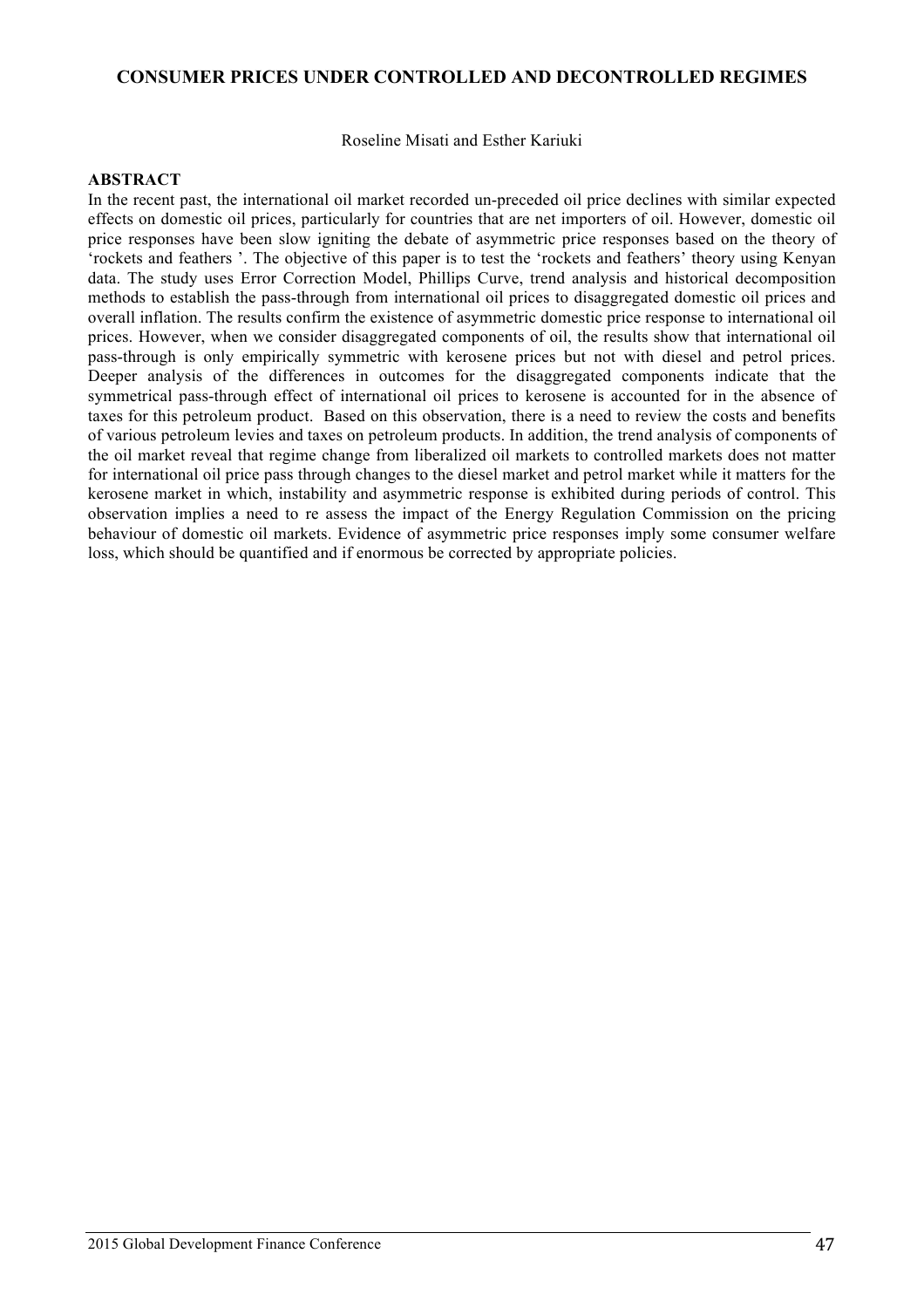## CONSUMER PRICES UNDER CONTROLLED AND DECONTROLLED REGIMES

Roseline Misati and Esther Kariuki

**ABSTRACT**

In the recent past, the international oil market recorded un-preceded oil price declines with similar expected effects on domestic oil prices, particularly for countries that are net importers of oil. However, domestic oil price responses have been slow igniting the debate of asymmetric price responses based on the theory of 'rockets and feathers '. The objective of this paper is to test the 'rockets and feathers' theory using Kenyan data. The study uses Error Correction Model, Phillips Curve, trend analysis and historical decomposition methods to establish the pass-through from international oil prices to disaggregated domestic oil prices and overall inflation. The results confirm the existence of asymmetric domestic price response to international oil prices. However, when we consider disaggregated components of oil, the results show that international oil pass-through is only empirically symmetric with kerosene prices but not with diesel and petrol prices. Deeper analysis of the differences in outcomes for the disaggregated components indicate that the symmetrical pass-through effect of international oil prices to kerosene is accounted for in the absence of taxes for this petroleum product. Based on this observation, there is a need to review the costs and benefits of various petroleum levies and taxes on petroleum products. In addition, the trend analysis of components of the oil market reveal that regime change from liberalized oil markets to controlled markets does not matter for international oil price pass through changes to the diesel market and petrol market while it matters for the kerosene market in which, instability and asymmetric response is exhibited during periods of control. This observation implies a need to re assess the impact of the Energy Regulation Commission on the pricing behaviour of domestic oil markets. Evidence of asymmetric price responses imply some consumer welfare loss, which should be quantified and if enormous be corrected by appropriate policies.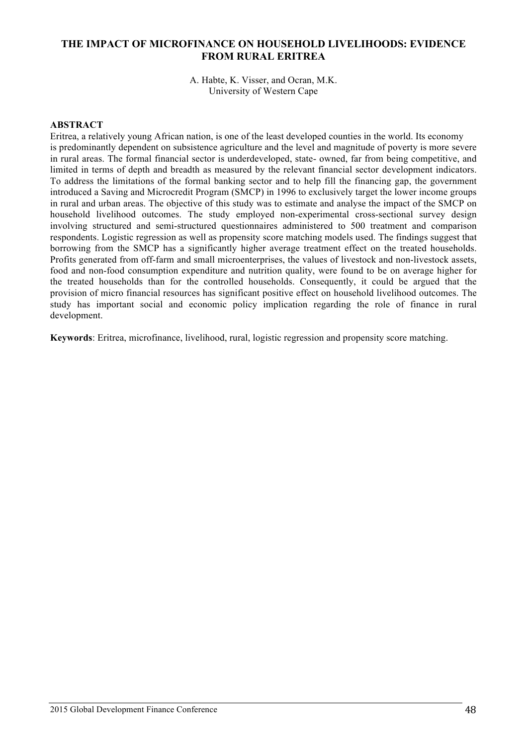# THE IMPACT OF MICROFINANCE ON HOUSEHOLD LIVELIHOODS: EVIDENCE FROM RURAL ERITREA

A. Habte, K. Visser, and Ocran, M.K.
University of Western Cape

## ABSTRACT

Eritrea, a relatively young African nation, is one of the least developed counties in the world. Its economy is predominantly dependent on subsistence agriculture and the level and magnitude of poverty is more severe in rural areas. The formal financial sector is underdeveloped, state- owned, far from being competitive, and limited in terms of depth and breadth as measured by the relevant financial sector development indicators. To address the limitations of the formal banking sector and to help fill the financing gap, the government introduced a Saving and Microcredit Program (SMCP) in 1996 to exclusively target the lower income groups in rural and urban areas. The objective of this study was to estimate and analyse the impact of the SMCP on household livelihood outcomes. The study employed non-experimental cross-sectional survey design involving structured and semi-structured questionnaires administered to 500 treatment and comparison respondents. Logistic regression as well as propensity score matching models used. The findings suggest that borrowing from the SMCP has a significantly higher average treatment effect on the treated households. Profits generated from off-farm and small microenterprises, the values of livestock and non-livestock assets, food and non-food consumption expenditure and nutrition quality, were found to be on average higher for the treated households than for the controlled households. Consequently, it could be argued that the provision of micro financial resources has significant positive effect on household livelihood outcomes. The study has important social and economic policy implication regarding the role of finance in rural development.

**Keywords**: Eritrea, microfinance, livelihood, rural, logistic regression and propensity score matching.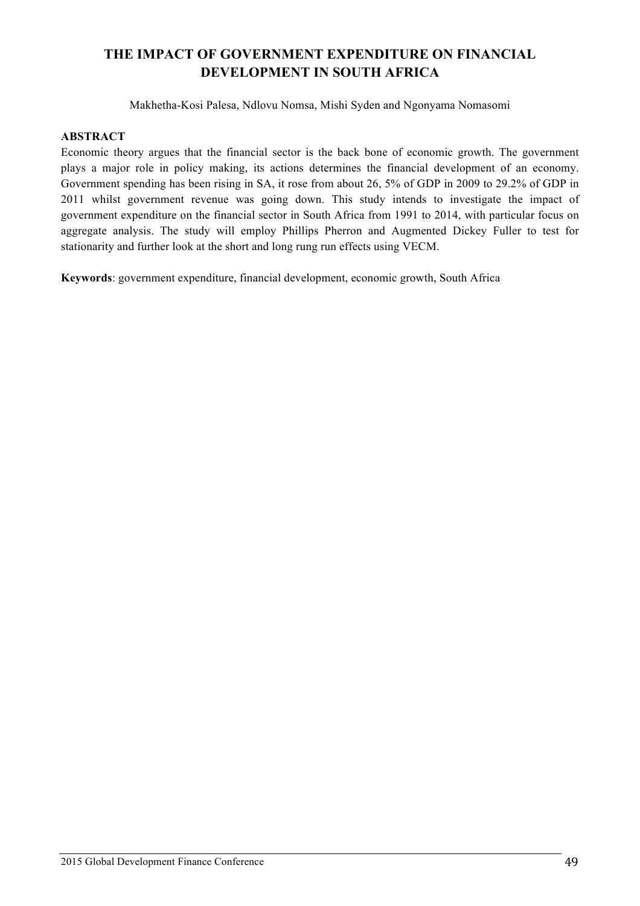# THE IMPACT OF GOVERNMENT EXPENDITURE ON FINANCIAL DEVELOPMENT IN SOUTH AFRICA

Makhetha-Kosi Palesa, Ndlovu Nomsa, Mishi Syden and Ngonyama Nomasomi

**ABSTRACT**

Economic theory argues that the financial sector is the back bone of economic growth. The government plays a major role in policy making, its actions determines the financial development of an economy. Government spending has been rising in SA, it rose from about 26, 5% of GDP in 2009 to 29.2% of GDP in 2011 whilst government revenue was going down. This study intends to investigate the impact of government expenditure on the financial sector in South Africa from 1991 to 2014, with particular focus on aggregate analysis. The study will employ Phillips Pherron and Augmented Dickey Fuller to test for stationarity and further look at the short and long rung run effects using VECM.

**Keywords**: government expenditure, financial development, economic growth, South Africa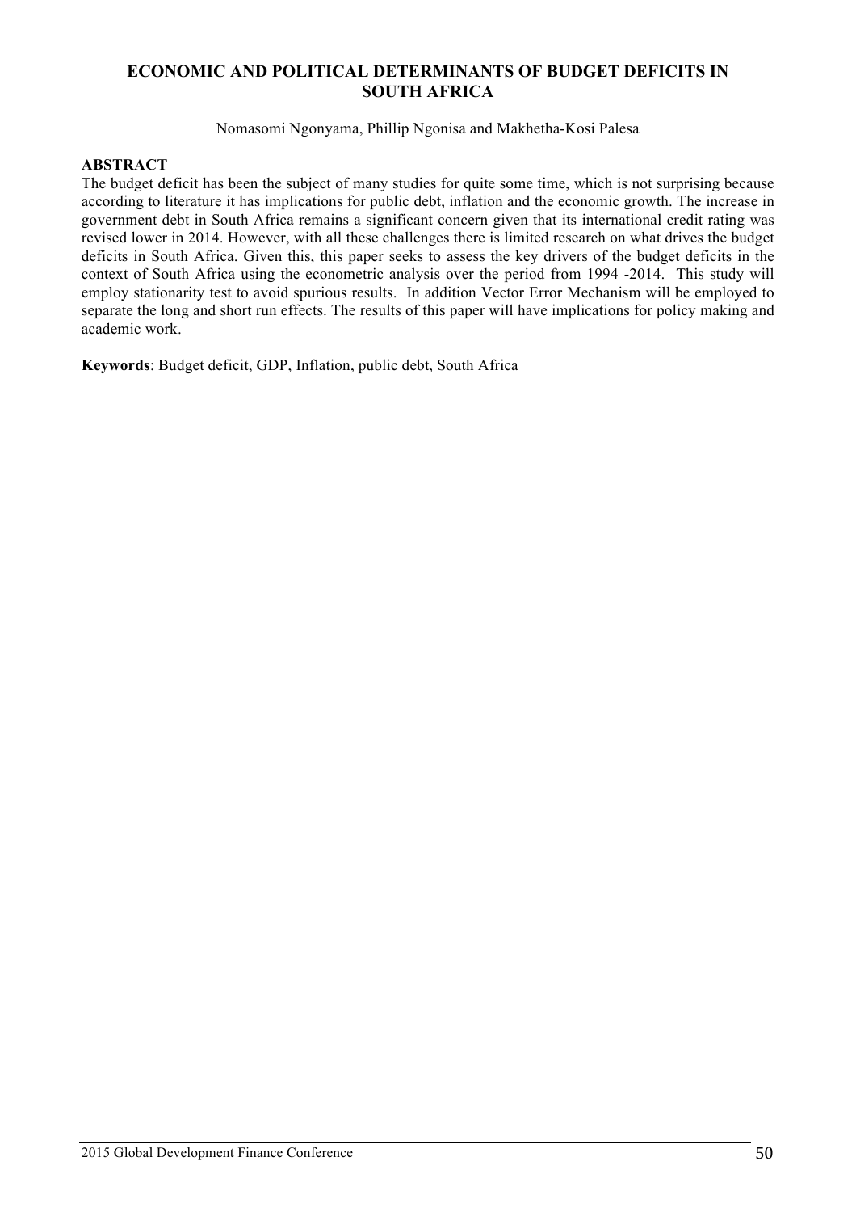# ECONOMIC AND POLITICAL DETERMINANTS OF BUDGET DEFICITS IN SOUTH AFRICA

Nomasomi Ngonyama, Phillip Ngonisa and Makhetha-Kosi Palesa

## ABSTRACT

The budget deficit has been the subject of many studies for quite some time, which is not surprising because according to literature it has implications for public debt, inflation and the economic growth. The increase in government debt in South Africa remains a significant concern given that its international credit rating was revised lower in 2014. However, with all these challenges there is limited research on what drives the budget deficits in South Africa. Given this, this paper seeks to assess the key drivers of the budget deficits in the context of South Africa using the econometric analysis over the period from 1994 -2014. This study will employ stationarity test to avoid spurious results. In addition Vector Error Mechanism will be employed to separate the long and short run effects. The results of this paper will have implications for policy making and academic work.

**Keywords**: Budget deficit, GDP, Inflation, public debt, South Africa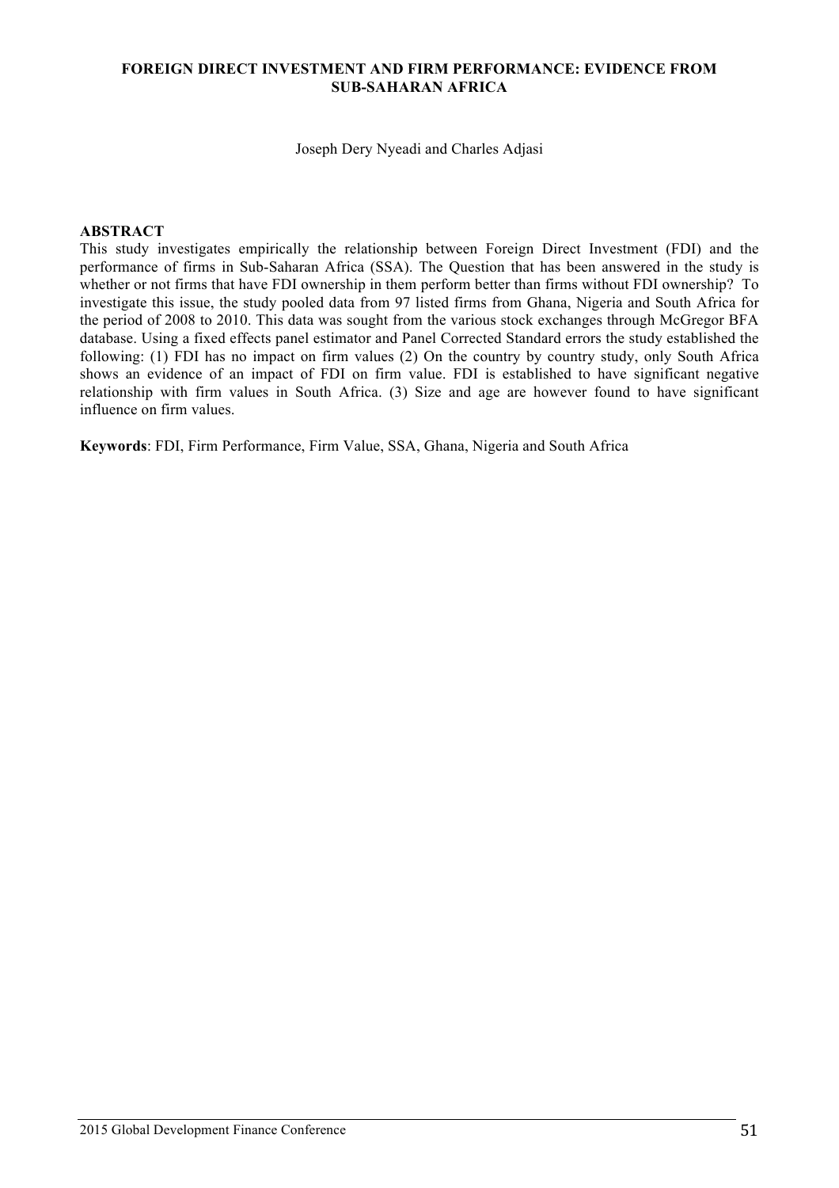# FOREIGN DIRECT INVESTMENT AND FIRM PERFORMANCE: EVIDENCE FROM SUB-SAHARAN AFRICA

Joseph Dery Nyeadi and Charles Adjasi

## ABSTRACT

This study investigates empirically the relationship between Foreign Direct Investment (FDI) and the performance of firms in Sub-Saharan Africa (SSA). The Question that has been answered in the study is whether or not firms that have FDI ownership in them perform better than firms without FDI ownership? To investigate this issue, the study pooled data from 97 listed firms from Ghana, Nigeria and South Africa for the period of 2008 to 2010. This data was sought from the various stock exchanges through McGregor BFA database. Using a fixed effects panel estimator and Panel Corrected Standard errors the study established the following: (1) FDI has no impact on firm values (2) On the country by country study, only South Africa shows an evidence of an impact of FDI on firm value. FDI is established to have significant negative relationship with firm values in South Africa. (3) Size and age are however found to have significant influence on firm values.

**Keywords**: FDI, Firm Performance, Firm Value, SSA, Ghana, Nigeria and South Africa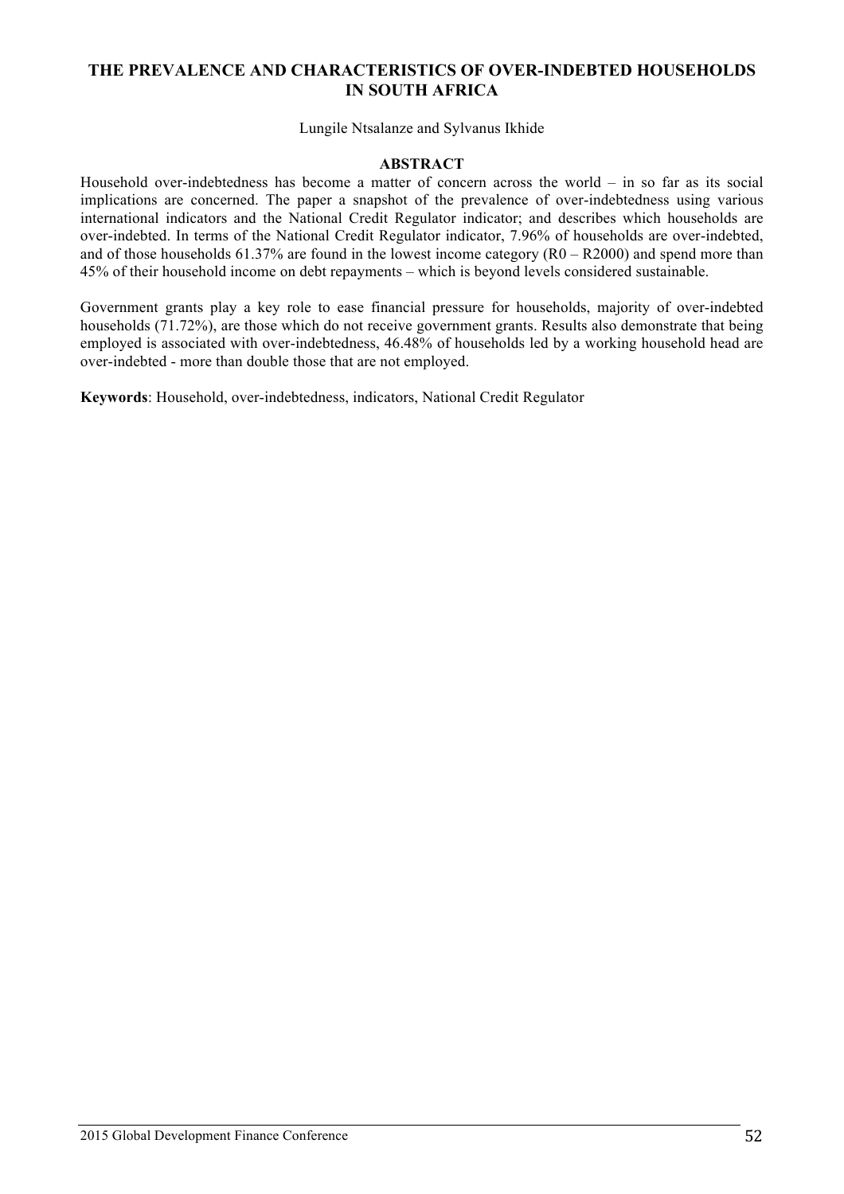# THE PREVALENCE AND CHARACTERISTICS OF OVER-INDEBTED HOUSEHOLDS IN SOUTH AFRICA

Lungile Ntsalanze and Sylvanus Ikhide

## ABSTRACT

Household over-indebtedness has become a matter of concern across the world – in so far as its social implications are concerned. The paper a snapshot of the prevalence of over-indebtedness using various international indicators and the National Credit Regulator indicator; and describes which households are over-indebted. In terms of the National Credit Regulator indicator, 7.96% of households are over-indebted, and of those households 61.37% are found in the lowest income category (R0 – R2000) and spend more than 45% of their household income on debt repayments – which is beyond levels considered sustainable.

Government grants play a key role to ease financial pressure for households, majority of over-indebted households (71.72%), are those which do not receive government grants. Results also demonstrate that being employed is associated with over-indebtedness, 46.48% of households led by a working household head are over-indebted - more than double those that are not employed.

**Keywords**: Household, over-indebtedness, indicators, National Credit Regulator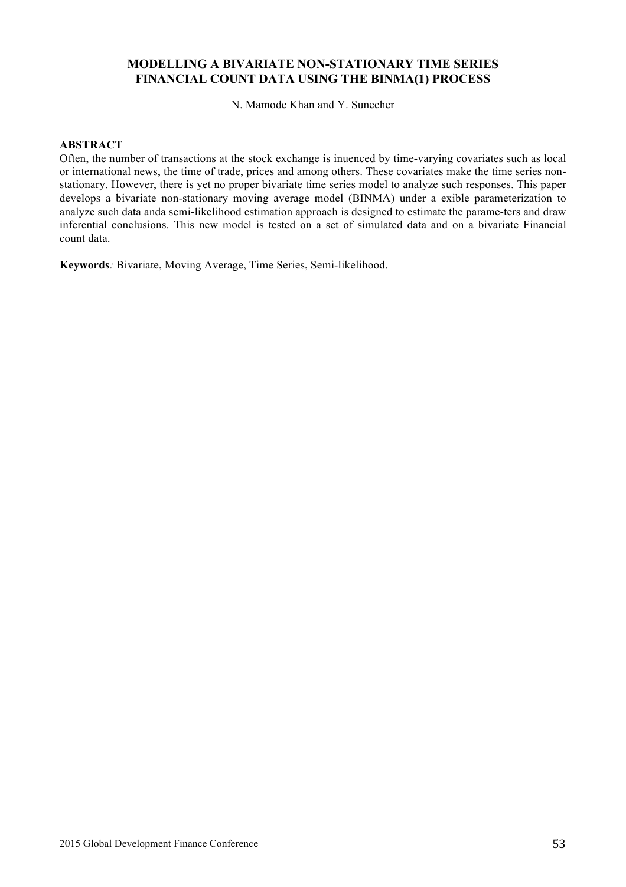# MODELLING A BIVARIATE NON-STATIONARY TIME SERIES FINANCIAL COUNT DATA USING THE BINMA(1) PROCESS

N. Mamode Khan and Y. Sunecher

**ABSTRACT**

Often, the number of transactions at the stock exchange is inuenced by time-varying covariates such as local or international news, the time of trade, prices and among others. These covariates make the time series non-stationary. However, there is yet no proper bivariate time series model to analyze such responses. This paper develops a bivariate non-stationary moving average model (BINMA) under a exible parameterization to analyze such data anda semi-likelihood estimation approach is designed to estimate the parame-ters and draw inferential conclusions. This new model is tested on a set of simulated data and on a bivariate Financial count data.

**Keywords***:* Bivariate, Moving Average, Time Series, Semi-likelihood.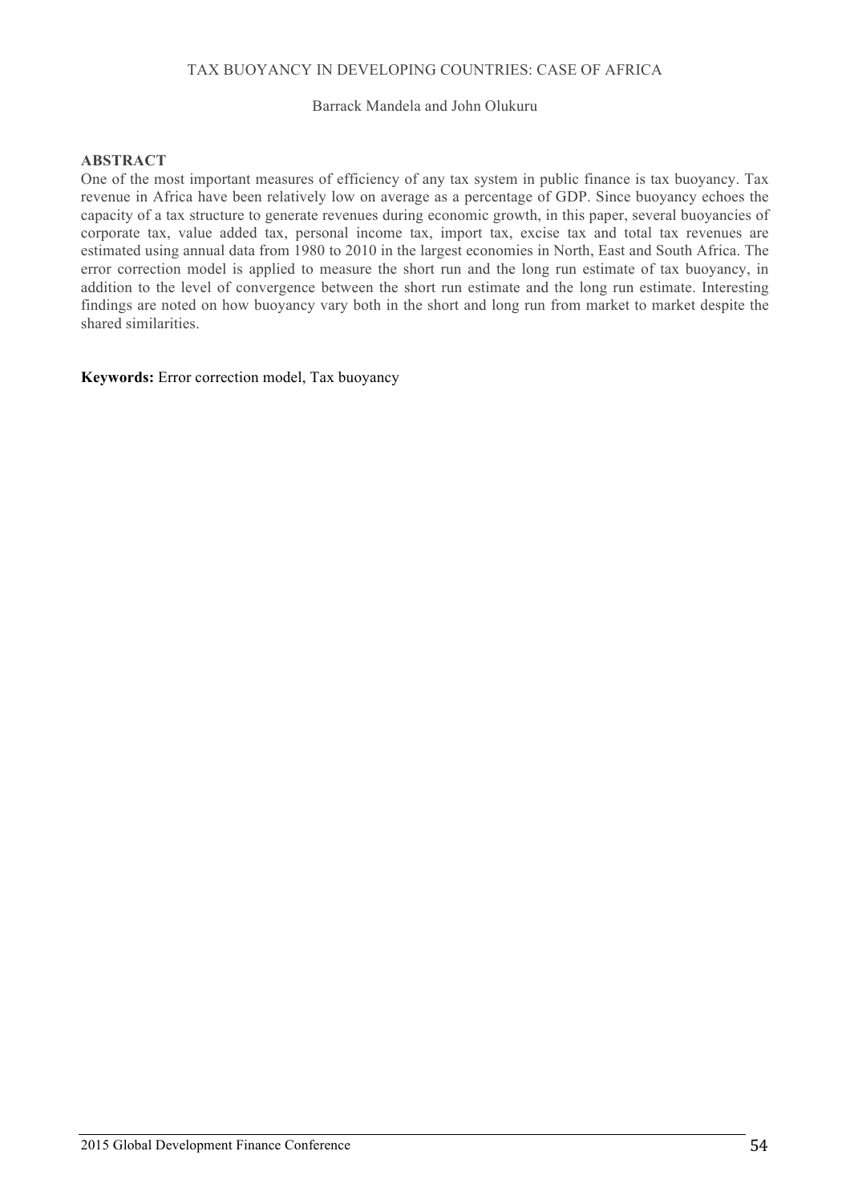# TAX BUOYANCY IN DEVELOPING COUNTRIES: CASE OF AFRICA

Barrack Mandela and John Olukuru

## ABSTRACT

One of the most important measures of efficiency of any tax system in public finance is tax buoyancy. Tax revenue in Africa have been relatively low on average as a percentage of GDP. Since buoyancy echoes the capacity of a tax structure to generate revenues during economic growth, in this paper, several buoyancies of corporate tax, value added tax, personal income tax, import tax, excise tax and total tax revenues are estimated using annual data from 1980 to 2010 in the largest economies in North, East and South Africa. The error correction model is applied to measure the short run and the long run estimate of tax buoyancy, in addition to the level of convergence between the short run estimate and the long run estimate. Interesting findings are noted on how buoyancy vary both in the short and long run from market to market despite the shared similarities.

**Keywords:** Error correction model, Tax buoyancy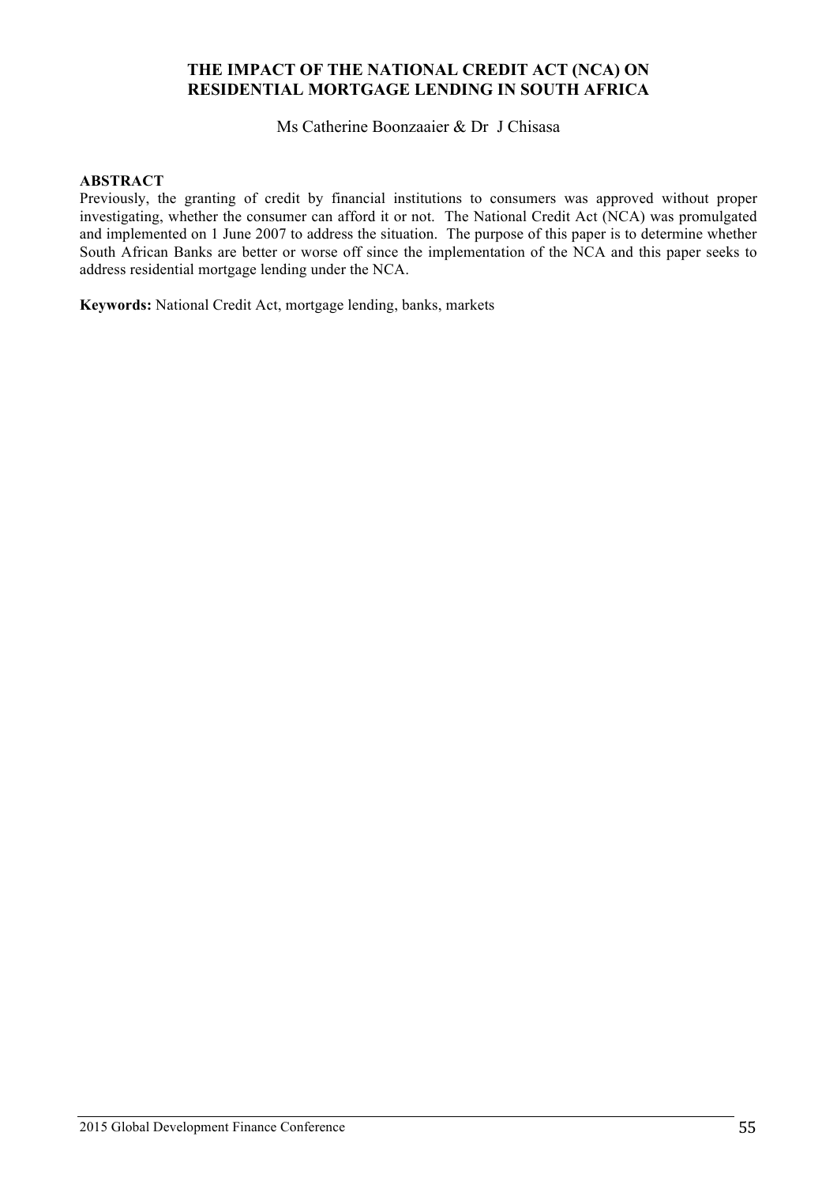# THE IMPACT OF THE NATIONAL CREDIT ACT (NCA) ON RESIDENTIAL MORTGAGE LENDING IN SOUTH AFRICA

Ms Catherine Boonzaaier & Dr J Chisasa

**ABSTRACT**

Previously, the granting of credit by financial institutions to consumers was approved without proper investigating, whether the consumer can afford it or not. The National Credit Act (NCA) was promulgated and implemented on 1 June 2007 to address the situation. The purpose of this paper is to determine whether South African Banks are better or worse off since the implementation of the NCA and this paper seeks to address residential mortgage lending under the NCA.

**Keywords:** National Credit Act, mortgage lending, banks, markets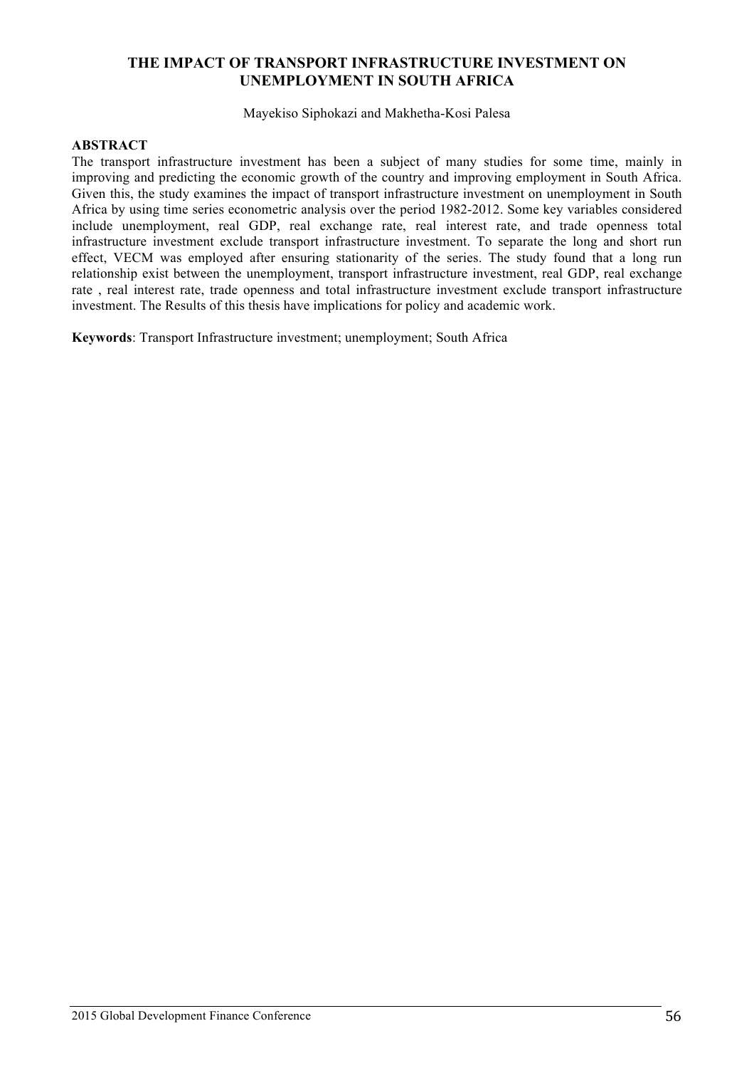# THE IMPACT OF TRANSPORT INFRASTRUCTURE INVESTMENT ON UNEMPLOYMENT IN SOUTH AFRICA

Mayekiso Siphokazi and Makhetha-Kosi Palesa

## ABSTRACT

The transport infrastructure investment has been a subject of many studies for some time, mainly in improving and predicting the economic growth of the country and improving employment in South Africa. Given this, the study examines the impact of transport infrastructure investment on unemployment in South Africa by using time series econometric analysis over the period 1982-2012. Some key variables considered include unemployment, real GDP, real exchange rate, real interest rate, and trade openness total infrastructure investment exclude transport infrastructure investment. To separate the long and short run effect, VECM was employed after ensuring stationarity of the series. The study found that a long run relationship exist between the unemployment, transport infrastructure investment, real GDP, real exchange rate , real interest rate, trade openness and total infrastructure investment exclude transport infrastructure investment. The Results of this thesis have implications for policy and academic work.

**Keywords**: Transport Infrastructure investment; unemployment; South Africa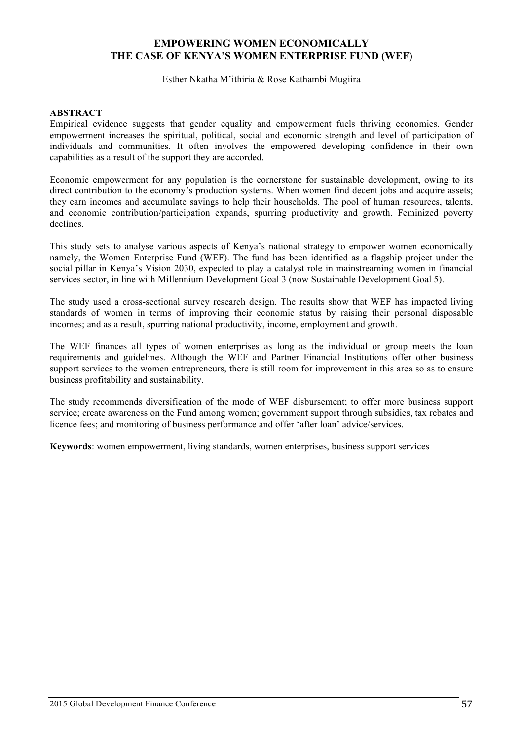# EMPOWERING WOMEN ECONOMICALLY THE CASE OF KENYA'S WOMEN ENTERPRISE FUND (WEF)

Esther Nkatha M'ithiria & Rose Kathambi Mugiira

## ABSTRACT

Empirical evidence suggests that gender equality and empowerment fuels thriving economies. Gender empowerment increases the spiritual, political, social and economic strength and level of participation of individuals and communities. It often involves the empowered developing confidence in their own capabilities as a result of the support they are accorded.

Economic empowerment for any population is the cornerstone for sustainable development, owing to its direct contribution to the economy's production systems. When women find decent jobs and acquire assets; they earn incomes and accumulate savings to help their households. The pool of human resources, talents, and economic contribution/participation expands, spurring productivity and growth. Feminized poverty declines.

This study sets to analyse various aspects of Kenya's national strategy to empower women economically namely, the Women Enterprise Fund (WEF). The fund has been identified as a flagship project under the social pillar in Kenya's Vision 2030, expected to play a catalyst role in mainstreaming women in financial services sector, in line with Millennium Development Goal 3 (now Sustainable Development Goal 5).

The study used a cross-sectional survey research design. The results show that WEF has impacted living standards of women in terms of improving their economic status by raising their personal disposable incomes; and as a result, spurring national productivity, income, employment and growth.

The WEF finances all types of women enterprises as long as the individual or group meets the loan requirements and guidelines. Although the WEF and Partner Financial Institutions offer other business support services to the women entrepreneurs, there is still room for improvement in this area so as to ensure business profitability and sustainability.

The study recommends diversification of the mode of WEF disbursement; to offer more business support service; create awareness on the Fund among women; government support through subsidies, tax rebates and licence fees; and monitoring of business performance and offer 'after loan' advice/services.

**Keywords**: women empowerment, living standards, women enterprises, business support services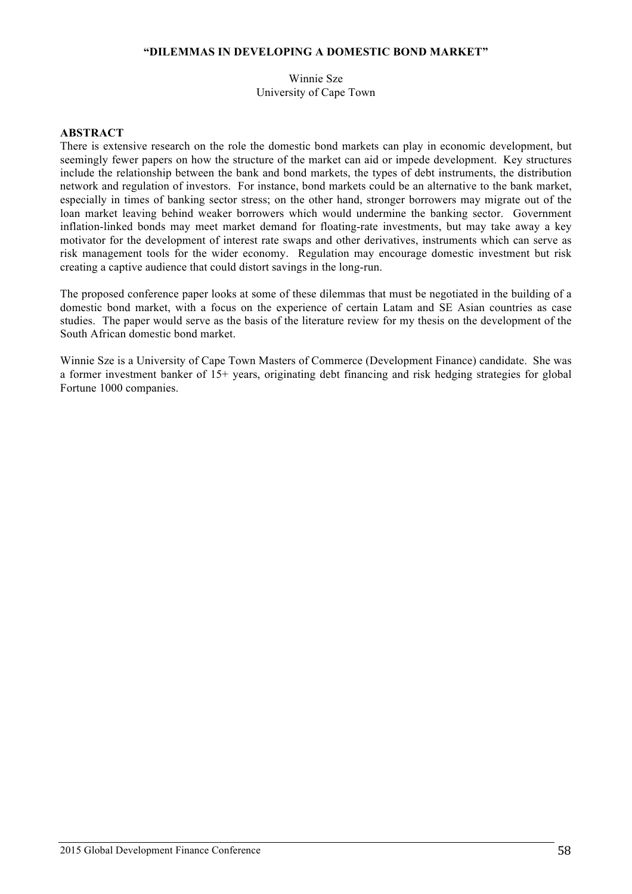## "DILEMMAS IN DEVELOPING A DOMESTIC BOND MARKET"

Winnie Sze
University of Cape Town

**ABSTRACT**

There is extensive research on the role the domestic bond markets can play in economic development, but seemingly fewer papers on how the structure of the market can aid or impede development. Key structures include the relationship between the bank and bond markets, the types of debt instruments, the distribution network and regulation of investors. For instance, bond markets could be an alternative to the bank market, especially in times of banking sector stress; on the other hand, stronger borrowers may migrate out of the loan market leaving behind weaker borrowers which would undermine the banking sector. Government inflation-linked bonds may meet market demand for floating-rate investments, but may take away a key motivator for the development of interest rate swaps and other derivatives, instruments which can serve as risk management tools for the wider economy. Regulation may encourage domestic investment but risk creating a captive audience that could distort savings in the long-run.

The proposed conference paper looks at some of these dilemmas that must be negotiated in the building of a domestic bond market, with a focus on the experience of certain Latam and SE Asian countries as case studies. The paper would serve as the basis of the literature review for my thesis on the development of the South African domestic bond market.

Winnie Sze is a University of Cape Town Masters of Commerce (Development Finance) candidate. She was a former investment banker of 15+ years, originating debt financing and risk hedging strategies for global Fortune 1000 companies.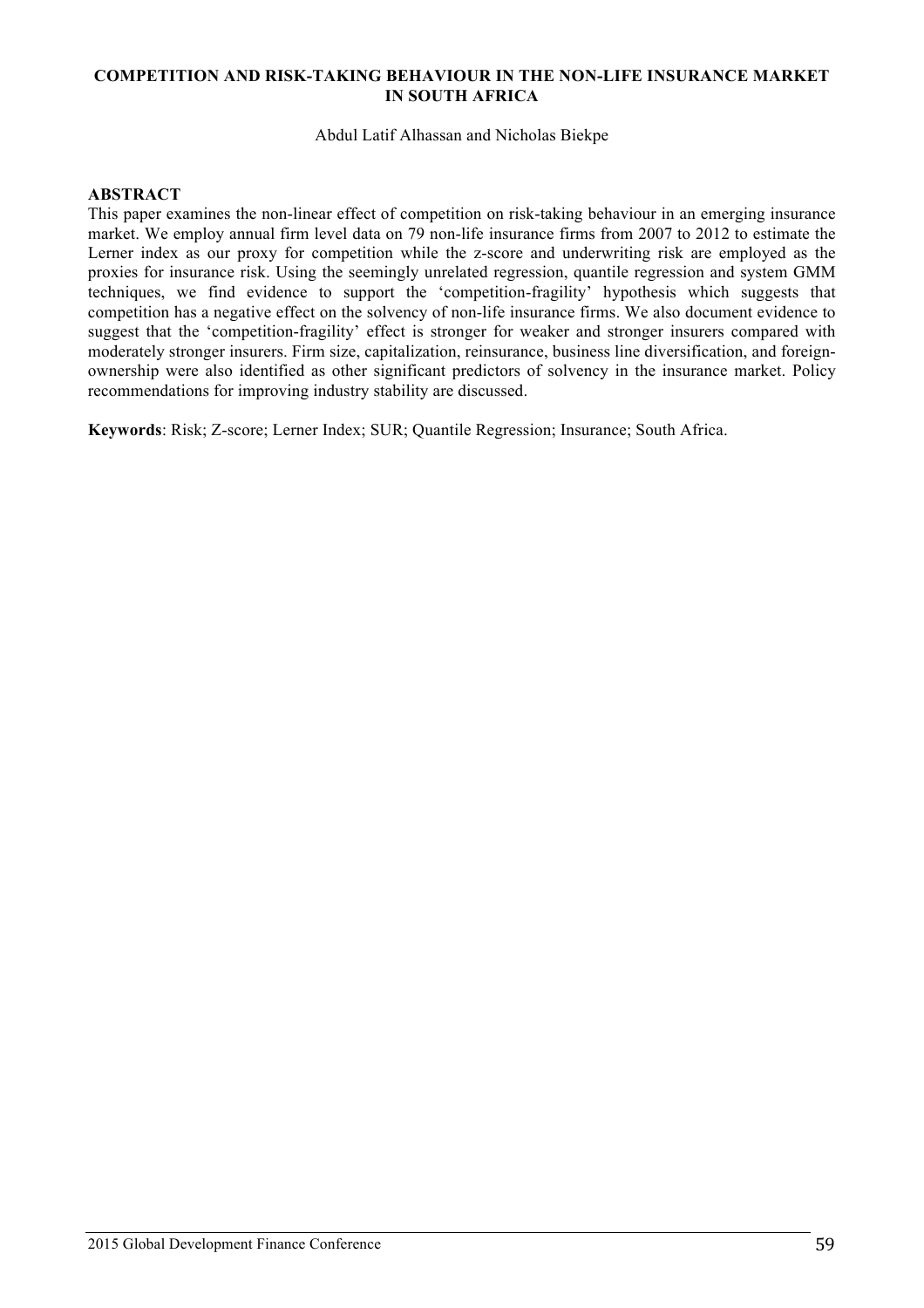# COMPETITION AND RISK-TAKING BEHAVIOUR IN THE NON-LIFE INSURANCE MARKET IN SOUTH AFRICA

Abdul Latif Alhassan and Nicholas Biekpe

## ABSTRACT

This paper examines the non-linear effect of competition on risk-taking behaviour in an emerging insurance market. We employ annual firm level data on 79 non-life insurance firms from 2007 to 2012 to estimate the Lerner index as our proxy for competition while the z-score and underwriting risk are employed as the proxies for insurance risk. Using the seemingly unrelated regression, quantile regression and system GMM techniques, we find evidence to support the 'competition-fragility' hypothesis which suggests that competition has a negative effect on the solvency of non-life insurance firms. We also document evidence to suggest that the 'competition-fragility' effect is stronger for weaker and stronger insurers compared with moderately stronger insurers. Firm size, capitalization, reinsurance, business line diversification, and foreign-ownership were also identified as other significant predictors of solvency in the insurance market. Policy recommendations for improving industry stability are discussed.

**Keywords**: Risk; Z-score; Lerner Index; SUR; Quantile Regression; Insurance; South Africa.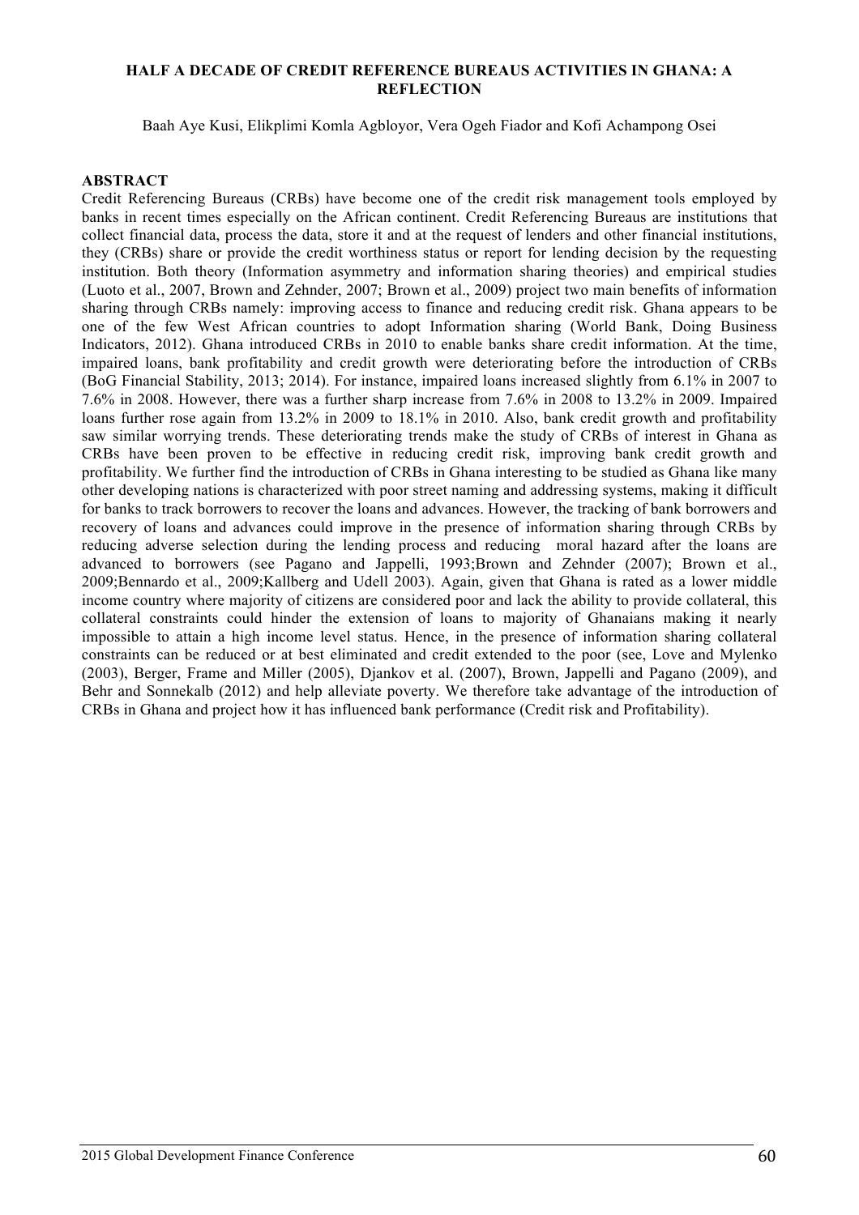**HALF A DECADE OF CREDIT REFERENCE BUREAUS ACTIVITIES IN GHANA: A REFLECTION**

Baah Aye Kusi, Elikplimi Komla Agbloyor, Vera Ogeh Fiador and Kofi Achampong Osei

**ABSTRACT**

Credit Referencing Bureaus (CRBs) have become one of the credit risk management tools employed by banks in recent times especially on the African continent. Credit Referencing Bureaus are institutions that collect financial data, process the data, store it and at the request of lenders and other financial institutions, they (CRBs) share or provide the credit worthiness status or report for lending decision by the requesting institution. Both theory (Information asymmetry and information sharing theories) and empirical studies (Luoto et al., 2007, Brown and Zehnder, 2007; Brown et al., 2009) project two main benefits of information sharing through CRBs namely: improving access to finance and reducing credit risk. Ghana appears to be one of the few West African countries to adopt Information sharing (World Bank, Doing Business Indicators, 2012). Ghana introduced CRBs in 2010 to enable banks share credit information. At the time, impaired loans, bank profitability and credit growth were deteriorating before the introduction of CRBs (BoG Financial Stability, 2013; 2014). For instance, impaired loans increased slightly from 6.1% in 2007 to 7.6% in 2008. However, there was a further sharp increase from 7.6% in 2008 to 13.2% in 2009. Impaired loans further rose again from 13.2% in 2009 to 18.1% in 2010. Also, bank credit growth and profitability saw similar worrying trends. These deteriorating trends make the study of CRBs of interest in Ghana as CRBs have been proven to be effective in reducing credit risk, improving bank credit growth and profitability. We further find the introduction of CRBs in Ghana interesting to be studied as Ghana like many other developing nations is characterized with poor street naming and addressing systems, making it difficult for banks to track borrowers to recover the loans and advances. However, the tracking of bank borrowers and recovery of loans and advances could improve in the presence of information sharing through CRBs by reducing adverse selection during the lending process and reducing moral hazard after the loans are advanced to borrowers (see Pagano and Jappelli, 1993;Brown and Zehnder (2007); Brown et al., 2009;Bennardo et al., 2009;Kallberg and Udell 2003). Again, given that Ghana is rated as a lower middle income country where majority of citizens are considered poor and lack the ability to provide collateral, this collateral constraints could hinder the extension of loans to majority of Ghanaians making it nearly impossible to attain a high income level status. Hence, in the presence of information sharing collateral constraints can be reduced or at best eliminated and credit extended to the poor (see, Love and Mylenko (2003), Berger, Frame and Miller (2005), Djankov et al. (2007), Brown, Jappelli and Pagano (2009), and Behr and Sonnekalb (2012) and help alleviate poverty. We therefore take advantage of the introduction of CRBs in Ghana and project how it has influenced bank performance (Credit risk and Profitability).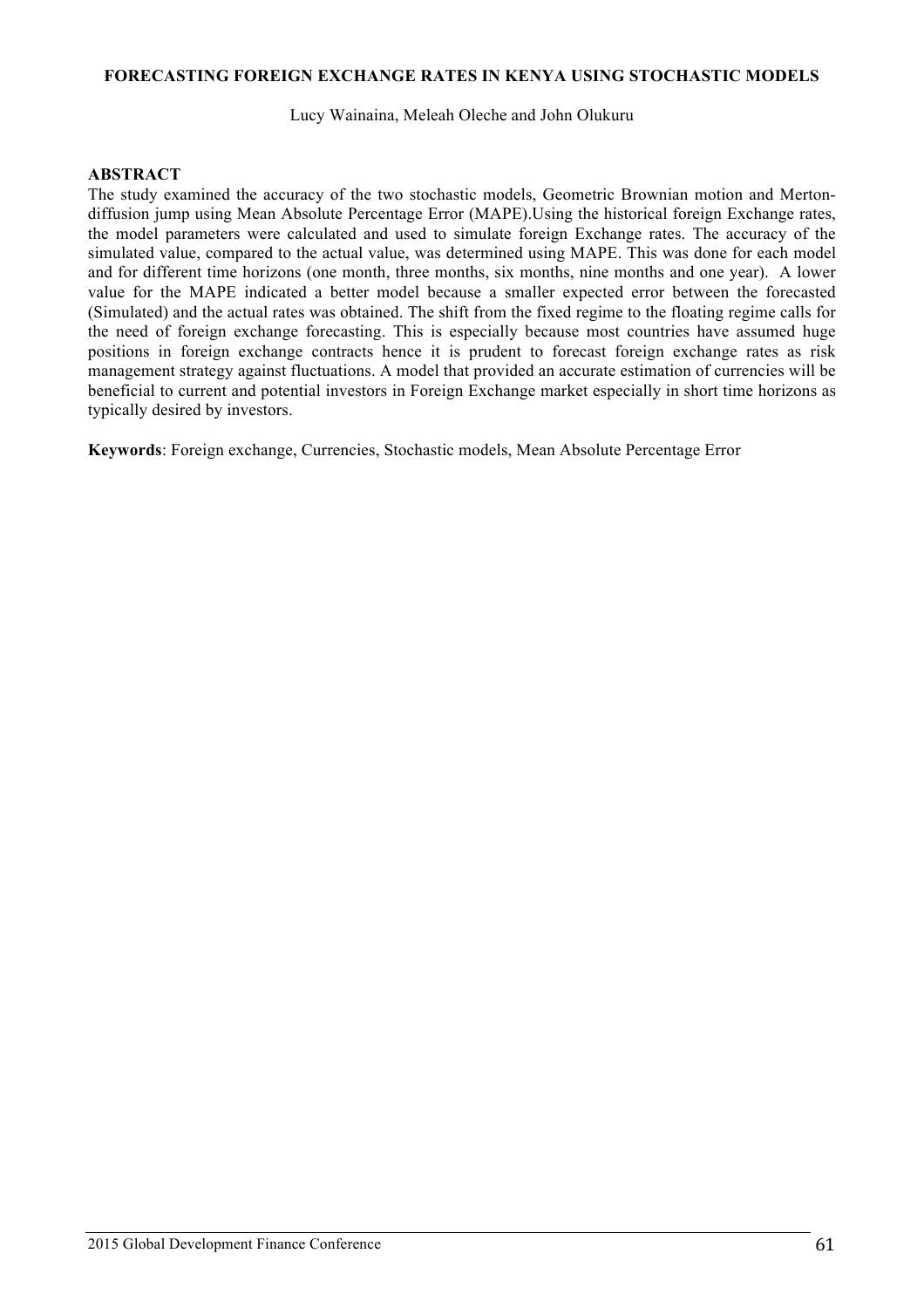**FORECASTING FOREIGN EXCHANGE RATES IN KENYA USING STOCHASTIC MODELS**

Lucy Wainaina, Meleah Oleche and John Olukuru

**ABSTRACT**

The study examined the accuracy of the two stochastic models, Geometric Brownian motion and Merton-diffusion jump using Mean Absolute Percentage Error (MAPE).Using the historical foreign Exchange rates, the model parameters were calculated and used to simulate foreign Exchange rates. The accuracy of the simulated value, compared to the actual value, was determined using MAPE. This was done for each model and for different time horizons (one month, three months, six months, nine months and one year). A lower value for the MAPE indicated a better model because a smaller expected error between the forecasted (Simulated) and the actual rates was obtained. The shift from the fixed regime to the floating regime calls for the need of foreign exchange forecasting. This is especially because most countries have assumed huge positions in foreign exchange contracts hence it is prudent to forecast foreign exchange rates as risk management strategy against fluctuations. A model that provided an accurate estimation of currencies will be beneficial to current and potential investors in Foreign Exchange market especially in short time horizons as typically desired by investors.

**Keywords**: Foreign exchange, Currencies, Stochastic models, Mean Absolute Percentage Error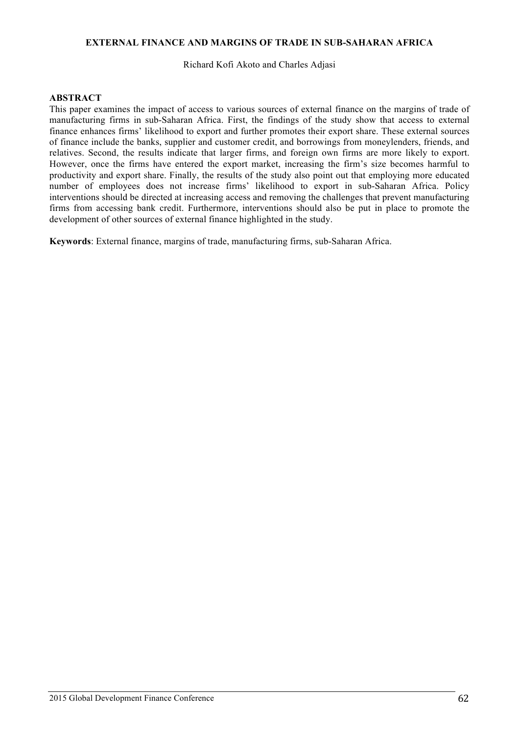# EXTERNAL FINANCE AND MARGINS OF TRADE IN SUB-SAHARAN AFRICA

Richard Kofi Akoto and Charles Adjasi

## ABSTRACT

This paper examines the impact of access to various sources of external finance on the margins of trade of manufacturing firms in sub-Saharan Africa. First, the findings of the study show that access to external finance enhances firms' likelihood to export and further promotes their export share. These external sources of finance include the banks, supplier and customer credit, and borrowings from moneylenders, friends, and relatives. Second, the results indicate that larger firms, and foreign own firms are more likely to export. However, once the firms have entered the export market, increasing the firm's size becomes harmful to productivity and export share. Finally, the results of the study also point out that employing more educated number of employees does not increase firms' likelihood to export in sub-Saharan Africa. Policy interventions should be directed at increasing access and removing the challenges that prevent manufacturing firms from accessing bank credit. Furthermore, interventions should also be put in place to promote the development of other sources of external finance highlighted in the study.

**Keywords**: External finance, margins of trade, manufacturing firms, sub-Saharan Africa.